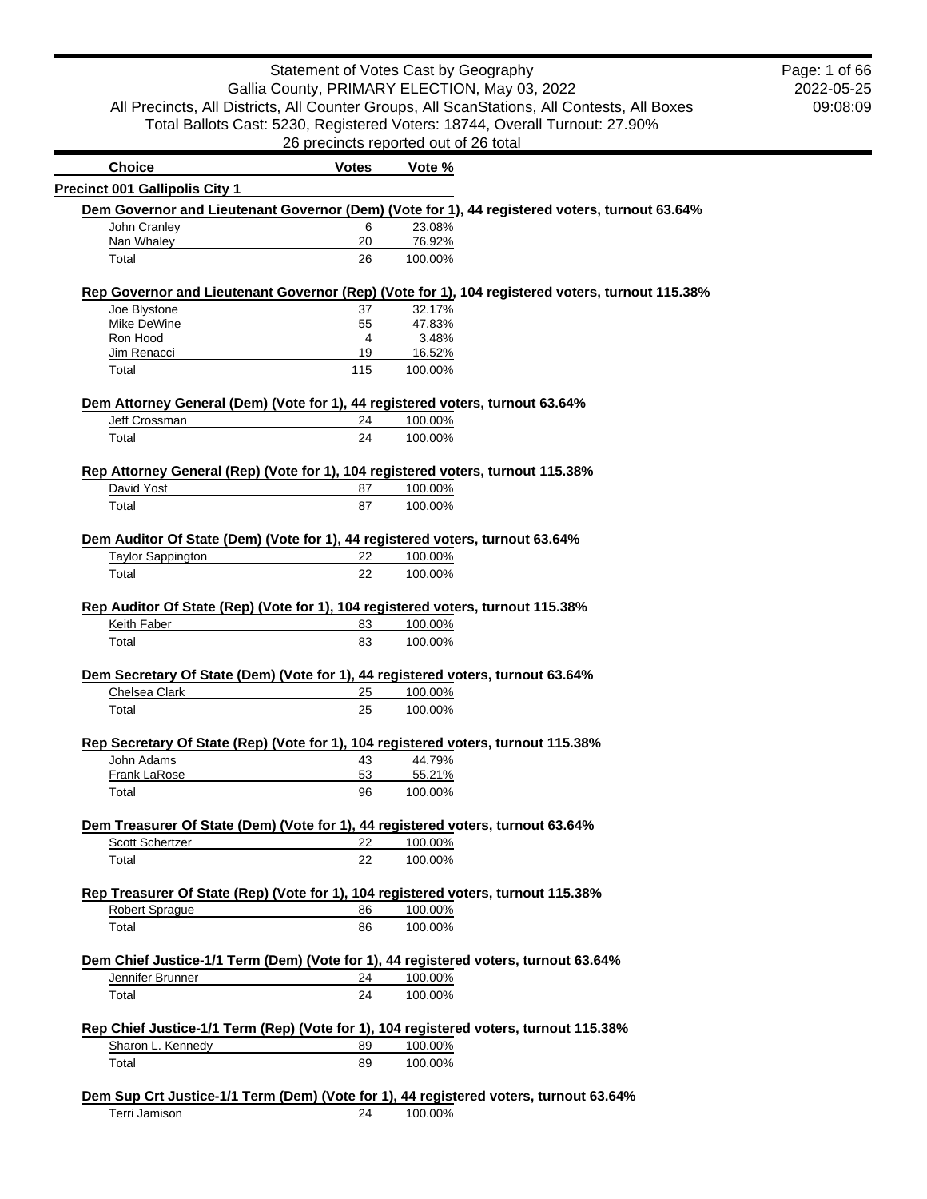# Statement of Votes Cast by Geography

Gallia County, PRIMARY ELECTION, May 03, 2022

All Precincts, All Districts, All Counter Groups, All ScanStations, All Contests, All Boxes

Total Ballots Cast: 5230, Registered Voters: 18744, Overall Turnout: 27.90%

26 precincts reported out of 26 total

2022-05-25 09:08:09

| Choice | Votes | Vote % |
|---|---|---|

## Precinct 001 Gallipolis City 1

### Dem Governor and Lieutenant Governor (Dem) (Vote for 1), 44 registered voters, turnout 63.64%

| Choice | Votes | Vote % |
|---|---|---|
| John Cranley | 6 | 23.08% |
| Nan Whaley | 20 | 76.92% |
| Total | 26 | 100.00% |

### Rep Governor and Lieutenant Governor (Rep) (Vote for 1), 104 registered voters, turnout 115.38%

| Choice | Votes | Vote % |
|---|---|---|
| Joe Blystone | 37 | 32.17% |
| Mike DeWine | 55 | 47.83% |
| Ron Hood | 4 | 3.48% |
| Jim Renacci | 19 | 16.52% |
| Total | 115 | 100.00% |

### Dem Attorney General (Dem) (Vote for 1), 44 registered voters, turnout 63.64%

| Choice | Votes | Vote % |
|---|---|---|
| Jeff Crossman | 24 | 100.00% |
| Total | 24 | 100.00% |

### Rep Attorney General (Rep) (Vote for 1), 104 registered voters, turnout 115.38%

| Choice | Votes | Vote % |
|---|---|---|
| David Yost | 87 | 100.00% |
| Total | 87 | 100.00% |

### Dem Auditor Of State (Dem) (Vote for 1), 44 registered voters, turnout 63.64%

| Choice | Votes | Vote % |
|---|---|---|
| Taylor Sappington | 22 | 100.00% |
| Total | 22 | 100.00% |

### Rep Auditor Of State (Rep) (Vote for 1), 104 registered voters, turnout 115.38%

| Choice | Votes | Vote % |
|---|---|---|
| Keith Faber | 83 | 100.00% |
| Total | 83 | 100.00% |

### Dem Secretary Of State (Dem) (Vote for 1), 44 registered voters, turnout 63.64%

| Choice | Votes | Vote % |
|---|---|---|
| Chelsea Clark | 25 | 100.00% |
| Total | 25 | 100.00% |

### Rep Secretary Of State (Rep) (Vote for 1), 104 registered voters, turnout 115.38%

| Choice | Votes | Vote % |
|---|---|---|
| John Adams | 43 | 44.79% |
| Frank LaRose | 53 | 55.21% |
| Total | 96 | 100.00% |

### Dem Treasurer Of State (Dem) (Vote for 1), 44 registered voters, turnout 63.64%

| Choice | Votes | Vote % |
|---|---|---|
| Scott Schertzer | 22 | 100.00% |
| Total | 22 | 100.00% |

### Rep Treasurer Of State (Rep) (Vote for 1), 104 registered voters, turnout 115.38%

| Choice | Votes | Vote % |
|---|---|---|
| Robert Sprague | 86 | 100.00% |
| Total | 86 | 100.00% |

### Dem Chief Justice-1/1 Term (Dem) (Vote for 1), 44 registered voters, turnout 63.64%

| Choice | Votes | Vote % |
|---|---|---|
| Jennifer Brunner | 24 | 100.00% |
| Total | 24 | 100.00% |

### Rep Chief Justice-1/1 Term (Rep) (Vote for 1), 104 registered voters, turnout 115.38%

| Choice | Votes | Vote % |
|---|---|---|
| Sharon L. Kennedy | 89 | 100.00% |
| Total | 89 | 100.00% |

### Dem Sup Crt Justice-1/1 Term (Dem) (Vote for 1), 44 registered voters, turnout 63.64%

| Choice | Votes | Vote % |
|---|---|---|
| Terri Jamison | 24 | 100.00% |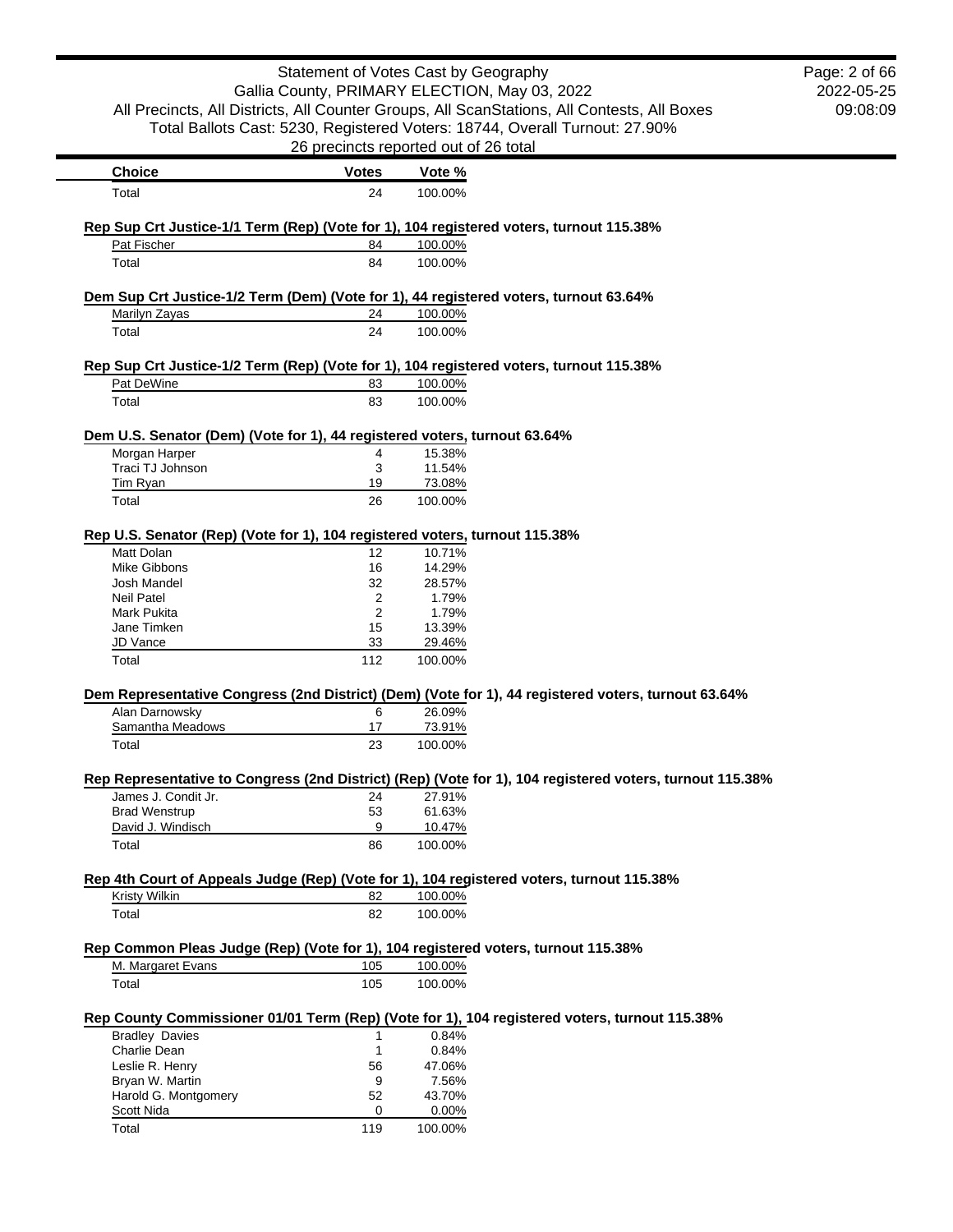Statement of Votes Cast by Geography
Gallia County, PRIMARY ELECTION, May 03, 2022
All Precincts, All Districts, All Counter Groups, All ScanStations, All Contests, All Boxes
Total Ballots Cast: 5230, Registered Voters: 18744, Overall Turnout: 27.90%
26 precincts reported out of 26 total

| Choice | Votes | Vote % |
|---|---|---|
| Total | 24 | 100.00% |

**Rep Sup Crt Justice-1/1 Term (Rep) (Vote for 1), 104 registered voters, turnout 115.38%**

| Choice | Votes | Vote % |
|---|---|---|
| Pat Fischer | 84 | 100.00% |
| Total | 84 | 100.00% |

**Dem Sup Crt Justice-1/2 Term (Dem) (Vote for 1), 44 registered voters, turnout 63.64%**

| Choice | Votes | Vote % |
|---|---|---|
| Marilyn Zayas | 24 | 100.00% |
| Total | 24 | 100.00% |

**Rep Sup Crt Justice-1/2 Term (Rep) (Vote for 1), 104 registered voters, turnout 115.38%**

| Choice | Votes | Vote % |
|---|---|---|
| Pat DeWine | 83 | 100.00% |
| Total | 83 | 100.00% |

**Dem U.S. Senator (Dem) (Vote for 1), 44 registered voters, turnout 63.64%**

| Choice | Votes | Vote % |
|---|---|---|
| Morgan Harper | 4 | 15.38% |
| Traci TJ Johnson | 3 | 11.54% |
| Tim Ryan | 19 | 73.08% |
| Total | 26 | 100.00% |

**Rep U.S. Senator (Rep) (Vote for 1), 104 registered voters, turnout 115.38%**

| Choice | Votes | Vote % |
|---|---|---|
| Matt Dolan | 12 | 10.71% |
| Mike Gibbons | 16 | 14.29% |
| Josh Mandel | 32 | 28.57% |
| Neil Patel | 2 | 1.79% |
| Mark Pukita | 2 | 1.79% |
| Jane Timken | 15 | 13.39% |
| JD Vance | 33 | 29.46% |
| Total | 112 | 100.00% |

**Dem Representative Congress (2nd District) (Dem) (Vote for 1), 44 registered voters, turnout 63.64%**

| Choice | Votes | Vote % |
|---|---|---|
| Alan Darnowsky | 6 | 26.09% |
| Samantha Meadows | 17 | 73.91% |
| Total | 23 | 100.00% |

**Rep Representative to Congress (2nd District) (Rep) (Vote for 1), 104 registered voters, turnout 115.38%**

| Choice | Votes | Vote % |
|---|---|---|
| James J. Condit Jr. | 24 | 27.91% |
| Brad Wenstrup | 53 | 61.63% |
| David J. Windisch | 9 | 10.47% |
| Total | 86 | 100.00% |

**Rep 4th Court of Appeals Judge (Rep) (Vote for 1), 104 registered voters, turnout 115.38%**

| Choice | Votes | Vote % |
|---|---|---|
| Kristy Wilkin | 82 | 100.00% |
| Total | 82 | 100.00% |

**Rep Common Pleas Judge (Rep) (Vote for 1), 104 registered voters, turnout 115.38%**

| Choice | Votes | Vote % |
|---|---|---|
| M. Margaret Evans | 105 | 100.00% |
| Total | 105 | 100.00% |

**Rep County Commissioner 01/01 Term (Rep) (Vote for 1), 104 registered voters, turnout 115.38%**

| Choice | Votes | Vote % |
|---|---|---|
| Bradley Davies | 1 | 0.84% |
| Charlie Dean | 1 | 0.84% |
| Leslie R. Henry | 56 | 47.06% |
| Bryan W. Martin | 9 | 7.56% |
| Harold G. Montgomery | 52 | 43.70% |
| Scott Nida | 0 | 0.00% |
| Total | 119 | 100.00% |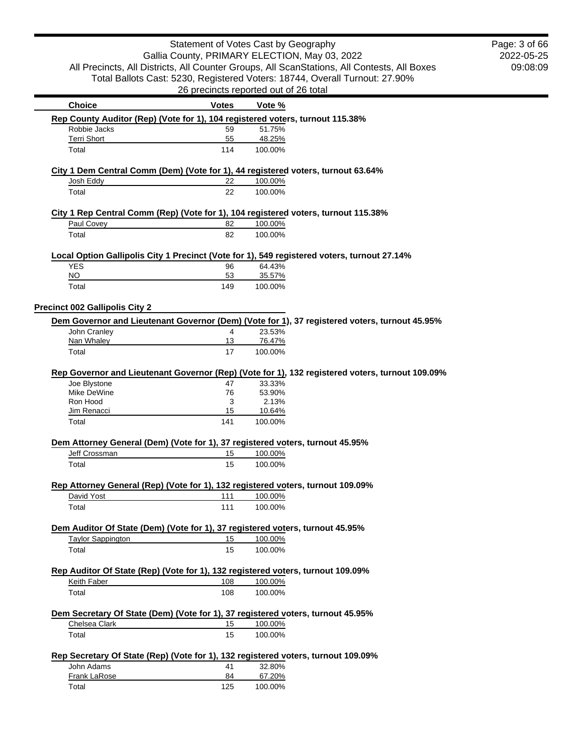| Choice | Votes | Vote % |
|---|---|---|

**Rep County Auditor (Rep) (Vote for 1), 104 registered voters, turnout 115.38%**

| Choice | Votes | Vote % |
|---|---|---|
| Robbie Jacks | 59 | 51.75% |
| Terri Short | 55 | 48.25% |
| Total | 114 | 100.00% |

**City 1 Dem Central Comm (Dem) (Vote for 1), 44 registered voters, turnout 63.64%**

| Choice | Votes | Vote % |
|---|---|---|
| Josh Eddy | 22 | 100.00% |
| Total | 22 | 100.00% |

**City 1 Rep Central Comm (Rep) (Vote for 1), 104 registered voters, turnout 115.38%**

| Choice | Votes | Vote % |
|---|---|---|
| Paul Covey | 82 | 100.00% |
| Total | 82 | 100.00% |

**Local Option Gallipolis City 1 Precinct (Vote for 1), 549 registered voters, turnout 27.14%**

| Choice | Votes | Vote % |
|---|---|---|
| YES | 96 | 64.43% |
| NO | 53 | 35.57% |
| Total | 149 | 100.00% |

## Precinct 002 Gallipolis City 2

**Dem Governor and Lieutenant Governor (Dem) (Vote for 1), 37 registered voters, turnout 45.95%**

| Choice | Votes | Vote % |
|---|---|---|
| John Cranley | 4 | 23.53% |
| Nan Whaley | 13 | 76.47% |
| Total | 17 | 100.00% |

**Rep Governor and Lieutenant Governor (Rep) (Vote for 1), 132 registered voters, turnout 109.09%**

| Choice | Votes | Vote % |
|---|---|---|
| Joe Blystone | 47 | 33.33% |
| Mike DeWine | 76 | 53.90% |
| Ron Hood | 3 | 2.13% |
| Jim Renacci | 15 | 10.64% |
| Total | 141 | 100.00% |

**Dem Attorney General (Dem) (Vote for 1), 37 registered voters, turnout 45.95%**

| Choice | Votes | Vote % |
|---|---|---|
| Jeff Crossman | 15 | 100.00% |
| Total | 15 | 100.00% |

**Rep Attorney General (Rep) (Vote for 1), 132 registered voters, turnout 109.09%**

| Choice | Votes | Vote % |
|---|---|---|
| David Yost | 111 | 100.00% |
| Total | 111 | 100.00% |

**Dem Auditor Of State (Dem) (Vote for 1), 37 registered voters, turnout 45.95%**

| Choice | Votes | Vote % |
|---|---|---|
| Taylor Sappington | 15 | 100.00% |
| Total | 15 | 100.00% |

**Rep Auditor Of State (Rep) (Vote for 1), 132 registered voters, turnout 109.09%**

| Choice | Votes | Vote % |
|---|---|---|
| Keith Faber | 108 | 100.00% |
| Total | 108 | 100.00% |

**Dem Secretary Of State (Dem) (Vote for 1), 37 registered voters, turnout 45.95%**

| Choice | Votes | Vote % |
|---|---|---|
| Chelsea Clark | 15 | 100.00% |
| Total | 15 | 100.00% |

**Rep Secretary Of State (Rep) (Vote for 1), 132 registered voters, turnout 109.09%**

| Choice | Votes | Vote % |
|---|---|---|
| John Adams | 41 | 32.80% |
| Frank LaRose | 84 | 67.20% |
| Total | 125 | 100.00% |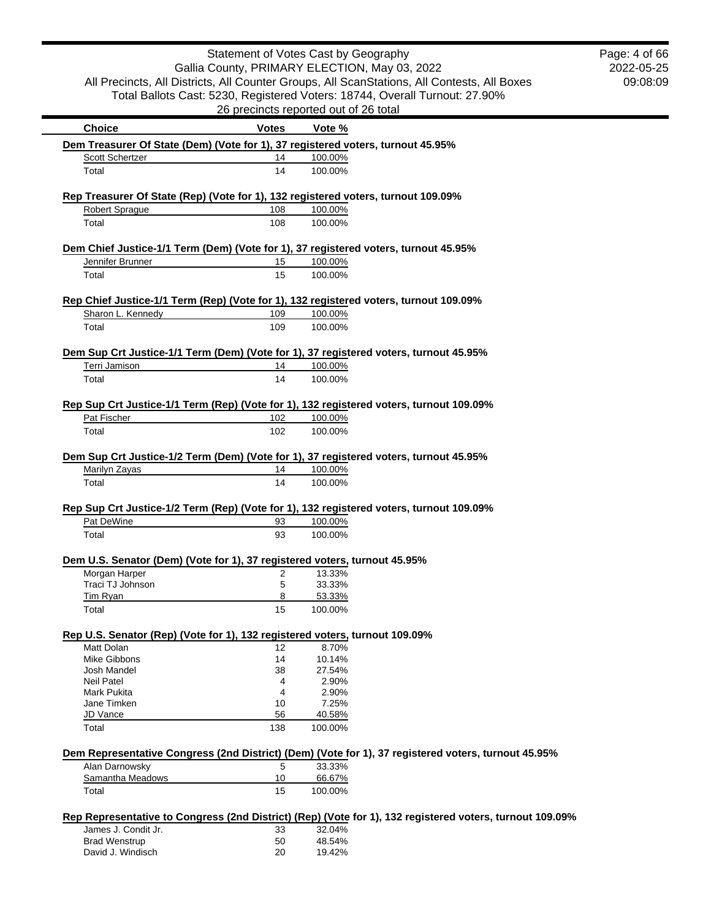Statement of Votes Cast by Geography
Gallia County, PRIMARY ELECTION, May 03, 2022
All Precincts, All Districts, All Counter Groups, All ScanStations, All Contests, All Boxes
Total Ballots Cast: 5230, Registered Voters: 18744, Overall Turnout: 27.90%
26 precincts reported out of 26 total

2022-05-25
09:08:09

| Choice | Votes | Vote % |
|---|---|---|

**Dem Treasurer Of State (Dem) (Vote for 1), 37 registered voters, turnout 45.95%**

| Choice | Votes | Vote % |
|---|---|---|
| Scott Schertzer | 14 | 100.00% |
| Total | 14 | 100.00% |

**Rep Treasurer Of State (Rep) (Vote for 1), 132 registered voters, turnout 109.09%**

| Choice | Votes | Vote % |
|---|---|---|
| Robert Sprague | 108 | 100.00% |
| Total | 108 | 100.00% |

**Dem Chief Justice-1/1 Term (Dem) (Vote for 1), 37 registered voters, turnout 45.95%**

| Choice | Votes | Vote % |
|---|---|---|
| Jennifer Brunner | 15 | 100.00% |
| Total | 15 | 100.00% |

**Rep Chief Justice-1/1 Term (Rep) (Vote for 1), 132 registered voters, turnout 109.09%**

| Choice | Votes | Vote % |
|---|---|---|
| Sharon L. Kennedy | 109 | 100.00% |
| Total | 109 | 100.00% |

**Dem Sup Crt Justice-1/1 Term (Dem) (Vote for 1), 37 registered voters, turnout 45.95%**

| Choice | Votes | Vote % |
|---|---|---|
| Terri Jamison | 14 | 100.00% |
| Total | 14 | 100.00% |

**Rep Sup Crt Justice-1/1 Term (Rep) (Vote for 1), 132 registered voters, turnout 109.09%**

| Choice | Votes | Vote % |
|---|---|---|
| Pat Fischer | 102 | 100.00% |
| Total | 102 | 100.00% |

**Dem Sup Crt Justice-1/2 Term (Dem) (Vote for 1), 37 registered voters, turnout 45.95%**

| Choice | Votes | Vote % |
|---|---|---|
| Marilyn Zayas | 14 | 100.00% |
| Total | 14 | 100.00% |

**Rep Sup Crt Justice-1/2 Term (Rep) (Vote for 1), 132 registered voters, turnout 109.09%**

| Choice | Votes | Vote % |
|---|---|---|
| Pat DeWine | 93 | 100.00% |
| Total | 93 | 100.00% |

**Dem U.S. Senator (Dem) (Vote for 1), 37 registered voters, turnout 45.95%**

| Choice | Votes | Vote % |
|---|---|---|
| Morgan Harper | 2 | 13.33% |
| Traci TJ Johnson | 5 | 33.33% |
| Tim Ryan | 8 | 53.33% |
| Total | 15 | 100.00% |

**Rep U.S. Senator (Rep) (Vote for 1), 132 registered voters, turnout 109.09%**

| Choice | Votes | Vote % |
|---|---|---|
| Matt Dolan | 12 | 8.70% |
| Mike Gibbons | 14 | 10.14% |
| Josh Mandel | 38 | 27.54% |
| Neil Patel | 4 | 2.90% |
| Mark Pukita | 4 | 2.90% |
| Jane Timken | 10 | 7.25% |
| JD Vance | 56 | 40.58% |
| Total | 138 | 100.00% |

**Dem Representative Congress (2nd District) (Dem) (Vote for 1), 37 registered voters, turnout 45.95%**

| Choice | Votes | Vote % |
|---|---|---|
| Alan Darnowsky | 5 | 33.33% |
| Samantha Meadows | 10 | 66.67% |
| Total | 15 | 100.00% |

**Rep Representative to Congress (2nd District) (Rep) (Vote for 1), 132 registered voters, turnout 109.09%**

| Choice | Votes | Vote % |
|---|---|---|
| James J. Condit Jr. | 33 | 32.04% |
| Brad Wenstrup | 50 | 48.54% |
| David J. Windisch | 20 | 19.42% |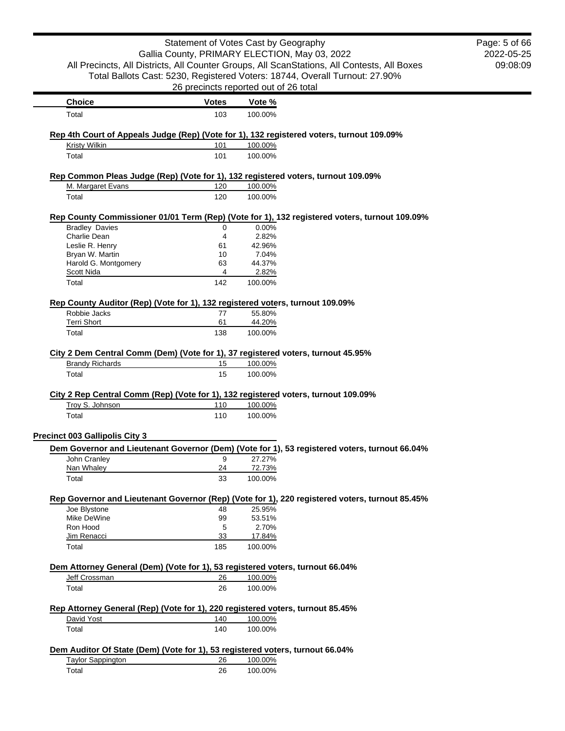| Choice | Votes | Vote % |
|---|---|---|
| Total | 103 | 100.00% |

**Rep 4th Court of Appeals Judge (Rep) (Vote for 1), 132 registered voters, turnout 109.09%**

| Choice | Votes | Vote % |
|---|---|---|
| Kristy Wilkin | 101 | 100.00% |
| Total | 101 | 100.00% |

**Rep Common Pleas Judge (Rep) (Vote for 1), 132 registered voters, turnout 109.09%**

| Choice | Votes | Vote % |
|---|---|---|
| M. Margaret Evans | 120 | 100.00% |
| Total | 120 | 100.00% |

**Rep County Commissioner 01/01 Term (Rep) (Vote for 1), 132 registered voters, turnout 109.09%**

| Choice | Votes | Vote % |
|---|---|---|
| Bradley Davies | 0 | 0.00% |
| Charlie Dean | 4 | 2.82% |
| Leslie R. Henry | 61 | 42.96% |
| Bryan W. Martin | 10 | 7.04% |
| Harold G. Montgomery | 63 | 44.37% |
| Scott Nida | 4 | 2.82% |
| Total | 142 | 100.00% |

**Rep County Auditor (Rep) (Vote for 1), 132 registered voters, turnout 109.09%**

| Choice | Votes | Vote % |
|---|---|---|
| Robbie Jacks | 77 | 55.80% |
| Terri Short | 61 | 44.20% |
| Total | 138 | 100.00% |

**City 2 Dem Central Comm (Dem) (Vote for 1), 37 registered voters, turnout 45.95%**

| Choice | Votes | Vote % |
|---|---|---|
| Brandy Richards | 15 | 100.00% |
| Total | 15 | 100.00% |

**City 2 Rep Central Comm (Rep) (Vote for 1), 132 registered voters, turnout 109.09%**

| Choice | Votes | Vote % |
|---|---|---|
| Troy S. Johnson | 110 | 100.00% |
| Total | 110 | 100.00% |

## Precinct 003 Gallipolis City 3

**Dem Governor and Lieutenant Governor (Dem) (Vote for 1), 53 registered voters, turnout 66.04%**

| Choice | Votes | Vote % |
|---|---|---|
| John Cranley | 9 | 27.27% |
| Nan Whaley | 24 | 72.73% |
| Total | 33 | 100.00% |

**Rep Governor and Lieutenant Governor (Rep) (Vote for 1), 220 registered voters, turnout 85.45%**

| Choice | Votes | Vote % |
|---|---|---|
| Joe Blystone | 48 | 25.95% |
| Mike DeWine | 99 | 53.51% |
| Ron Hood | 5 | 2.70% |
| Jim Renacci | 33 | 17.84% |
| Total | 185 | 100.00% |

**Dem Attorney General (Dem) (Vote for 1), 53 registered voters, turnout 66.04%**

| Choice | Votes | Vote % |
|---|---|---|
| Jeff Crossman | 26 | 100.00% |
| Total | 26 | 100.00% |

**Rep Attorney General (Rep) (Vote for 1), 220 registered voters, turnout 85.45%**

| Choice | Votes | Vote % |
|---|---|---|
| David Yost | 140 | 100.00% |
| Total | 140 | 100.00% |

**Dem Auditor Of State (Dem) (Vote for 1), 53 registered voters, turnout 66.04%**

| Choice | Votes | Vote % |
|---|---|---|
| Taylor Sappington | 26 | 100.00% |
| Total | 26 | 100.00% |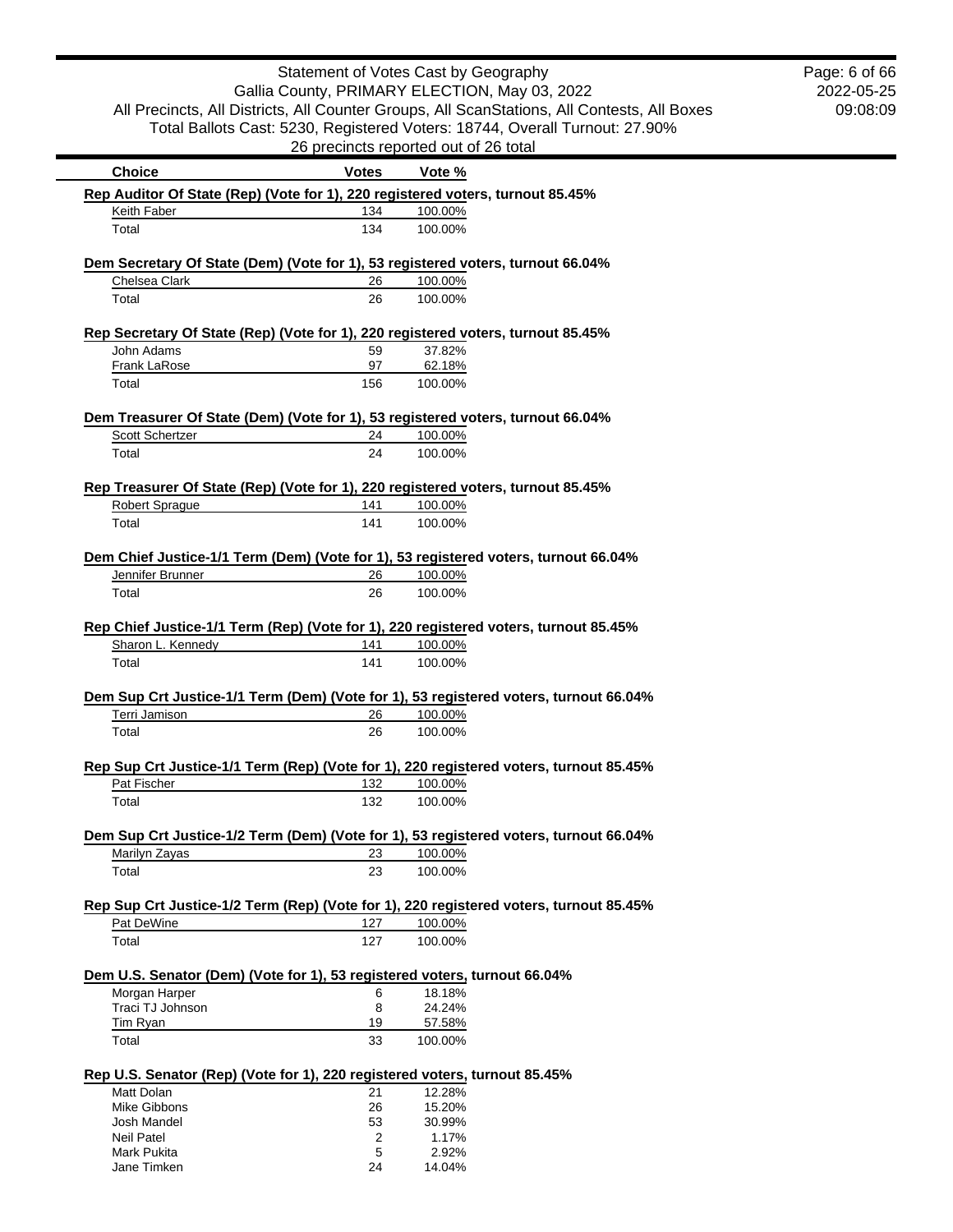Statement of Votes Cast by Geography
Gallia County, PRIMARY ELECTION, May 03, 2022
All Precincts, All Districts, All Counter Groups, All ScanStations, All Contests, All Boxes
Total Ballots Cast: 5230, Registered Voters: 18744, Overall Turnout: 27.90%
26 precincts reported out of 26 total

2022-05-25
09:08:09

| Choice | Votes | Vote % |
|---|---|---|

**Rep Auditor Of State (Rep) (Vote for 1), 220 registered voters, turnout 85.45%**

| Choice | Votes | Vote % |
|---|---|---|
| Keith Faber | 134 | 100.00% |
| Total | 134 | 100.00% |

**Dem Secretary Of State (Dem) (Vote for 1), 53 registered voters, turnout 66.04%**

| Choice | Votes | Vote % |
|---|---|---|
| Chelsea Clark | 26 | 100.00% |
| Total | 26 | 100.00% |

**Rep Secretary Of State (Rep) (Vote for 1), 220 registered voters, turnout 85.45%**

| Choice | Votes | Vote % |
|---|---|---|
| John Adams | 59 | 37.82% |
| Frank LaRose | 97 | 62.18% |
| Total | 156 | 100.00% |

**Dem Treasurer Of State (Dem) (Vote for 1), 53 registered voters, turnout 66.04%**

| Choice | Votes | Vote % |
|---|---|---|
| Scott Schertzer | 24 | 100.00% |
| Total | 24 | 100.00% |

**Rep Treasurer Of State (Rep) (Vote for 1), 220 registered voters, turnout 85.45%**

| Choice | Votes | Vote % |
|---|---|---|
| Robert Sprague | 141 | 100.00% |
| Total | 141 | 100.00% |

**Dem Chief Justice-1/1 Term (Dem) (Vote for 1), 53 registered voters, turnout 66.04%**

| Choice | Votes | Vote % |
|---|---|---|
| Jennifer Brunner | 26 | 100.00% |
| Total | 26 | 100.00% |

**Rep Chief Justice-1/1 Term (Rep) (Vote for 1), 220 registered voters, turnout 85.45%**

| Choice | Votes | Vote % |
|---|---|---|
| Sharon L. Kennedy | 141 | 100.00% |
| Total | 141 | 100.00% |

**Dem Sup Crt Justice-1/1 Term (Dem) (Vote for 1), 53 registered voters, turnout 66.04%**

| Choice | Votes | Vote % |
|---|---|---|
| Terri Jamison | 26 | 100.00% |
| Total | 26 | 100.00% |

**Rep Sup Crt Justice-1/1 Term (Rep) (Vote for 1), 220 registered voters, turnout 85.45%**

| Choice | Votes | Vote % |
|---|---|---|
| Pat Fischer | 132 | 100.00% |
| Total | 132 | 100.00% |

**Dem Sup Crt Justice-1/2 Term (Dem) (Vote for 1), 53 registered voters, turnout 66.04%**

| Choice | Votes | Vote % |
|---|---|---|
| Marilyn Zayas | 23 | 100.00% |
| Total | 23 | 100.00% |

**Rep Sup Crt Justice-1/2 Term (Rep) (Vote for 1), 220 registered voters, turnout 85.45%**

| Choice | Votes | Vote % |
|---|---|---|
| Pat DeWine | 127 | 100.00% |
| Total | 127 | 100.00% |

**Dem U.S. Senator (Dem) (Vote for 1), 53 registered voters, turnout 66.04%**

| Choice | Votes | Vote % |
|---|---|---|
| Morgan Harper | 6 | 18.18% |
| Traci TJ Johnson | 8 | 24.24% |
| Tim Ryan | 19 | 57.58% |
| Total | 33 | 100.00% |

**Rep U.S. Senator (Rep) (Vote for 1), 220 registered voters, turnout 85.45%**

| Choice | Votes | Vote % |
|---|---|---|
| Matt Dolan | 21 | 12.28% |
| Mike Gibbons | 26 | 15.20% |
| Josh Mandel | 53 | 30.99% |
| Neil Patel | 2 | 1.17% |
| Mark Pukita | 5 | 2.92% |
| Jane Timken | 24 | 14.04% |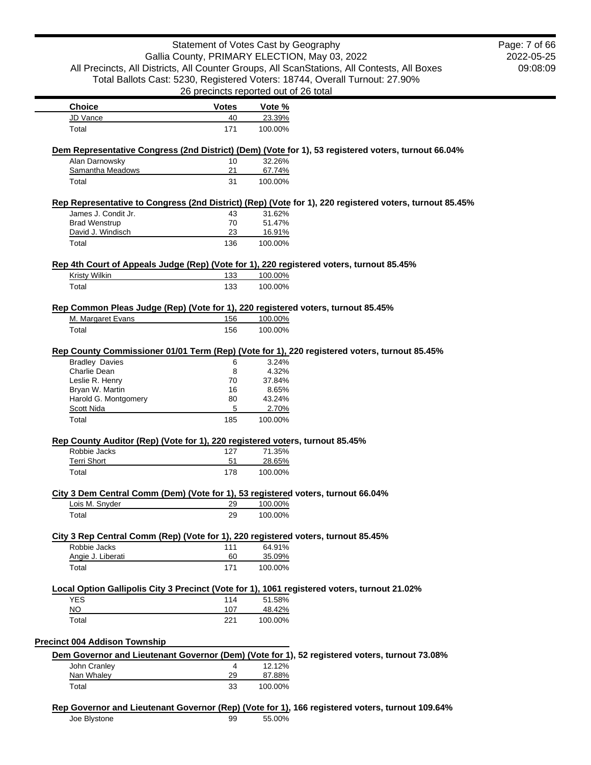| Choice | Votes | Vote % |
| --- | --- | --- |
| JD Vance | 40 | 23.39% |
| Total | 171 | 100.00% |

**Dem Representative Congress (2nd District) (Dem) (Vote for 1), 53 registered voters, turnout 66.04%**

| Choice | Votes | Vote % |
| --- | --- | --- |
| Alan Darnowsky | 10 | 32.26% |
| Samantha Meadows | 21 | 67.74% |
| Total | 31 | 100.00% |

**Rep Representative to Congress (2nd District) (Rep) (Vote for 1), 220 registered voters, turnout 85.45%**

| Choice | Votes | Vote % |
| --- | --- | --- |
| James J. Condit Jr. | 43 | 31.62% |
| Brad Wenstrup | 70 | 51.47% |
| David J. Windisch | 23 | 16.91% |
| Total | 136 | 100.00% |

**Rep 4th Court of Appeals Judge (Rep) (Vote for 1), 220 registered voters, turnout 85.45%**

| Choice | Votes | Vote % |
| --- | --- | --- |
| Kristy Wilkin | 133 | 100.00% |
| Total | 133 | 100.00% |

**Rep Common Pleas Judge (Rep) (Vote for 1), 220 registered voters, turnout 85.45%**

| Choice | Votes | Vote % |
| --- | --- | --- |
| M. Margaret Evans | 156 | 100.00% |
| Total | 156 | 100.00% |

**Rep County Commissioner 01/01 Term (Rep) (Vote for 1), 220 registered voters, turnout 85.45%**

| Choice | Votes | Vote % |
| --- | --- | --- |
| Bradley Davies | 6 | 3.24% |
| Charlie Dean | 8 | 4.32% |
| Leslie R. Henry | 70 | 37.84% |
| Bryan W. Martin | 16 | 8.65% |
| Harold G. Montgomery | 80 | 43.24% |
| Scott Nida | 5 | 2.70% |
| Total | 185 | 100.00% |

**Rep County Auditor (Rep) (Vote for 1), 220 registered voters, turnout 85.45%**

| Choice | Votes | Vote % |
| --- | --- | --- |
| Robbie Jacks | 127 | 71.35% |
| Terri Short | 51 | 28.65% |
| Total | 178 | 100.00% |

**City 3 Dem Central Comm (Dem) (Vote for 1), 53 registered voters, turnout 66.04%**

| Choice | Votes | Vote % |
| --- | --- | --- |
| Lois M. Snyder | 29 | 100.00% |
| Total | 29 | 100.00% |

**City 3 Rep Central Comm (Rep) (Vote for 1), 220 registered voters, turnout 85.45%**

| Choice | Votes | Vote % |
| --- | --- | --- |
| Robbie Jacks | 111 | 64.91% |
| Angie J. Liberati | 60 | 35.09% |
| Total | 171 | 100.00% |

**Local Option Gallipolis City 3 Precinct (Vote for 1), 1061 registered voters, turnout 21.02%**

| Choice | Votes | Vote % |
| --- | --- | --- |
| YES | 114 | 51.58% |
| NO | 107 | 48.42% |
| Total | 221 | 100.00% |

## Precinct 004 Addison Township

**Dem Governor and Lieutenant Governor (Dem) (Vote for 1), 52 registered voters, turnout 73.08%**

| Choice | Votes | Vote % |
| --- | --- | --- |
| John Cranley | 4 | 12.12% |
| Nan Whaley | 29 | 87.88% |
| Total | 33 | 100.00% |

**Rep Governor and Lieutenant Governor (Rep) (Vote for 1), 166 registered voters, turnout 109.64%**

| Choice | Votes | Vote % |
| --- | --- | --- |
| Joe Blystone | 99 | 55.00% |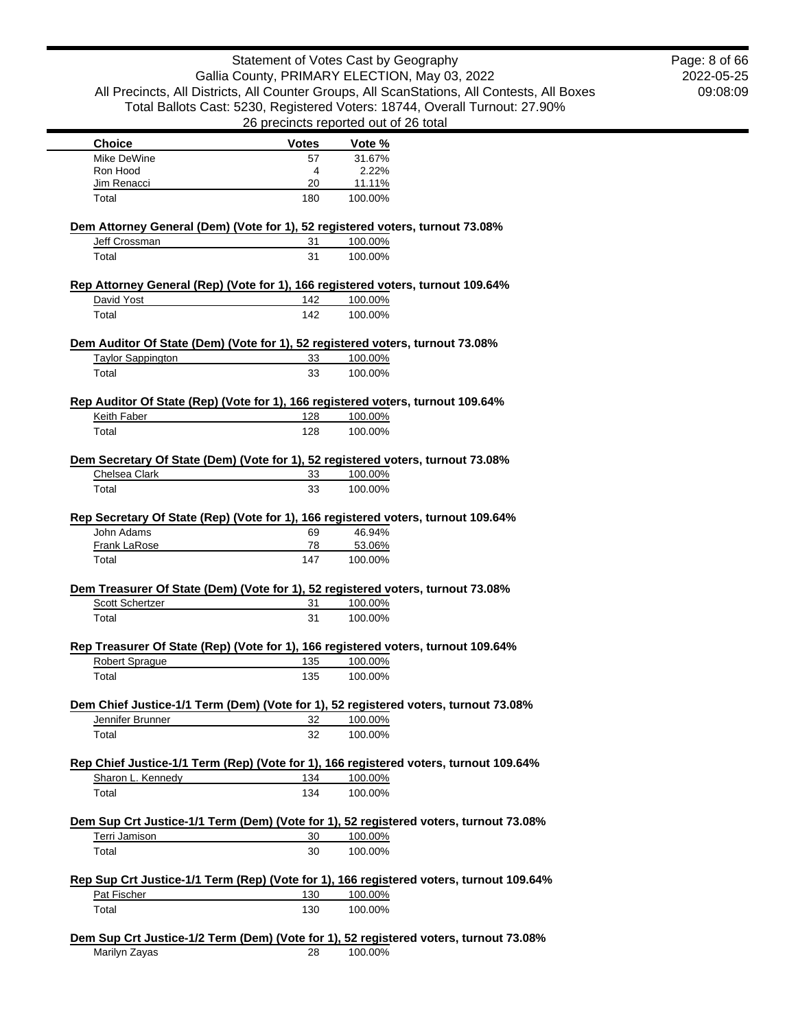| Choice | Votes | Vote % |
|---|---|---|
| Mike DeWine | 57 | 31.67% |
| Ron Hood | 4 | 2.22% |
| Jim Renacci | 20 | 11.11% |
| Total | 180 | 100.00% |

**Dem Attorney General (Dem) (Vote for 1), 52 registered voters, turnout 73.08%**

| Choice | Votes | Vote % |
|---|---|---|
| Jeff Crossman | 31 | 100.00% |
| Total | 31 | 100.00% |

**Rep Attorney General (Rep) (Vote for 1), 166 registered voters, turnout 109.64%**

| Choice | Votes | Vote % |
|---|---|---|
| David Yost | 142 | 100.00% |
| Total | 142 | 100.00% |

**Dem Auditor Of State (Dem) (Vote for 1), 52 registered voters, turnout 73.08%**

| Choice | Votes | Vote % |
|---|---|---|
| Taylor Sappington | 33 | 100.00% |
| Total | 33 | 100.00% |

**Rep Auditor Of State (Rep) (Vote for 1), 166 registered voters, turnout 109.64%**

| Choice | Votes | Vote % |
|---|---|---|
| Keith Faber | 128 | 100.00% |
| Total | 128 | 100.00% |

**Dem Secretary Of State (Dem) (Vote for 1), 52 registered voters, turnout 73.08%**

| Choice | Votes | Vote % |
|---|---|---|
| Chelsea Clark | 33 | 100.00% |
| Total | 33 | 100.00% |

**Rep Secretary Of State (Rep) (Vote for 1), 166 registered voters, turnout 109.64%**

| Choice | Votes | Vote % |
|---|---|---|
| John Adams | 69 | 46.94% |
| Frank LaRose | 78 | 53.06% |
| Total | 147 | 100.00% |

**Dem Treasurer Of State (Dem) (Vote for 1), 52 registered voters, turnout 73.08%**

| Choice | Votes | Vote % |
|---|---|---|
| Scott Schertzer | 31 | 100.00% |
| Total | 31 | 100.00% |

**Rep Treasurer Of State (Rep) (Vote for 1), 166 registered voters, turnout 109.64%**

| Choice | Votes | Vote % |
|---|---|---|
| Robert Sprague | 135 | 100.00% |
| Total | 135 | 100.00% |

**Dem Chief Justice-1/1 Term (Dem) (Vote for 1), 52 registered voters, turnout 73.08%**

| Choice | Votes | Vote % |
|---|---|---|
| Jennifer Brunner | 32 | 100.00% |
| Total | 32 | 100.00% |

**Rep Chief Justice-1/1 Term (Rep) (Vote for 1), 166 registered voters, turnout 109.64%**

| Choice | Votes | Vote % |
|---|---|---|
| Sharon L. Kennedy | 134 | 100.00% |
| Total | 134 | 100.00% |

**Dem Sup Crt Justice-1/1 Term (Dem) (Vote for 1), 52 registered voters, turnout 73.08%**

| Choice | Votes | Vote % |
|---|---|---|
| Terri Jamison | 30 | 100.00% |
| Total | 30 | 100.00% |

**Rep Sup Crt Justice-1/1 Term (Rep) (Vote for 1), 166 registered voters, turnout 109.64%**

| Choice | Votes | Vote % |
|---|---|---|
| Pat Fischer | 130 | 100.00% |
| Total | 130 | 100.00% |

**Dem Sup Crt Justice-1/2 Term (Dem) (Vote for 1), 52 registered voters, turnout 73.08%**

| Choice | Votes | Vote % |
|---|---|---|
| Marilyn Zayas | 28 | 100.00% |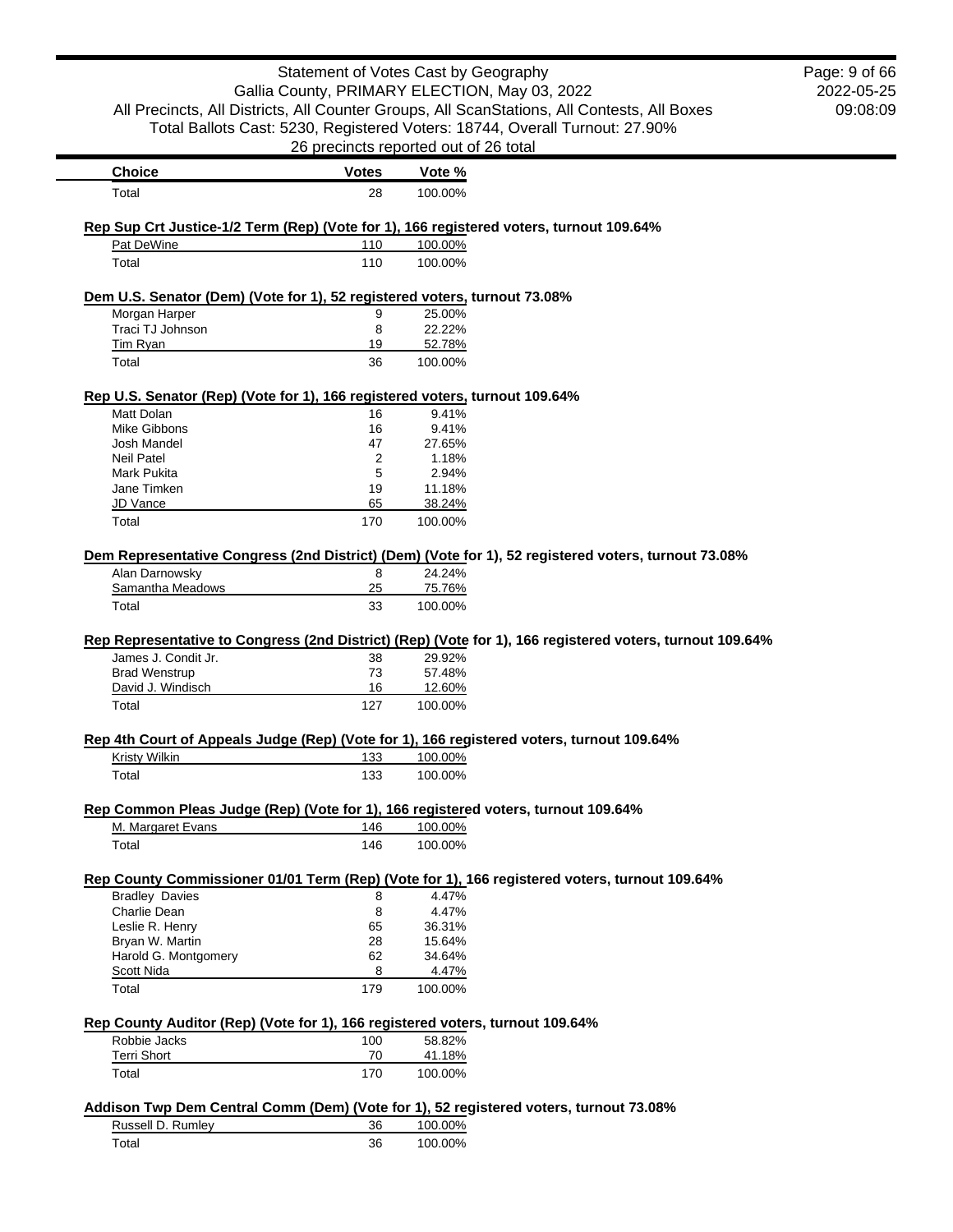| Choice | Votes | Vote % |
| --- | --- | --- |
| Total | 28 | 100.00% |

**Rep Sup Crt Justice-1/2 Term (Rep) (Vote for 1), 166 registered voters, turnout 109.64%**

| Choice | Votes | Vote % |
| --- | --- | --- |
| Pat DeWine | 110 | 100.00% |
| Total | 110 | 100.00% |

**Dem U.S. Senator (Dem) (Vote for 1), 52 registered voters, turnout 73.08%**

| Choice | Votes | Vote % |
| --- | --- | --- |
| Morgan Harper | 9 | 25.00% |
| Traci TJ Johnson | 8 | 22.22% |
| Tim Ryan | 19 | 52.78% |
| Total | 36 | 100.00% |

**Rep U.S. Senator (Rep) (Vote for 1), 166 registered voters, turnout 109.64%**

| Choice | Votes | Vote % |
| --- | --- | --- |
| Matt Dolan | 16 | 9.41% |
| Mike Gibbons | 16 | 9.41% |
| Josh Mandel | 47 | 27.65% |
| Neil Patel | 2 | 1.18% |
| Mark Pukita | 5 | 2.94% |
| Jane Timken | 19 | 11.18% |
| JD Vance | 65 | 38.24% |
| Total | 170 | 100.00% |

**Dem Representative Congress (2nd District) (Dem) (Vote for 1), 52 registered voters, turnout 73.08%**

| Choice | Votes | Vote % |
| --- | --- | --- |
| Alan Darnowsky | 8 | 24.24% |
| Samantha Meadows | 25 | 75.76% |
| Total | 33 | 100.00% |

**Rep Representative to Congress (2nd District) (Rep) (Vote for 1), 166 registered voters, turnout 109.64%**

| Choice | Votes | Vote % |
| --- | --- | --- |
| James J. Condit Jr. | 38 | 29.92% |
| Brad Wenstrup | 73 | 57.48% |
| David J. Windisch | 16 | 12.60% |
| Total | 127 | 100.00% |

**Rep 4th Court of Appeals Judge (Rep) (Vote for 1), 166 registered voters, turnout 109.64%**

| Choice | Votes | Vote % |
| --- | --- | --- |
| Kristy Wilkin | 133 | 100.00% |
| Total | 133 | 100.00% |

**Rep Common Pleas Judge (Rep) (Vote for 1), 166 registered voters, turnout 109.64%**

| Choice | Votes | Vote % |
| --- | --- | --- |
| M. Margaret Evans | 146 | 100.00% |
| Total | 146 | 100.00% |

**Rep County Commissioner 01/01 Term (Rep) (Vote for 1), 166 registered voters, turnout 109.64%**

| Choice | Votes | Vote % |
| --- | --- | --- |
| Bradley Davies | 8 | 4.47% |
| Charlie Dean | 8 | 4.47% |
| Leslie R. Henry | 65 | 36.31% |
| Bryan W. Martin | 28 | 15.64% |
| Harold G. Montgomery | 62 | 34.64% |
| Scott Nida | 8 | 4.47% |
| Total | 179 | 100.00% |

**Rep County Auditor (Rep) (Vote for 1), 166 registered voters, turnout 109.64%**

| Choice | Votes | Vote % |
| --- | --- | --- |
| Robbie Jacks | 100 | 58.82% |
| Terri Short | 70 | 41.18% |
| Total | 170 | 100.00% |

**Addison Twp Dem Central Comm (Dem) (Vote for 1), 52 registered voters, turnout 73.08%**

| Choice | Votes | Vote % |
| --- | --- | --- |
| Russell D. Rumley | 36 | 100.00% |
| Total | 36 | 100.00% |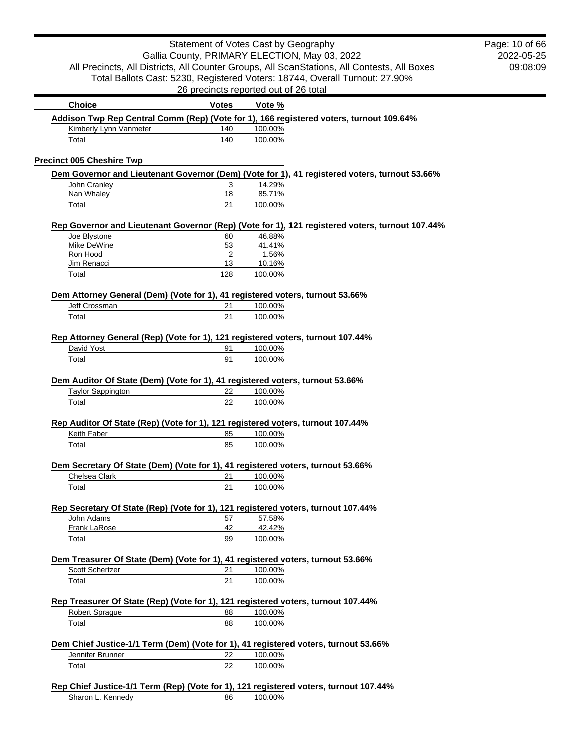Statement of Votes Cast by Geography
Gallia County, PRIMARY ELECTION, May 03, 2022
All Precincts, All Districts, All Counter Groups, All ScanStations, All Contests, All Boxes
Total Ballots Cast: 5230, Registered Voters: 18744, Overall Turnout: 27.90%
26 precincts reported out of 26 total

2022-05-25
09:08:09

| Choice | Votes | Vote % |
|---|---|---|

**Addison Twp Rep Central Comm (Rep) (Vote for 1), 166 registered voters, turnout 109.64%**

| Choice | Votes | Vote % |
|---|---|---|
| Kimberly Lynn Vanmeter | 140 | 100.00% |
| Total | 140 | 100.00% |

## Precinct 005 Cheshire Twp

**Dem Governor and Lieutenant Governor (Dem) (Vote for 1), 41 registered voters, turnout 53.66%**

| Choice | Votes | Vote % |
|---|---|---|
| John Cranley | 3 | 14.29% |
| Nan Whaley | 18 | 85.71% |
| Total | 21 | 100.00% |

**Rep Governor and Lieutenant Governor (Rep) (Vote for 1), 121 registered voters, turnout 107.44%**

| Choice | Votes | Vote % |
|---|---|---|
| Joe Blystone | 60 | 46.88% |
| Mike DeWine | 53 | 41.41% |
| Ron Hood | 2 | 1.56% |
| Jim Renacci | 13 | 10.16% |
| Total | 128 | 100.00% |

**Dem Attorney General (Dem) (Vote for 1), 41 registered voters, turnout 53.66%**

| Choice | Votes | Vote % |
|---|---|---|
| Jeff Crossman | 21 | 100.00% |
| Total | 21 | 100.00% |

**Rep Attorney General (Rep) (Vote for 1), 121 registered voters, turnout 107.44%**

| Choice | Votes | Vote % |
|---|---|---|
| David Yost | 91 | 100.00% |
| Total | 91 | 100.00% |

**Dem Auditor Of State (Dem) (Vote for 1), 41 registered voters, turnout 53.66%**

| Choice | Votes | Vote % |
|---|---|---|
| Taylor Sappington | 22 | 100.00% |
| Total | 22 | 100.00% |

**Rep Auditor Of State (Rep) (Vote for 1), 121 registered voters, turnout 107.44%**

| Choice | Votes | Vote % |
|---|---|---|
| Keith Faber | 85 | 100.00% |
| Total | 85 | 100.00% |

**Dem Secretary Of State (Dem) (Vote for 1), 41 registered voters, turnout 53.66%**

| Choice | Votes | Vote % |
|---|---|---|
| Chelsea Clark | 21 | 100.00% |
| Total | 21 | 100.00% |

**Rep Secretary Of State (Rep) (Vote for 1), 121 registered voters, turnout 107.44%**

| Choice | Votes | Vote % |
|---|---|---|
| John Adams | 57 | 57.58% |
| Frank LaRose | 42 | 42.42% |
| Total | 99 | 100.00% |

**Dem Treasurer Of State (Dem) (Vote for 1), 41 registered voters, turnout 53.66%**

| Choice | Votes | Vote % |
|---|---|---|
| Scott Schertzer | 21 | 100.00% |
| Total | 21 | 100.00% |

**Rep Treasurer Of State (Rep) (Vote for 1), 121 registered voters, turnout 107.44%**

| Choice | Votes | Vote % |
|---|---|---|
| Robert Sprague | 88 | 100.00% |
| Total | 88 | 100.00% |

**Dem Chief Justice-1/1 Term (Dem) (Vote for 1), 41 registered voters, turnout 53.66%**

| Choice | Votes | Vote % |
|---|---|---|
| Jennifer Brunner | 22 | 100.00% |
| Total | 22 | 100.00% |

**Rep Chief Justice-1/1 Term (Rep) (Vote for 1), 121 registered voters, turnout 107.44%**

| Choice | Votes | Vote % |
|---|---|---|
| Sharon L. Kennedy | 86 | 100.00% |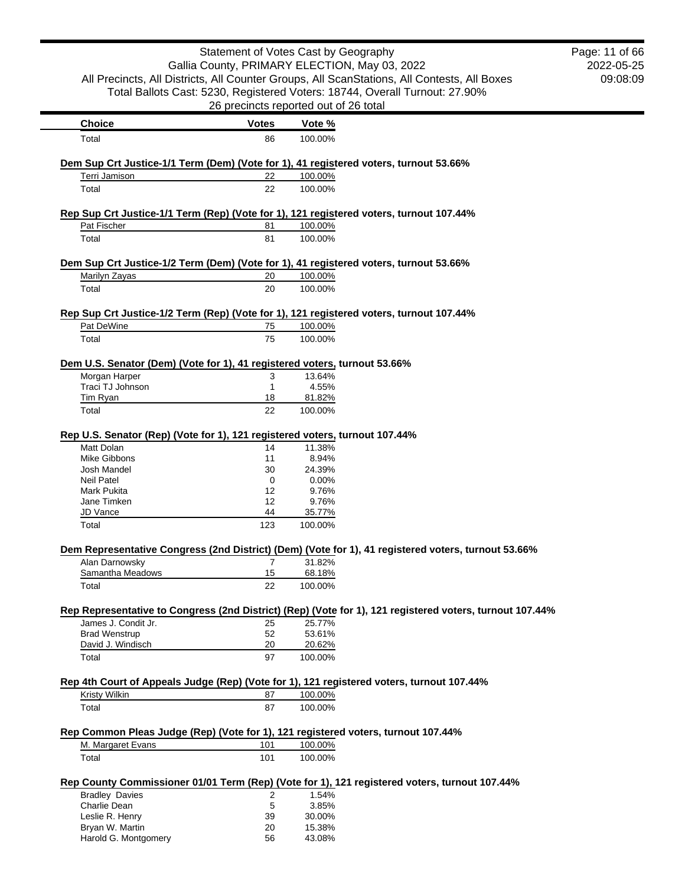Statement of Votes Cast by Geography
Gallia County, PRIMARY ELECTION, May 03, 2022
All Precincts, All Districts, All Counter Groups, All ScanStations, All Contests, All Boxes
Total Ballots Cast: 5230, Registered Voters: 18744, Overall Turnout: 27.90%
26 precincts reported out of 26 total

| Choice | Votes | Vote % |
|---|---|---|
| Total | 86 | 100.00% |

**Dem Sup Crt Justice-1/1 Term (Dem) (Vote for 1), 41 registered voters, turnout 53.66%**

| Choice | Votes | Vote % |
|---|---|---|
| Terri Jamison | 22 | 100.00% |
| Total | 22 | 100.00% |

**Rep Sup Crt Justice-1/1 Term (Rep) (Vote for 1), 121 registered voters, turnout 107.44%**

| Choice | Votes | Vote % |
|---|---|---|
| Pat Fischer | 81 | 100.00% |
| Total | 81 | 100.00% |

**Dem Sup Crt Justice-1/2 Term (Dem) (Vote for 1), 41 registered voters, turnout 53.66%**

| Choice | Votes | Vote % |
|---|---|---|
| Marilyn Zayas | 20 | 100.00% |
| Total | 20 | 100.00% |

**Rep Sup Crt Justice-1/2 Term (Rep) (Vote for 1), 121 registered voters, turnout 107.44%**

| Choice | Votes | Vote % |
|---|---|---|
| Pat DeWine | 75 | 100.00% |
| Total | 75 | 100.00% |

**Dem U.S. Senator (Dem) (Vote for 1), 41 registered voters, turnout 53.66%**

| Choice | Votes | Vote % |
|---|---|---|
| Morgan Harper | 3 | 13.64% |
| Traci TJ Johnson | 1 | 4.55% |
| Tim Ryan | 18 | 81.82% |
| Total | 22 | 100.00% |

**Rep U.S. Senator (Rep) (Vote for 1), 121 registered voters, turnout 107.44%**

| Choice | Votes | Vote % |
|---|---|---|
| Matt Dolan | 14 | 11.38% |
| Mike Gibbons | 11 | 8.94% |
| Josh Mandel | 30 | 24.39% |
| Neil Patel | 0 | 0.00% |
| Mark Pukita | 12 | 9.76% |
| Jane Timken | 12 | 9.76% |
| JD Vance | 44 | 35.77% |
| Total | 123 | 100.00% |

**Dem Representative Congress (2nd District) (Dem) (Vote for 1), 41 registered voters, turnout 53.66%**

| Choice | Votes | Vote % |
|---|---|---|
| Alan Darnowsky | 7 | 31.82% |
| Samantha Meadows | 15 | 68.18% |
| Total | 22 | 100.00% |

**Rep Representative to Congress (2nd District) (Rep) (Vote for 1), 121 registered voters, turnout 107.44%**

| Choice | Votes | Vote % |
|---|---|---|
| James J. Condit Jr. | 25 | 25.77% |
| Brad Wenstrup | 52 | 53.61% |
| David J. Windisch | 20 | 20.62% |
| Total | 97 | 100.00% |

**Rep 4th Court of Appeals Judge (Rep) (Vote for 1), 121 registered voters, turnout 107.44%**

| Choice | Votes | Vote % |
|---|---|---|
| Kristy Wilkin | 87 | 100.00% |
| Total | 87 | 100.00% |

**Rep Common Pleas Judge (Rep) (Vote for 1), 121 registered voters, turnout 107.44%**

| Choice | Votes | Vote % |
|---|---|---|
| M. Margaret Evans | 101 | 100.00% |
| Total | 101 | 100.00% |

**Rep County Commissioner 01/01 Term (Rep) (Vote for 1), 121 registered voters, turnout 107.44%**

| Choice | Votes | Vote % |
|---|---|---|
| Bradley Davies | 2 | 1.54% |
| Charlie Dean | 5 | 3.85% |
| Leslie R. Henry | 39 | 30.00% |
| Bryan W. Martin | 20 | 15.38% |
| Harold G. Montgomery | 56 | 43.08% |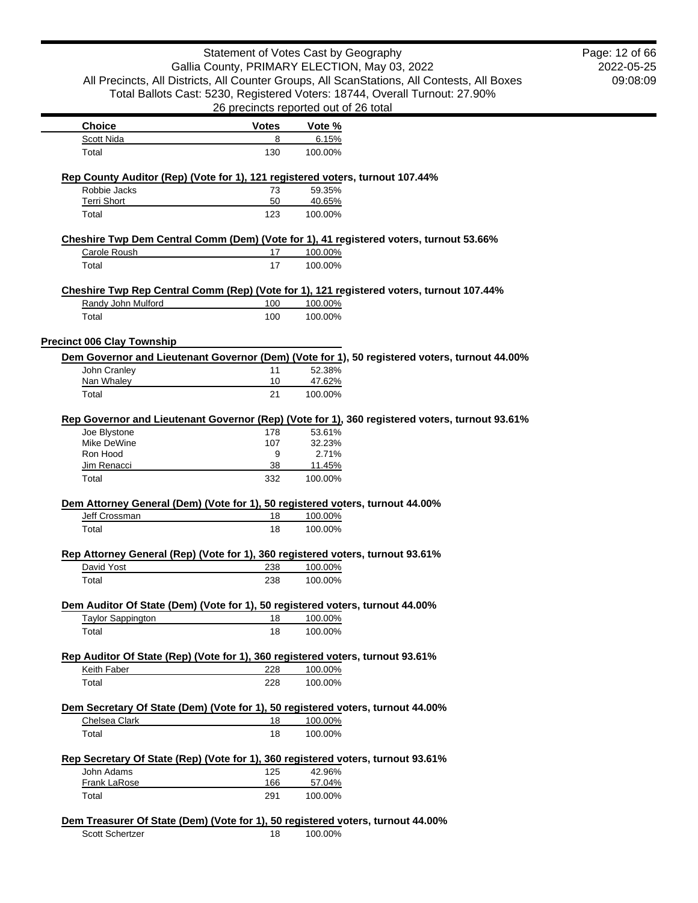| Choice | Votes | Vote % |
|---|---|---|
| Scott Nida | 8 | 6.15% |
| Total | 130 | 100.00% |

**Rep County Auditor (Rep) (Vote for 1), 121 registered voters, turnout 107.44%**

| Choice | Votes | Vote % |
|---|---|---|
| Robbie Jacks | 73 | 59.35% |
| Terri Short | 50 | 40.65% |
| Total | 123 | 100.00% |

**Cheshire Twp Dem Central Comm (Dem) (Vote for 1), 41 registered voters, turnout 53.66%**

| Choice | Votes | Vote % |
|---|---|---|
| Carole Roush | 17 | 100.00% |
| Total | 17 | 100.00% |

**Cheshire Twp Rep Central Comm (Rep) (Vote for 1), 121 registered voters, turnout 107.44%**

| Choice | Votes | Vote % |
|---|---|---|
| Randy John Mulford | 100 | 100.00% |
| Total | 100 | 100.00% |

## Precinct 006 Clay Township

**Dem Governor and Lieutenant Governor (Dem) (Vote for 1), 50 registered voters, turnout 44.00%**

| Choice | Votes | Vote % |
|---|---|---|
| John Cranley | 11 | 52.38% |
| Nan Whaley | 10 | 47.62% |
| Total | 21 | 100.00% |

**Rep Governor and Lieutenant Governor (Rep) (Vote for 1), 360 registered voters, turnout 93.61%**

| Choice | Votes | Vote % |
|---|---|---|
| Joe Blystone | 178 | 53.61% |
| Mike DeWine | 107 | 32.23% |
| Ron Hood | 9 | 2.71% |
| Jim Renacci | 38 | 11.45% |
| Total | 332 | 100.00% |

**Dem Attorney General (Dem) (Vote for 1), 50 registered voters, turnout 44.00%**

| Choice | Votes | Vote % |
|---|---|---|
| Jeff Crossman | 18 | 100.00% |
| Total | 18 | 100.00% |

**Rep Attorney General (Rep) (Vote for 1), 360 registered voters, turnout 93.61%**

| Choice | Votes | Vote % |
|---|---|---|
| David Yost | 238 | 100.00% |
| Total | 238 | 100.00% |

**Dem Auditor Of State (Dem) (Vote for 1), 50 registered voters, turnout 44.00%**

| Choice | Votes | Vote % |
|---|---|---|
| Taylor Sappington | 18 | 100.00% |
| Total | 18 | 100.00% |

**Rep Auditor Of State (Rep) (Vote for 1), 360 registered voters, turnout 93.61%**

| Choice | Votes | Vote % |
|---|---|---|
| Keith Faber | 228 | 100.00% |
| Total | 228 | 100.00% |

**Dem Secretary Of State (Dem) (Vote for 1), 50 registered voters, turnout 44.00%**

| Choice | Votes | Vote % |
|---|---|---|
| Chelsea Clark | 18 | 100.00% |
| Total | 18 | 100.00% |

**Rep Secretary Of State (Rep) (Vote for 1), 360 registered voters, turnout 93.61%**

| Choice | Votes | Vote % |
|---|---|---|
| John Adams | 125 | 42.96% |
| Frank LaRose | 166 | 57.04% |
| Total | 291 | 100.00% |

**Dem Treasurer Of State (Dem) (Vote for 1), 50 registered voters, turnout 44.00%**

| Choice | Votes | Vote % |
|---|---|---|
| Scott Schertzer | 18 | 100.00% |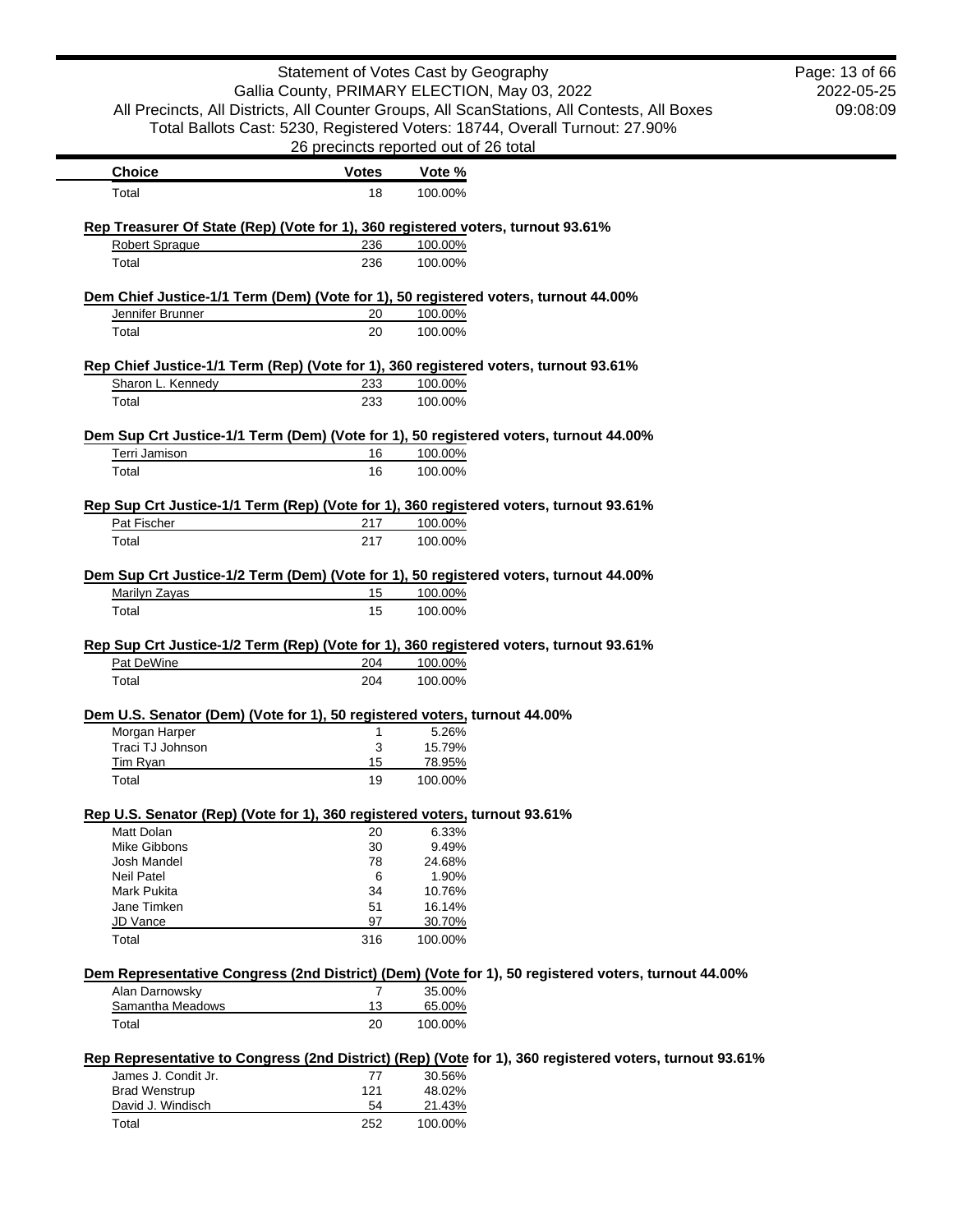Statement of Votes Cast by Geography
Gallia County, PRIMARY ELECTION, May 03, 2022
All Precincts, All Districts, All Counter Groups, All ScanStations, All Contests, All Boxes
Total Ballots Cast: 5230, Registered Voters: 18744, Overall Turnout: 27.90%
26 precincts reported out of 26 total

2022-05-25
09:08:09

| Choice | Votes | Vote % |
|---|---|---|
| Total | 18 | 100.00% |

**Rep Treasurer Of State (Rep) (Vote for 1), 360 registered voters, turnout 93.61%**

| Choice | Votes | Vote % |
|---|---|---|
| Robert Sprague | 236 | 100.00% |
| Total | 236 | 100.00% |

**Dem Chief Justice-1/1 Term (Dem) (Vote for 1), 50 registered voters, turnout 44.00%**

| Choice | Votes | Vote % |
|---|---|---|
| Jennifer Brunner | 20 | 100.00% |
| Total | 20 | 100.00% |

**Rep Chief Justice-1/1 Term (Rep) (Vote for 1), 360 registered voters, turnout 93.61%**

| Choice | Votes | Vote % |
|---|---|---|
| Sharon L. Kennedy | 233 | 100.00% |
| Total | 233 | 100.00% |

**Dem Sup Crt Justice-1/1 Term (Dem) (Vote for 1), 50 registered voters, turnout 44.00%**

| Choice | Votes | Vote % |
|---|---|---|
| Terri Jamison | 16 | 100.00% |
| Total | 16 | 100.00% |

**Rep Sup Crt Justice-1/1 Term (Rep) (Vote for 1), 360 registered voters, turnout 93.61%**

| Choice | Votes | Vote % |
|---|---|---|
| Pat Fischer | 217 | 100.00% |
| Total | 217 | 100.00% |

**Dem Sup Crt Justice-1/2 Term (Dem) (Vote for 1), 50 registered voters, turnout 44.00%**

| Choice | Votes | Vote % |
|---|---|---|
| Marilyn Zayas | 15 | 100.00% |
| Total | 15 | 100.00% |

**Rep Sup Crt Justice-1/2 Term (Rep) (Vote for 1), 360 registered voters, turnout 93.61%**

| Choice | Votes | Vote % |
|---|---|---|
| Pat DeWine | 204 | 100.00% |
| Total | 204 | 100.00% |

**Dem U.S. Senator (Dem) (Vote for 1), 50 registered voters, turnout 44.00%**

| Choice | Votes | Vote % |
|---|---|---|
| Morgan Harper | 1 | 5.26% |
| Traci TJ Johnson | 3 | 15.79% |
| Tim Ryan | 15 | 78.95% |
| Total | 19 | 100.00% |

**Rep U.S. Senator (Rep) (Vote for 1), 360 registered voters, turnout 93.61%**

| Choice | Votes | Vote % |
|---|---|---|
| Matt Dolan | 20 | 6.33% |
| Mike Gibbons | 30 | 9.49% |
| Josh Mandel | 78 | 24.68% |
| Neil Patel | 6 | 1.90% |
| Mark Pukita | 34 | 10.76% |
| Jane Timken | 51 | 16.14% |
| JD Vance | 97 | 30.70% |
| Total | 316 | 100.00% |

**Dem Representative Congress (2nd District) (Dem) (Vote for 1), 50 registered voters, turnout 44.00%**

| Choice | Votes | Vote % |
|---|---|---|
| Alan Darnowsky | 7 | 35.00% |
| Samantha Meadows | 13 | 65.00% |
| Total | 20 | 100.00% |

**Rep Representative to Congress (2nd District) (Rep) (Vote for 1), 360 registered voters, turnout 93.61%**

| Choice | Votes | Vote % |
|---|---|---|
| James J. Condit Jr. | 77 | 30.56% |
| Brad Wenstrup | 121 | 48.02% |
| David J. Windisch | 54 | 21.43% |
| Total | 252 | 100.00% |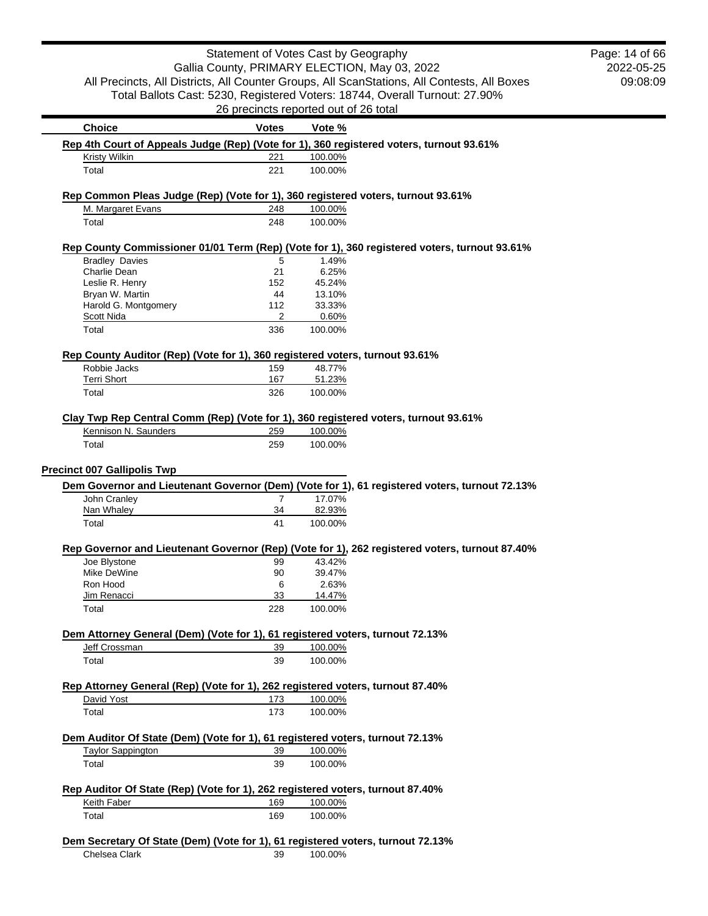Statement of Votes Cast by Geography
Gallia County, PRIMARY ELECTION, May 03, 2022
All Precincts, All Districts, All Counter Groups, All ScanStations, All Contests, All Boxes
Total Ballots Cast: 5230, Registered Voters: 18744, Overall Turnout: 27.90%
26 precincts reported out of 26 total

2022-05-25
09:08:09

| Choice | Votes | Vote % |
|---|---|---|

**Rep 4th Court of Appeals Judge (Rep) (Vote for 1), 360 registered voters, turnout 93.61%**

| Choice | Votes | Vote % |
|---|---|---|
| Kristy Wilkin | 221 | 100.00% |
| Total | 221 | 100.00% |

**Rep Common Pleas Judge (Rep) (Vote for 1), 360 registered voters, turnout 93.61%**

| Choice | Votes | Vote % |
|---|---|---|
| M. Margaret Evans | 248 | 100.00% |
| Total | 248 | 100.00% |

**Rep County Commissioner 01/01 Term (Rep) (Vote for 1), 360 registered voters, turnout 93.61%**

| Choice | Votes | Vote % |
|---|---|---|
| Bradley Davies | 5 | 1.49% |
| Charlie Dean | 21 | 6.25% |
| Leslie R. Henry | 152 | 45.24% |
| Bryan W. Martin | 44 | 13.10% |
| Harold G. Montgomery | 112 | 33.33% |
| Scott Nida | 2 | 0.60% |
| Total | 336 | 100.00% |

**Rep County Auditor (Rep) (Vote for 1), 360 registered voters, turnout 93.61%**

| Choice | Votes | Vote % |
|---|---|---|
| Robbie Jacks | 159 | 48.77% |
| Terri Short | 167 | 51.23% |
| Total | 326 | 100.00% |

**Clay Twp Rep Central Comm (Rep) (Vote for 1), 360 registered voters, turnout 93.61%**

| Choice | Votes | Vote % |
|---|---|---|
| Kennison N. Saunders | 259 | 100.00% |
| Total | 259 | 100.00% |

## Precinct 007 Gallipolis Twp

**Dem Governor and Lieutenant Governor (Dem) (Vote for 1), 61 registered voters, turnout 72.13%**

| Choice | Votes | Vote % |
|---|---|---|
| John Cranley | 7 | 17.07% |
| Nan Whaley | 34 | 82.93% |
| Total | 41 | 100.00% |

**Rep Governor and Lieutenant Governor (Rep) (Vote for 1), 262 registered voters, turnout 87.40%**

| Choice | Votes | Vote % |
|---|---|---|
| Joe Blystone | 99 | 43.42% |
| Mike DeWine | 90 | 39.47% |
| Ron Hood | 6 | 2.63% |
| Jim Renacci | 33 | 14.47% |
| Total | 228 | 100.00% |

**Dem Attorney General (Dem) (Vote for 1), 61 registered voters, turnout 72.13%**

| Choice | Votes | Vote % |
|---|---|---|
| Jeff Crossman | 39 | 100.00% |
| Total | 39 | 100.00% |

**Rep Attorney General (Rep) (Vote for 1), 262 registered voters, turnout 87.40%**

| Choice | Votes | Vote % |
|---|---|---|
| David Yost | 173 | 100.00% |
| Total | 173 | 100.00% |

**Dem Auditor Of State (Dem) (Vote for 1), 61 registered voters, turnout 72.13%**

| Choice | Votes | Vote % |
|---|---|---|
| Taylor Sappington | 39 | 100.00% |
| Total | 39 | 100.00% |

**Rep Auditor Of State (Rep) (Vote for 1), 262 registered voters, turnout 87.40%**

| Choice | Votes | Vote % |
|---|---|---|
| Keith Faber | 169 | 100.00% |
| Total | 169 | 100.00% |

**Dem Secretary Of State (Dem) (Vote for 1), 61 registered voters, turnout 72.13%**

| Choice | Votes | Vote % |
|---|---|---|
| Chelsea Clark | 39 | 100.00% |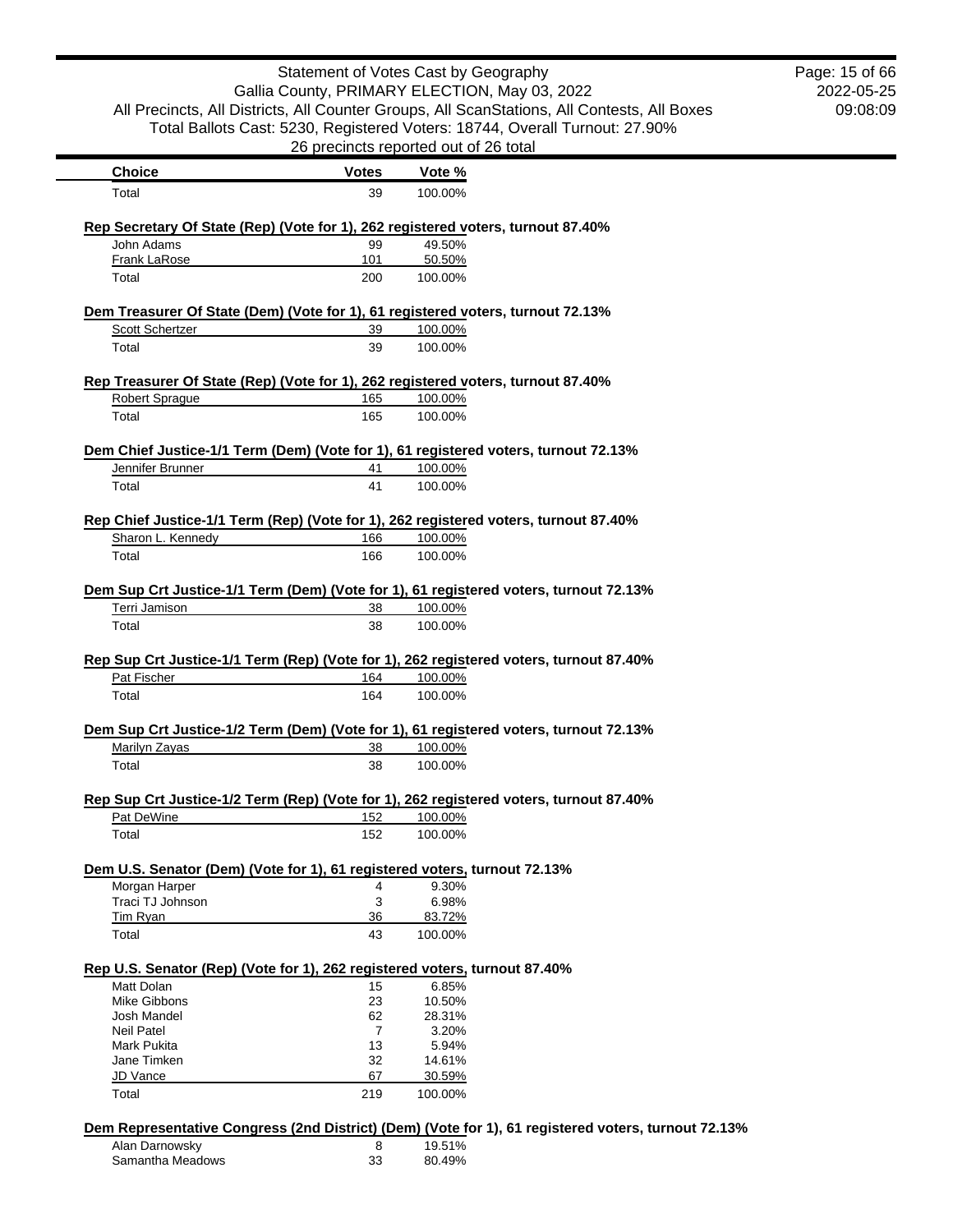| Choice | Votes | Vote % |
|---|---|---|
| Total | 39 | 100.00% |

**Rep Secretary Of State (Rep) (Vote for 1), 262 registered voters, turnout 87.40%**

| Choice | Votes | Vote % |
|---|---|---|
| John Adams | 99 | 49.50% |
| Frank LaRose | 101 | 50.50% |
| Total | 200 | 100.00% |

**Dem Treasurer Of State (Dem) (Vote for 1), 61 registered voters, turnout 72.13%**

| Choice | Votes | Vote % |
|---|---|---|
| Scott Schertzer | 39 | 100.00% |
| Total | 39 | 100.00% |

**Rep Treasurer Of State (Rep) (Vote for 1), 262 registered voters, turnout 87.40%**

| Choice | Votes | Vote % |
|---|---|---|
| Robert Sprague | 165 | 100.00% |
| Total | 165 | 100.00% |

**Dem Chief Justice-1/1 Term (Dem) (Vote for 1), 61 registered voters, turnout 72.13%**

| Choice | Votes | Vote % |
|---|---|---|
| Jennifer Brunner | 41 | 100.00% |
| Total | 41 | 100.00% |

**Rep Chief Justice-1/1 Term (Rep) (Vote for 1), 262 registered voters, turnout 87.40%**

| Choice | Votes | Vote % |
|---|---|---|
| Sharon L. Kennedy | 166 | 100.00% |
| Total | 166 | 100.00% |

**Dem Sup Crt Justice-1/1 Term (Dem) (Vote for 1), 61 registered voters, turnout 72.13%**

| Choice | Votes | Vote % |
|---|---|---|
| Terri Jamison | 38 | 100.00% |
| Total | 38 | 100.00% |

**Rep Sup Crt Justice-1/1 Term (Rep) (Vote for 1), 262 registered voters, turnout 87.40%**

| Choice | Votes | Vote % |
|---|---|---|
| Pat Fischer | 164 | 100.00% |
| Total | 164 | 100.00% |

**Dem Sup Crt Justice-1/2 Term (Dem) (Vote for 1), 61 registered voters, turnout 72.13%**

| Choice | Votes | Vote % |
|---|---|---|
| Marilyn Zayas | 38 | 100.00% |
| Total | 38 | 100.00% |

**Rep Sup Crt Justice-1/2 Term (Rep) (Vote for 1), 262 registered voters, turnout 87.40%**

| Choice | Votes | Vote % |
|---|---|---|
| Pat DeWine | 152 | 100.00% |
| Total | 152 | 100.00% |

**Dem U.S. Senator (Dem) (Vote for 1), 61 registered voters, turnout 72.13%**

| Choice | Votes | Vote % |
|---|---|---|
| Morgan Harper | 4 | 9.30% |
| Traci TJ Johnson | 3 | 6.98% |
| Tim Ryan | 36 | 83.72% |
| Total | 43 | 100.00% |

**Rep U.S. Senator (Rep) (Vote for 1), 262 registered voters, turnout 87.40%**

| Choice | Votes | Vote % |
|---|---|---|
| Matt Dolan | 15 | 6.85% |
| Mike Gibbons | 23 | 10.50% |
| Josh Mandel | 62 | 28.31% |
| Neil Patel | 7 | 3.20% |
| Mark Pukita | 13 | 5.94% |
| Jane Timken | 32 | 14.61% |
| JD Vance | 67 | 30.59% |
| Total | 219 | 100.00% |

**Dem Representative Congress (2nd District) (Dem) (Vote for 1), 61 registered voters, turnout 72.13%**

| Choice | Votes | Vote % |
|---|---|---|
| Alan Darnowsky | 8 | 19.51% |
| Samantha Meadows | 33 | 80.49% |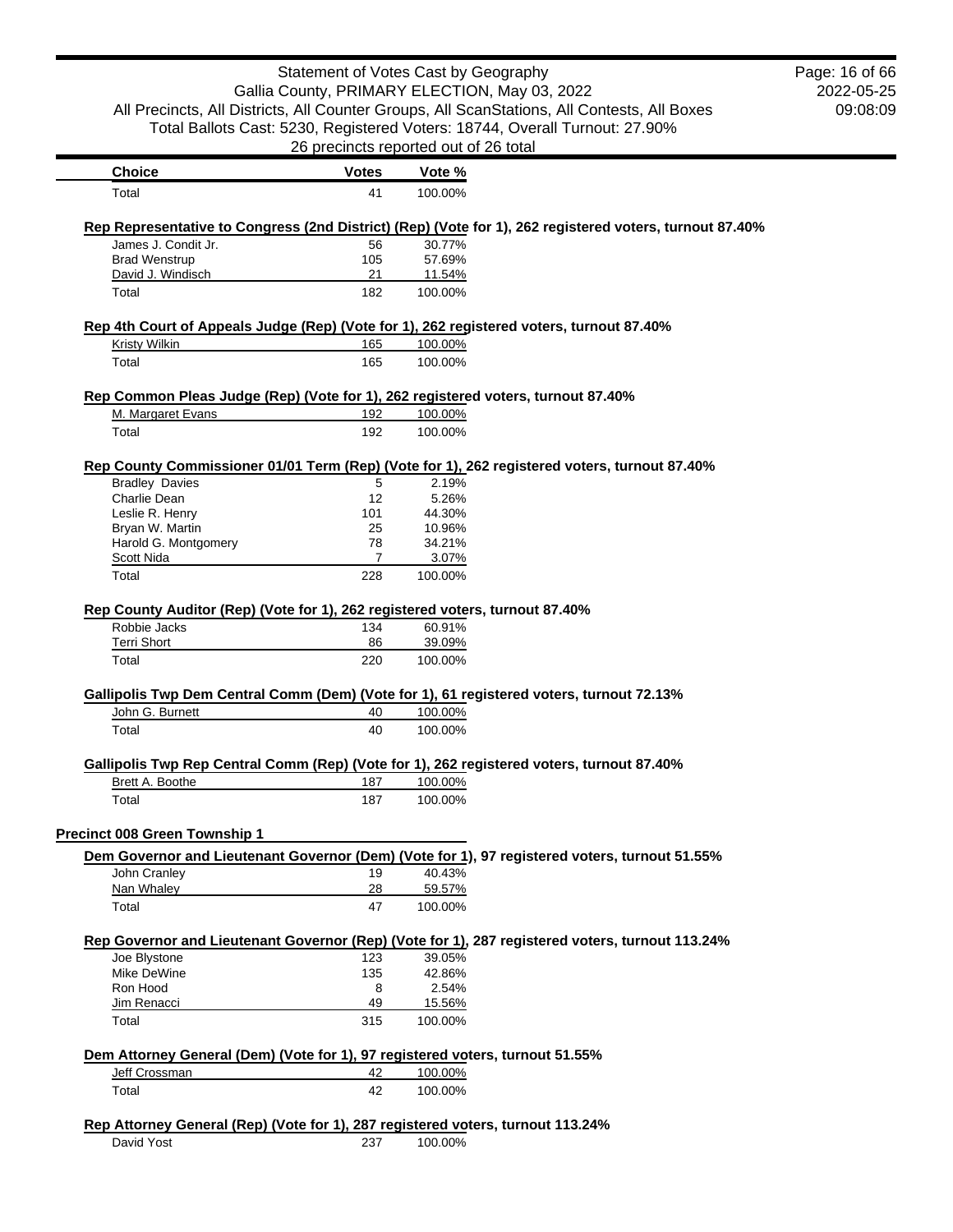| Choice | Votes | Vote % |
|---|---|---|
| Total | 41 | 100.00% |

**Rep Representative to Congress (2nd District) (Rep) (Vote for 1), 262 registered voters, turnout 87.40%**

| Choice | Votes | Vote % |
|---|---|---|
| James J. Condit Jr. | 56 | 30.77% |
| Brad Wenstrup | 105 | 57.69% |
| David J. Windisch | 21 | 11.54% |
| Total | 182 | 100.00% |

**Rep 4th Court of Appeals Judge (Rep) (Vote for 1), 262 registered voters, turnout 87.40%**

| Choice | Votes | Vote % |
|---|---|---|
| Kristy Wilkin | 165 | 100.00% |
| Total | 165 | 100.00% |

**Rep Common Pleas Judge (Rep) (Vote for 1), 262 registered voters, turnout 87.40%**

| Choice | Votes | Vote % |
|---|---|---|
| M. Margaret Evans | 192 | 100.00% |
| Total | 192 | 100.00% |

**Rep County Commissioner 01/01 Term (Rep) (Vote for 1), 262 registered voters, turnout 87.40%**

| Choice | Votes | Vote % |
|---|---|---|
| Bradley Davies | 5 | 2.19% |
| Charlie Dean | 12 | 5.26% |
| Leslie R. Henry | 101 | 44.30% |
| Bryan W. Martin | 25 | 10.96% |
| Harold G. Montgomery | 78 | 34.21% |
| Scott Nida | 7 | 3.07% |
| Total | 228 | 100.00% |

**Rep County Auditor (Rep) (Vote for 1), 262 registered voters, turnout 87.40%**

| Choice | Votes | Vote % |
|---|---|---|
| Robbie Jacks | 134 | 60.91% |
| Terri Short | 86 | 39.09% |
| Total | 220 | 100.00% |

**Gallipolis Twp Dem Central Comm (Dem) (Vote for 1), 61 registered voters, turnout 72.13%**

| Choice | Votes | Vote % |
|---|---|---|
| John G. Burnett | 40 | 100.00% |
| Total | 40 | 100.00% |

**Gallipolis Twp Rep Central Comm (Rep) (Vote for 1), 262 registered voters, turnout 87.40%**

| Choice | Votes | Vote % |
|---|---|---|
| Brett A. Boothe | 187 | 100.00% |
| Total | 187 | 100.00% |

## Precinct 008 Green Township 1

**Dem Governor and Lieutenant Governor (Dem) (Vote for 1), 97 registered voters, turnout 51.55%**

| Choice | Votes | Vote % |
|---|---|---|
| John Cranley | 19 | 40.43% |
| Nan Whaley | 28 | 59.57% |
| Total | 47 | 100.00% |

**Rep Governor and Lieutenant Governor (Rep) (Vote for 1), 287 registered voters, turnout 113.24%**

| Choice | Votes | Vote % |
|---|---|---|
| Joe Blystone | 123 | 39.05% |
| Mike DeWine | 135 | 42.86% |
| Ron Hood | 8 | 2.54% |
| Jim Renacci | 49 | 15.56% |
| Total | 315 | 100.00% |

**Dem Attorney General (Dem) (Vote for 1), 97 registered voters, turnout 51.55%**

| Choice | Votes | Vote % |
|---|---|---|
| Jeff Crossman | 42 | 100.00% |
| Total | 42 | 100.00% |

**Rep Attorney General (Rep) (Vote for 1), 287 registered voters, turnout 113.24%**

| Choice | Votes | Vote % |
|---|---|---|
| David Yost | 237 | 100.00% |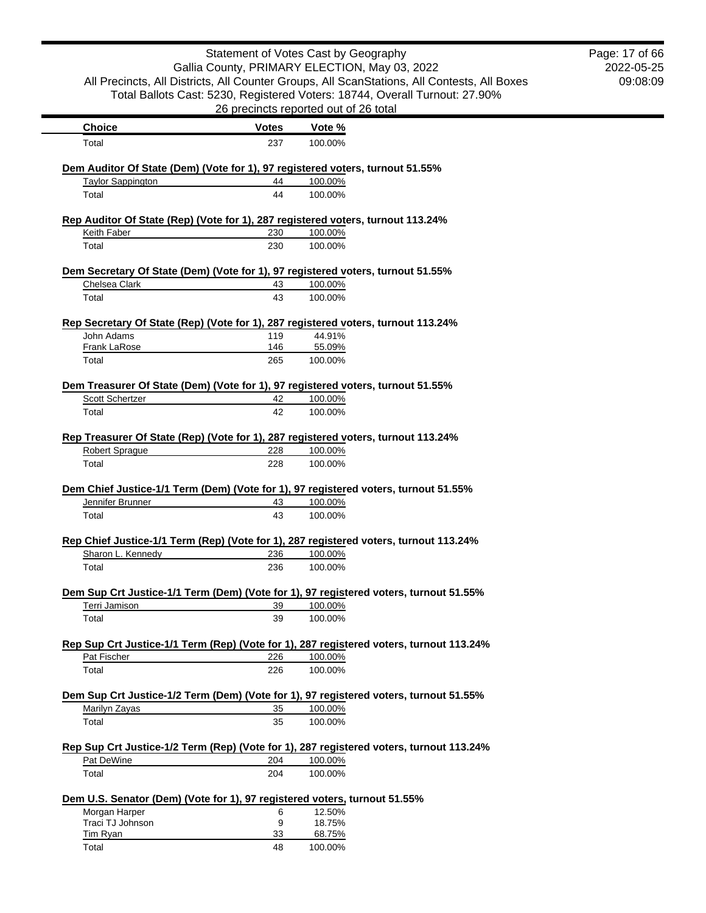| Choice | Votes | Vote % |
|---|---|---|
| Total | 237 | 100.00% |

**Dem Auditor Of State (Dem) (Vote for 1), 97 registered voters, turnout 51.55%**

| Choice | Votes | Vote % |
|---|---|---|
| Taylor Sappington | 44 | 100.00% |
| Total | 44 | 100.00% |

**Rep Auditor Of State (Rep) (Vote for 1), 287 registered voters, turnout 113.24%**

| Choice | Votes | Vote % |
|---|---|---|
| Keith Faber | 230 | 100.00% |
| Total | 230 | 100.00% |

**Dem Secretary Of State (Dem) (Vote for 1), 97 registered voters, turnout 51.55%**

| Choice | Votes | Vote % |
|---|---|---|
| Chelsea Clark | 43 | 100.00% |
| Total | 43 | 100.00% |

**Rep Secretary Of State (Rep) (Vote for 1), 287 registered voters, turnout 113.24%**

| Choice | Votes | Vote % |
|---|---|---|
| John Adams | 119 | 44.91% |
| Frank LaRose | 146 | 55.09% |
| Total | 265 | 100.00% |

**Dem Treasurer Of State (Dem) (Vote for 1), 97 registered voters, turnout 51.55%**

| Choice | Votes | Vote % |
|---|---|---|
| Scott Schertzer | 42 | 100.00% |
| Total | 42 | 100.00% |

**Rep Treasurer Of State (Rep) (Vote for 1), 287 registered voters, turnout 113.24%**

| Choice | Votes | Vote % |
|---|---|---|
| Robert Sprague | 228 | 100.00% |
| Total | 228 | 100.00% |

**Dem Chief Justice-1/1 Term (Dem) (Vote for 1), 97 registered voters, turnout 51.55%**

| Choice | Votes | Vote % |
|---|---|---|
| Jennifer Brunner | 43 | 100.00% |
| Total | 43 | 100.00% |

**Rep Chief Justice-1/1 Term (Rep) (Vote for 1), 287 registered voters, turnout 113.24%**

| Choice | Votes | Vote % |
|---|---|---|
| Sharon L. Kennedy | 236 | 100.00% |
| Total | 236 | 100.00% |

**Dem Sup Crt Justice-1/1 Term (Dem) (Vote for 1), 97 registered voters, turnout 51.55%**

| Choice | Votes | Vote % |
|---|---|---|
| Terri Jamison | 39 | 100.00% |
| Total | 39 | 100.00% |

**Rep Sup Crt Justice-1/1 Term (Rep) (Vote for 1), 287 registered voters, turnout 113.24%**

| Choice | Votes | Vote % |
|---|---|---|
| Pat Fischer | 226 | 100.00% |
| Total | 226 | 100.00% |

**Dem Sup Crt Justice-1/2 Term (Dem) (Vote for 1), 97 registered voters, turnout 51.55%**

| Choice | Votes | Vote % |
|---|---|---|
| Marilyn Zayas | 35 | 100.00% |
| Total | 35 | 100.00% |

**Rep Sup Crt Justice-1/2 Term (Rep) (Vote for 1), 287 registered voters, turnout 113.24%**

| Choice | Votes | Vote % |
|---|---|---|
| Pat DeWine | 204 | 100.00% |
| Total | 204 | 100.00% |

**Dem U.S. Senator (Dem) (Vote for 1), 97 registered voters, turnout 51.55%**

| Choice | Votes | Vote % |
|---|---|---|
| Morgan Harper | 6 | 12.50% |
| Traci TJ Johnson | 9 | 18.75% |
| Tim Ryan | 33 | 68.75% |
| Total | 48 | 100.00% |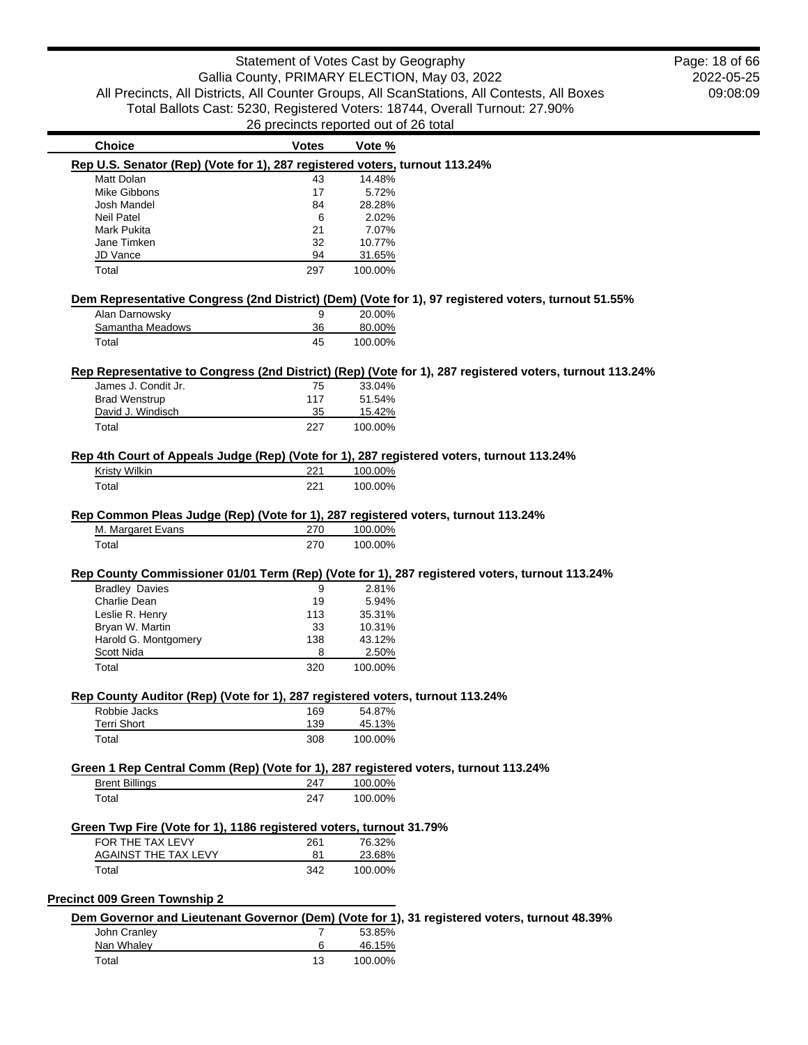| Choice | Votes | Vote % |
|---|---|---|

**Rep U.S. Senator (Rep) (Vote for 1), 287 registered voters, turnout 113.24%**

| Choice | Votes | Vote % |
|---|---|---|
| Matt Dolan | 43 | 14.48% |
| Mike Gibbons | 17 | 5.72% |
| Josh Mandel | 84 | 28.28% |
| Neil Patel | 6 | 2.02% |
| Mark Pukita | 21 | 7.07% |
| Jane Timken | 32 | 10.77% |
| JD Vance | 94 | 31.65% |
| Total | 297 | 100.00% |

**Dem Representative Congress (2nd District) (Dem) (Vote for 1), 97 registered voters, turnout 51.55%**

| Choice | Votes | Vote % |
|---|---|---|
| Alan Darnowsky | 9 | 20.00% |
| Samantha Meadows | 36 | 80.00% |
| Total | 45 | 100.00% |

**Rep Representative to Congress (2nd District) (Rep) (Vote for 1), 287 registered voters, turnout 113.24%**

| Choice | Votes | Vote % |
|---|---|---|
| James J. Condit Jr. | 75 | 33.04% |
| Brad Wenstrup | 117 | 51.54% |
| David J. Windisch | 35 | 15.42% |
| Total | 227 | 100.00% |

**Rep 4th Court of Appeals Judge (Rep) (Vote for 1), 287 registered voters, turnout 113.24%**

| Choice | Votes | Vote % |
|---|---|---|
| Kristy Wilkin | 221 | 100.00% |
| Total | 221 | 100.00% |

**Rep Common Pleas Judge (Rep) (Vote for 1), 287 registered voters, turnout 113.24%**

| Choice | Votes | Vote % |
|---|---|---|
| M. Margaret Evans | 270 | 100.00% |
| Total | 270 | 100.00% |

**Rep County Commissioner 01/01 Term (Rep) (Vote for 1), 287 registered voters, turnout 113.24%**

| Choice | Votes | Vote % |
|---|---|---|
| Bradley Davies | 9 | 2.81% |
| Charlie Dean | 19 | 5.94% |
| Leslie R. Henry | 113 | 35.31% |
| Bryan W. Martin | 33 | 10.31% |
| Harold G. Montgomery | 138 | 43.12% |
| Scott Nida | 8 | 2.50% |
| Total | 320 | 100.00% |

**Rep County Auditor (Rep) (Vote for 1), 287 registered voters, turnout 113.24%**

| Choice | Votes | Vote % |
|---|---|---|
| Robbie Jacks | 169 | 54.87% |
| Terri Short | 139 | 45.13% |
| Total | 308 | 100.00% |

**Green 1 Rep Central Comm (Rep) (Vote for 1), 287 registered voters, turnout 113.24%**

| Choice | Votes | Vote % |
|---|---|---|
| Brent Billings | 247 | 100.00% |
| Total | 247 | 100.00% |

**Green Twp Fire (Vote for 1), 1186 registered voters, turnout 31.79%**

| Choice | Votes | Vote % |
|---|---|---|
| FOR THE TAX LEVY | 261 | 76.32% |
| AGAINST THE TAX LEVY | 81 | 23.68% |
| Total | 342 | 100.00% |

## Precinct 009 Green Township 2

**Dem Governor and Lieutenant Governor (Dem) (Vote for 1), 31 registered voters, turnout 48.39%**

| Choice | Votes | Vote % |
|---|---|---|
| John Cranley | 7 | 53.85% |
| Nan Whaley | 6 | 46.15% |
| Total | 13 | 100.00% |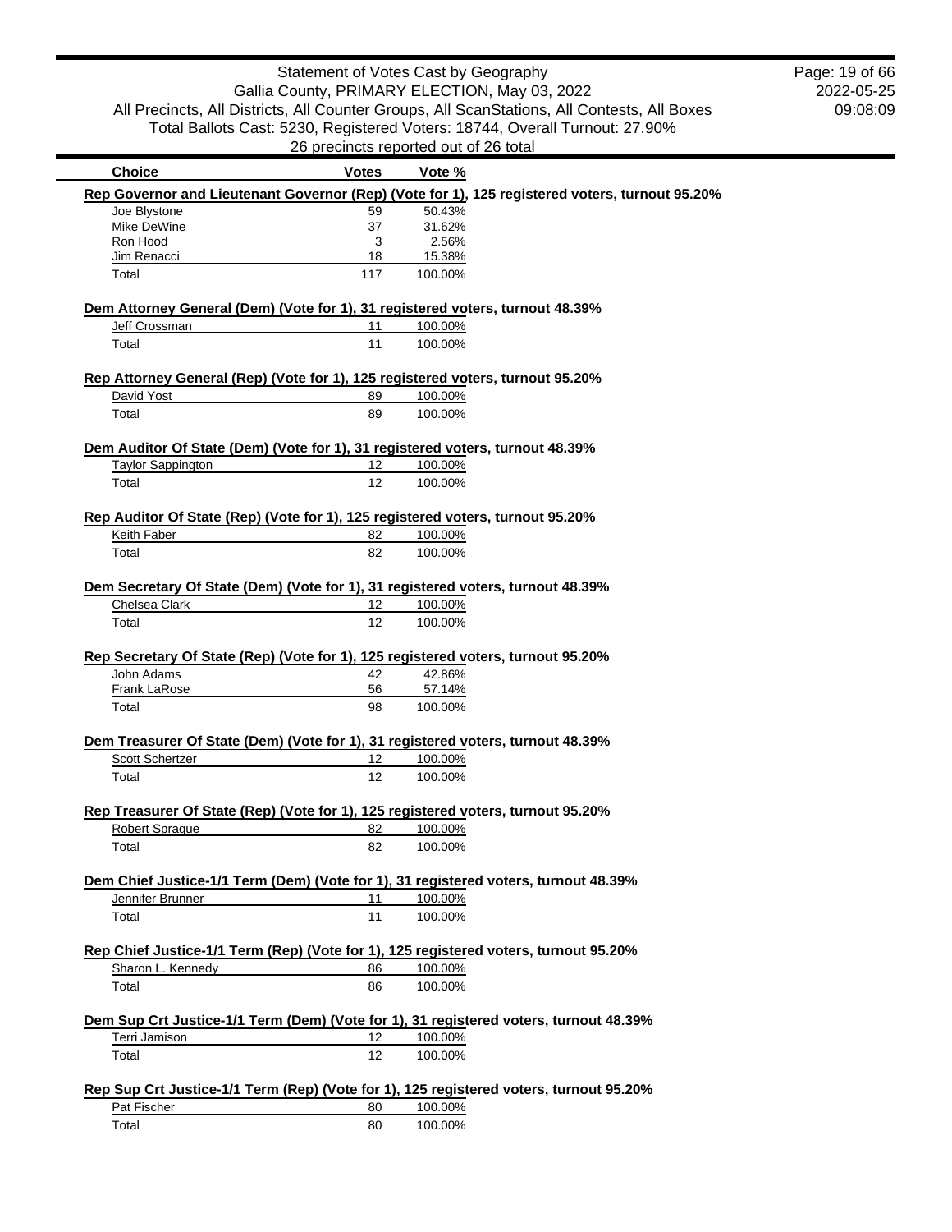Statement of Votes Cast by Geography
Gallia County, PRIMARY ELECTION, May 03, 2022
All Precincts, All Districts, All Counter Groups, All ScanStations, All Contests, All Boxes
Total Ballots Cast: 5230, Registered Voters: 18744, Overall Turnout: 27.90%
26 precincts reported out of 26 total

2022-05-25
09:08:09

| Choice | Votes | Vote % |
| --- | --- | --- |

**Rep Governor and Lieutenant Governor (Rep) (Vote for 1), 125 registered voters, turnout 95.20%**

| Choice | Votes | Vote % |
| --- | --- | --- |
| Joe Blystone | 59 | 50.43% |
| Mike DeWine | 37 | 31.62% |
| Ron Hood | 3 | 2.56% |
| Jim Renacci | 18 | 15.38% |
| Total | 117 | 100.00% |

**Dem Attorney General (Dem) (Vote for 1), 31 registered voters, turnout 48.39%**

| Choice | Votes | Vote % |
| --- | --- | --- |
| Jeff Crossman | 11 | 100.00% |
| Total | 11 | 100.00% |

**Rep Attorney General (Rep) (Vote for 1), 125 registered voters, turnout 95.20%**

| Choice | Votes | Vote % |
| --- | --- | --- |
| David Yost | 89 | 100.00% |
| Total | 89 | 100.00% |

**Dem Auditor Of State (Dem) (Vote for 1), 31 registered voters, turnout 48.39%**

| Choice | Votes | Vote % |
| --- | --- | --- |
| Taylor Sappington | 12 | 100.00% |
| Total | 12 | 100.00% |

**Rep Auditor Of State (Rep) (Vote for 1), 125 registered voters, turnout 95.20%**

| Choice | Votes | Vote % |
| --- | --- | --- |
| Keith Faber | 82 | 100.00% |
| Total | 82 | 100.00% |

**Dem Secretary Of State (Dem) (Vote for 1), 31 registered voters, turnout 48.39%**

| Choice | Votes | Vote % |
| --- | --- | --- |
| Chelsea Clark | 12 | 100.00% |
| Total | 12 | 100.00% |

**Rep Secretary Of State (Rep) (Vote for 1), 125 registered voters, turnout 95.20%**

| Choice | Votes | Vote % |
| --- | --- | --- |
| John Adams | 42 | 42.86% |
| Frank LaRose | 56 | 57.14% |
| Total | 98 | 100.00% |

**Dem Treasurer Of State (Dem) (Vote for 1), 31 registered voters, turnout 48.39%**

| Choice | Votes | Vote % |
| --- | --- | --- |
| Scott Schertzer | 12 | 100.00% |
| Total | 12 | 100.00% |

**Rep Treasurer Of State (Rep) (Vote for 1), 125 registered voters, turnout 95.20%**

| Choice | Votes | Vote % |
| --- | --- | --- |
| Robert Sprague | 82 | 100.00% |
| Total | 82 | 100.00% |

**Dem Chief Justice-1/1 Term (Dem) (Vote for 1), 31 registered voters, turnout 48.39%**

| Choice | Votes | Vote % |
| --- | --- | --- |
| Jennifer Brunner | 11 | 100.00% |
| Total | 11 | 100.00% |

**Rep Chief Justice-1/1 Term (Rep) (Vote for 1), 125 registered voters, turnout 95.20%**

| Choice | Votes | Vote % |
| --- | --- | --- |
| Sharon L. Kennedy | 86 | 100.00% |
| Total | 86 | 100.00% |

**Dem Sup Crt Justice-1/1 Term (Dem) (Vote for 1), 31 registered voters, turnout 48.39%**

| Choice | Votes | Vote % |
| --- | --- | --- |
| Terri Jamison | 12 | 100.00% |
| Total | 12 | 100.00% |

**Rep Sup Crt Justice-1/1 Term (Rep) (Vote for 1), 125 registered voters, turnout 95.20%**

| Choice | Votes | Vote % |
| --- | --- | --- |
| Pat Fischer | 80 | 100.00% |
| Total | 80 | 100.00% |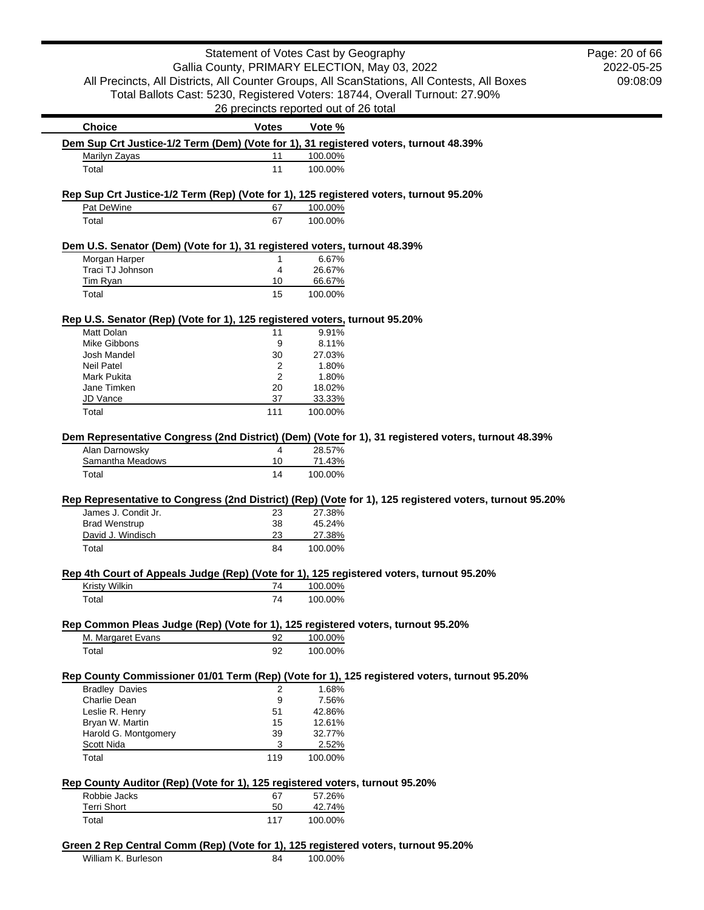# Statement of Votes Cast by Geography

Gallia County, PRIMARY ELECTION, May 03, 2022

All Precincts, All Districts, All Counter Groups, All ScanStations, All Contests, All Boxes

Total Ballots Cast: 5230, Registered Voters: 18744, Overall Turnout: 27.90%

26 precincts reported out of 26 total

2022-05-25 09:08:09

### Dem Sup Crt Justice-1/2 Term (Dem) (Vote for 1), 31 registered voters, turnout 48.39%

| Choice | Votes | Vote % |
|---|---|---|
| Marilyn Zayas | 11 | 100.00% |
| Total | 11 | 100.00% |

### Rep Sup Crt Justice-1/2 Term (Rep) (Vote for 1), 125 registered voters, turnout 95.20%

| Choice | Votes | Vote % |
|---|---|---|
| Pat DeWine | 67 | 100.00% |
| Total | 67 | 100.00% |

### Dem U.S. Senator (Dem) (Vote for 1), 31 registered voters, turnout 48.39%

| Choice | Votes | Vote % |
|---|---|---|
| Morgan Harper | 1 | 6.67% |
| Traci TJ Johnson | 4 | 26.67% |
| Tim Ryan | 10 | 66.67% |
| Total | 15 | 100.00% |

### Rep U.S. Senator (Rep) (Vote for 1), 125 registered voters, turnout 95.20%

| Choice | Votes | Vote % |
|---|---|---|
| Matt Dolan | 11 | 9.91% |
| Mike Gibbons | 9 | 8.11% |
| Josh Mandel | 30 | 27.03% |
| Neil Patel | 2 | 1.80% |
| Mark Pukita | 2 | 1.80% |
| Jane Timken | 20 | 18.02% |
| JD Vance | 37 | 33.33% |
| Total | 111 | 100.00% |

### Dem Representative Congress (2nd District) (Dem) (Vote for 1), 31 registered voters, turnout 48.39%

| Choice | Votes | Vote % |
|---|---|---|
| Alan Darnowsky | 4 | 28.57% |
| Samantha Meadows | 10 | 71.43% |
| Total | 14 | 100.00% |

### Rep Representative to Congress (2nd District) (Rep) (Vote for 1), 125 registered voters, turnout 95.20%

| Choice | Votes | Vote % |
|---|---|---|
| James J. Condit Jr. | 23 | 27.38% |
| Brad Wenstrup | 38 | 45.24% |
| David J. Windisch | 23 | 27.38% |
| Total | 84 | 100.00% |

### Rep 4th Court of Appeals Judge (Rep) (Vote for 1), 125 registered voters, turnout 95.20%

| Choice | Votes | Vote % |
|---|---|---|
| Kristy Wilkin | 74 | 100.00% |
| Total | 74 | 100.00% |

### Rep Common Pleas Judge (Rep) (Vote for 1), 125 registered voters, turnout 95.20%

| Choice | Votes | Vote % |
|---|---|---|
| M. Margaret Evans | 92 | 100.00% |
| Total | 92 | 100.00% |

### Rep County Commissioner 01/01 Term (Rep) (Vote for 1), 125 registered voters, turnout 95.20%

| Choice | Votes | Vote % |
|---|---|---|
| Bradley Davies | 2 | 1.68% |
| Charlie Dean | 9 | 7.56% |
| Leslie R. Henry | 51 | 42.86% |
| Bryan W. Martin | 15 | 12.61% |
| Harold G. Montgomery | 39 | 32.77% |
| Scott Nida | 3 | 2.52% |
| Total | 119 | 100.00% |

### Rep County Auditor (Rep) (Vote for 1), 125 registered voters, turnout 95.20%

| Choice | Votes | Vote % |
|---|---|---|
| Robbie Jacks | 67 | 57.26% |
| Terri Short | 50 | 42.74% |
| Total | 117 | 100.00% |

### Green 2 Rep Central Comm (Rep) (Vote for 1), 125 registered voters, turnout 95.20%

| Choice | Votes | Vote % |
|---|---|---|
| William K. Burleson | 84 | 100.00% |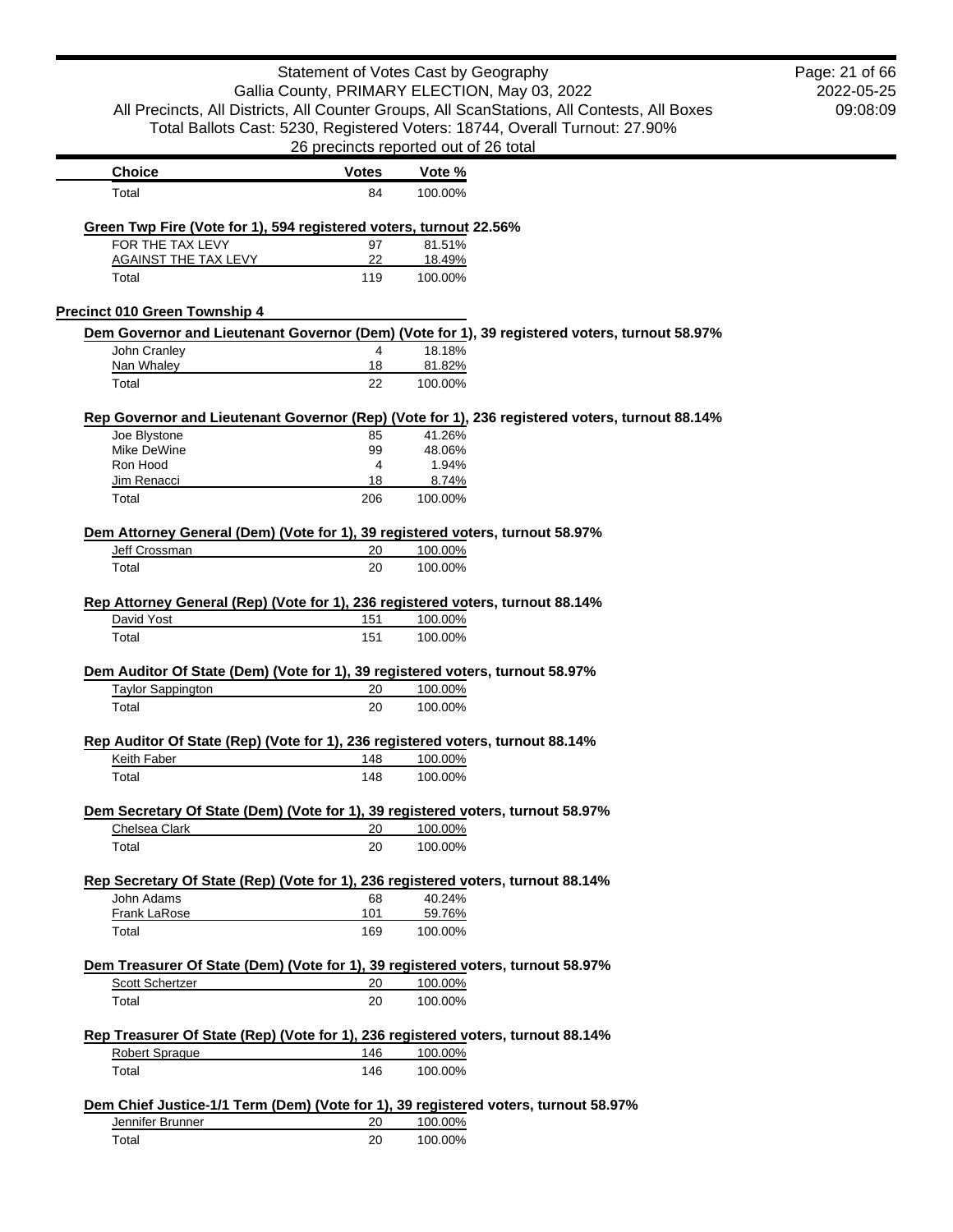| Choice | Votes | Vote % |
|---|---|---|
| Total | 84 | 100.00% |

**Green Twp Fire (Vote for 1), 594 registered voters, turnout 22.56%**

| Choice | Votes | Vote % |
|---|---|---|
| FOR THE TAX LEVY | 97 | 81.51% |
| AGAINST THE TAX LEVY | 22 | 18.49% |
| Total | 119 | 100.00% |

## Precinct 010 Green Township 4

**Dem Governor and Lieutenant Governor (Dem) (Vote for 1), 39 registered voters, turnout 58.97%**

| Choice | Votes | Vote % |
|---|---|---|
| John Cranley | 4 | 18.18% |
| Nan Whaley | 18 | 81.82% |
| Total | 22 | 100.00% |

**Rep Governor and Lieutenant Governor (Rep) (Vote for 1), 236 registered voters, turnout 88.14%**

| Choice | Votes | Vote % |
|---|---|---|
| Joe Blystone | 85 | 41.26% |
| Mike DeWine | 99 | 48.06% |
| Ron Hood | 4 | 1.94% |
| Jim Renacci | 18 | 8.74% |
| Total | 206 | 100.00% |

**Dem Attorney General (Dem) (Vote for 1), 39 registered voters, turnout 58.97%**

| Choice | Votes | Vote % |
|---|---|---|
| Jeff Crossman | 20 | 100.00% |
| Total | 20 | 100.00% |

**Rep Attorney General (Rep) (Vote for 1), 236 registered voters, turnout 88.14%**

| Choice | Votes | Vote % |
|---|---|---|
| David Yost | 151 | 100.00% |
| Total | 151 | 100.00% |

**Dem Auditor Of State (Dem) (Vote for 1), 39 registered voters, turnout 58.97%**

| Choice | Votes | Vote % |
|---|---|---|
| Taylor Sappington | 20 | 100.00% |
| Total | 20 | 100.00% |

**Rep Auditor Of State (Rep) (Vote for 1), 236 registered voters, turnout 88.14%**

| Choice | Votes | Vote % |
|---|---|---|
| Keith Faber | 148 | 100.00% |
| Total | 148 | 100.00% |

**Dem Secretary Of State (Dem) (Vote for 1), 39 registered voters, turnout 58.97%**

| Choice | Votes | Vote % |
|---|---|---|
| Chelsea Clark | 20 | 100.00% |
| Total | 20 | 100.00% |

**Rep Secretary Of State (Rep) (Vote for 1), 236 registered voters, turnout 88.14%**

| Choice | Votes | Vote % |
|---|---|---|
| John Adams | 68 | 40.24% |
| Frank LaRose | 101 | 59.76% |
| Total | 169 | 100.00% |

**Dem Treasurer Of State (Dem) (Vote for 1), 39 registered voters, turnout 58.97%**

| Choice | Votes | Vote % |
|---|---|---|
| Scott Schertzer | 20 | 100.00% |
| Total | 20 | 100.00% |

**Rep Treasurer Of State (Rep) (Vote for 1), 236 registered voters, turnout 88.14%**

| Choice | Votes | Vote % |
|---|---|---|
| Robert Sprague | 146 | 100.00% |
| Total | 146 | 100.00% |

**Dem Chief Justice-1/1 Term (Dem) (Vote for 1), 39 registered voters, turnout 58.97%**

| Choice | Votes | Vote % |
|---|---|---|
| Jennifer Brunner | 20 | 100.00% |
| Total | 20 | 100.00% |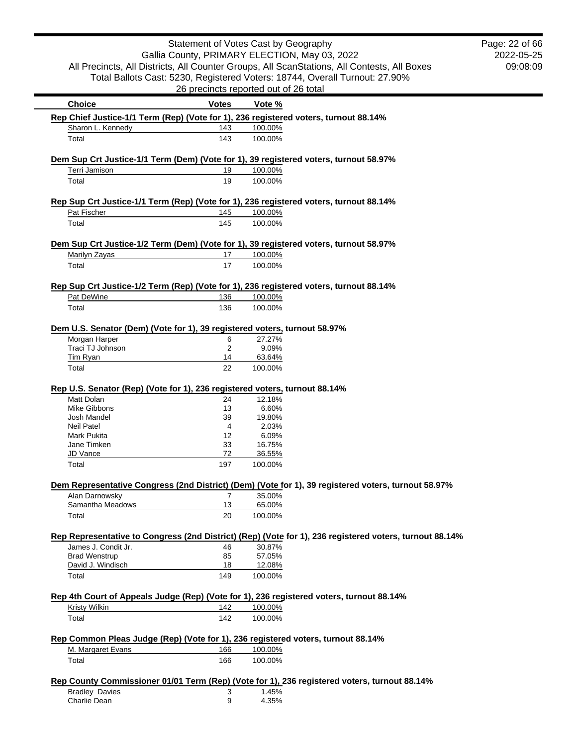Statement of Votes Cast by Geography
Gallia County, PRIMARY ELECTION, May 03, 2022
All Precincts, All Districts, All Counter Groups, All ScanStations, All Contests, All Boxes
Total Ballots Cast: 5230, Registered Voters: 18744, Overall Turnout: 27.90%
26 precincts reported out of 26 total

2022-05-25
09:08:09

| Choice | Votes | Vote % |
|---|---|---|

**Rep Chief Justice-1/1 Term (Rep) (Vote for 1), 236 registered voters, turnout 88.14%**

| Choice | Votes | Vote % |
|---|---|---|
| Sharon L. Kennedy | 143 | 100.00% |
| Total | 143 | 100.00% |

**Dem Sup Crt Justice-1/1 Term (Dem) (Vote for 1), 39 registered voters, turnout 58.97%**

| Choice | Votes | Vote % |
|---|---|---|
| Terri Jamison | 19 | 100.00% |
| Total | 19 | 100.00% |

**Rep Sup Crt Justice-1/1 Term (Rep) (Vote for 1), 236 registered voters, turnout 88.14%**

| Choice | Votes | Vote % |
|---|---|---|
| Pat Fischer | 145 | 100.00% |
| Total | 145 | 100.00% |

**Dem Sup Crt Justice-1/2 Term (Dem) (Vote for 1), 39 registered voters, turnout 58.97%**

| Choice | Votes | Vote % |
|---|---|---|
| Marilyn Zayas | 17 | 100.00% |
| Total | 17 | 100.00% |

**Rep Sup Crt Justice-1/2 Term (Rep) (Vote for 1), 236 registered voters, turnout 88.14%**

| Choice | Votes | Vote % |
|---|---|---|
| Pat DeWine | 136 | 100.00% |
| Total | 136 | 100.00% |

**Dem U.S. Senator (Dem) (Vote for 1), 39 registered voters, turnout 58.97%**

| Choice | Votes | Vote % |
|---|---|---|
| Morgan Harper | 6 | 27.27% |
| Traci TJ Johnson | 2 | 9.09% |
| Tim Ryan | 14 | 63.64% |
| Total | 22 | 100.00% |

**Rep U.S. Senator (Rep) (Vote for 1), 236 registered voters, turnout 88.14%**

| Choice | Votes | Vote % |
|---|---|---|
| Matt Dolan | 24 | 12.18% |
| Mike Gibbons | 13 | 6.60% |
| Josh Mandel | 39 | 19.80% |
| Neil Patel | 4 | 2.03% |
| Mark Pukita | 12 | 6.09% |
| Jane Timken | 33 | 16.75% |
| JD Vance | 72 | 36.55% |
| Total | 197 | 100.00% |

**Dem Representative Congress (2nd District) (Dem) (Vote for 1), 39 registered voters, turnout 58.97%**

| Choice | Votes | Vote % |
|---|---|---|
| Alan Darnowsky | 7 | 35.00% |
| Samantha Meadows | 13 | 65.00% |
| Total | 20 | 100.00% |

**Rep Representative to Congress (2nd District) (Rep) (Vote for 1), 236 registered voters, turnout 88.14%**

| Choice | Votes | Vote % |
|---|---|---|
| James J. Condit Jr. | 46 | 30.87% |
| Brad Wenstrup | 85 | 57.05% |
| David J. Windisch | 18 | 12.08% |
| Total | 149 | 100.00% |

**Rep 4th Court of Appeals Judge (Rep) (Vote for 1), 236 registered voters, turnout 88.14%**

| Choice | Votes | Vote % |
|---|---|---|
| Kristy Wilkin | 142 | 100.00% |
| Total | 142 | 100.00% |

**Rep Common Pleas Judge (Rep) (Vote for 1), 236 registered voters, turnout 88.14%**

| Choice | Votes | Vote % |
|---|---|---|
| M. Margaret Evans | 166 | 100.00% |
| Total | 166 | 100.00% |

**Rep County Commissioner 01/01 Term (Rep) (Vote for 1), 236 registered voters, turnout 88.14%**

| Choice | Votes | Vote % |
|---|---|---|
| Bradley Davies | 3 | 1.45% |
| Charlie Dean | 9 | 4.35% |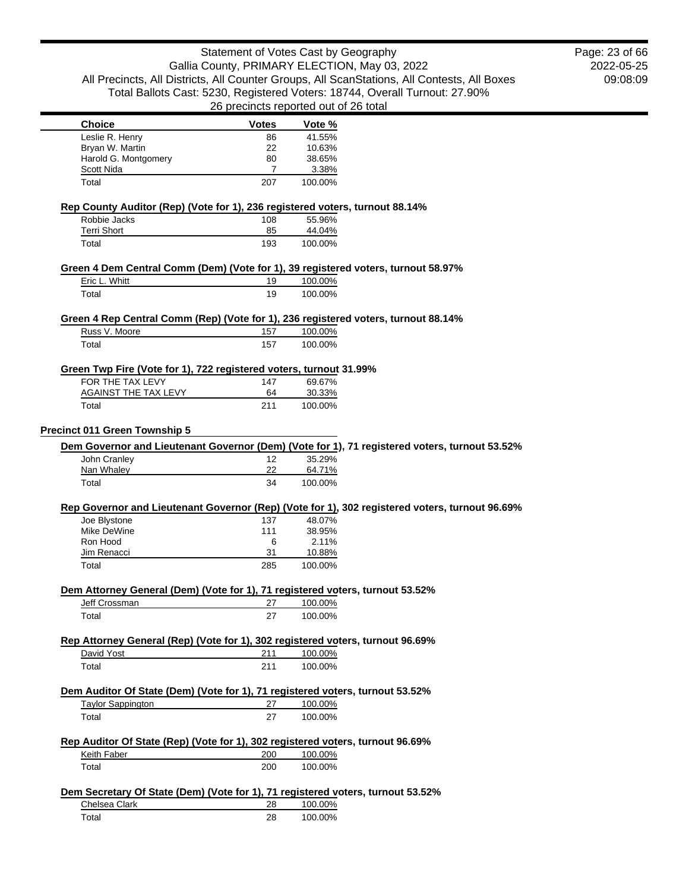| Choice | Votes | Vote % |
|---|---|---|
| Leslie R. Henry | 86 | 41.55% |
| Bryan W. Martin | 22 | 10.63% |
| Harold G. Montgomery | 80 | 38.65% |
| Scott Nida | 7 | 3.38% |
| Total | 207 | 100.00% |

**Rep County Auditor (Rep) (Vote for 1), 236 registered voters, turnout 88.14%**

| Choice | Votes | Vote % |
|---|---|---|
| Robbie Jacks | 108 | 55.96% |
| Terri Short | 85 | 44.04% |
| Total | 193 | 100.00% |

**Green 4 Dem Central Comm (Dem) (Vote for 1), 39 registered voters, turnout 58.97%**

| Choice | Votes | Vote % |
|---|---|---|
| Eric L. Whitt | 19 | 100.00% |
| Total | 19 | 100.00% |

**Green 4 Rep Central Comm (Rep) (Vote for 1), 236 registered voters, turnout 88.14%**

| Choice | Votes | Vote % |
|---|---|---|
| Russ V. Moore | 157 | 100.00% |
| Total | 157 | 100.00% |

**Green Twp Fire (Vote for 1), 722 registered voters, turnout 31.99%**

| Choice | Votes | Vote % |
|---|---|---|
| FOR THE TAX LEVY | 147 | 69.67% |
| AGAINST THE TAX LEVY | 64 | 30.33% |
| Total | 211 | 100.00% |

## Precinct 011 Green Township 5

**Dem Governor and Lieutenant Governor (Dem) (Vote for 1), 71 registered voters, turnout 53.52%**

| Choice | Votes | Vote % |
|---|---|---|
| John Cranley | 12 | 35.29% |
| Nan Whaley | 22 | 64.71% |
| Total | 34 | 100.00% |

**Rep Governor and Lieutenant Governor (Rep) (Vote for 1), 302 registered voters, turnout 96.69%**

| Choice | Votes | Vote % |
|---|---|---|
| Joe Blystone | 137 | 48.07% |
| Mike DeWine | 111 | 38.95% |
| Ron Hood | 6 | 2.11% |
| Jim Renacci | 31 | 10.88% |
| Total | 285 | 100.00% |

**Dem Attorney General (Dem) (Vote for 1), 71 registered voters, turnout 53.52%**

| Choice | Votes | Vote % |
|---|---|---|
| Jeff Crossman | 27 | 100.00% |
| Total | 27 | 100.00% |

**Rep Attorney General (Rep) (Vote for 1), 302 registered voters, turnout 96.69%**

| Choice | Votes | Vote % |
|---|---|---|
| David Yost | 211 | 100.00% |
| Total | 211 | 100.00% |

**Dem Auditor Of State (Dem) (Vote for 1), 71 registered voters, turnout 53.52%**

| Choice | Votes | Vote % |
|---|---|---|
| Taylor Sappington | 27 | 100.00% |
| Total | 27 | 100.00% |

**Rep Auditor Of State (Rep) (Vote for 1), 302 registered voters, turnout 96.69%**

| Choice | Votes | Vote % |
|---|---|---|
| Keith Faber | 200 | 100.00% |
| Total | 200 | 100.00% |

**Dem Secretary Of State (Dem) (Vote for 1), 71 registered voters, turnout 53.52%**

| Choice | Votes | Vote % |
|---|---|---|
| Chelsea Clark | 28 | 100.00% |
| Total | 28 | 100.00% |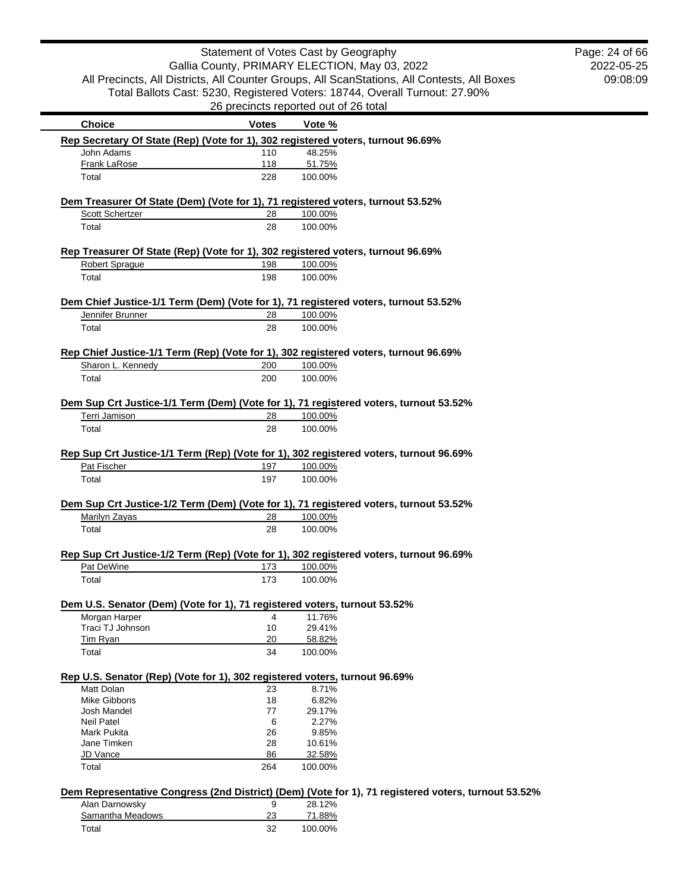Statement of Votes Cast by Geography
Gallia County, PRIMARY ELECTION, May 03, 2022
All Precincts, All Districts, All Counter Groups, All ScanStations, All Contests, All Boxes
Total Ballots Cast: 5230, Registered Voters: 18744, Overall Turnout: 27.90%
26 precincts reported out of 26 total

2022-05-25
09:08:09

| Choice | Votes | Vote % |
|---|---|---|

**Rep Secretary Of State (Rep) (Vote for 1), 302 registered voters, turnout 96.69%**

| Choice | Votes | Vote % |
|---|---|---|
| John Adams | 110 | 48.25% |
| Frank LaRose | 118 | 51.75% |
| Total | 228 | 100.00% |

**Dem Treasurer Of State (Dem) (Vote for 1), 71 registered voters, turnout 53.52%**

| Choice | Votes | Vote % |
|---|---|---|
| Scott Schertzer | 28 | 100.00% |
| Total | 28 | 100.00% |

**Rep Treasurer Of State (Rep) (Vote for 1), 302 registered voters, turnout 96.69%**

| Choice | Votes | Vote % |
|---|---|---|
| Robert Sprague | 198 | 100.00% |
| Total | 198 | 100.00% |

**Dem Chief Justice-1/1 Term (Dem) (Vote for 1), 71 registered voters, turnout 53.52%**

| Choice | Votes | Vote % |
|---|---|---|
| Jennifer Brunner | 28 | 100.00% |
| Total | 28 | 100.00% |

**Rep Chief Justice-1/1 Term (Rep) (Vote for 1), 302 registered voters, turnout 96.69%**

| Choice | Votes | Vote % |
|---|---|---|
| Sharon L. Kennedy | 200 | 100.00% |
| Total | 200 | 100.00% |

**Dem Sup Crt Justice-1/1 Term (Dem) (Vote for 1), 71 registered voters, turnout 53.52%**

| Choice | Votes | Vote % |
|---|---|---|
| Terri Jamison | 28 | 100.00% |
| Total | 28 | 100.00% |

**Rep Sup Crt Justice-1/1 Term (Rep) (Vote for 1), 302 registered voters, turnout 96.69%**

| Choice | Votes | Vote % |
|---|---|---|
| Pat Fischer | 197 | 100.00% |
| Total | 197 | 100.00% |

**Dem Sup Crt Justice-1/2 Term (Dem) (Vote for 1), 71 registered voters, turnout 53.52%**

| Choice | Votes | Vote % |
|---|---|---|
| Marilyn Zayas | 28 | 100.00% |
| Total | 28 | 100.00% |

**Rep Sup Crt Justice-1/2 Term (Rep) (Vote for 1), 302 registered voters, turnout 96.69%**

| Choice | Votes | Vote % |
|---|---|---|
| Pat DeWine | 173 | 100.00% |
| Total | 173 | 100.00% |

**Dem U.S. Senator (Dem) (Vote for 1), 71 registered voters, turnout 53.52%**

| Choice | Votes | Vote % |
|---|---|---|
| Morgan Harper | 4 | 11.76% |
| Traci TJ Johnson | 10 | 29.41% |
| Tim Ryan | 20 | 58.82% |
| Total | 34 | 100.00% |

**Rep U.S. Senator (Rep) (Vote for 1), 302 registered voters, turnout 96.69%**

| Choice | Votes | Vote % |
|---|---|---|
| Matt Dolan | 23 | 8.71% |
| Mike Gibbons | 18 | 6.82% |
| Josh Mandel | 77 | 29.17% |
| Neil Patel | 6 | 2.27% |
| Mark Pukita | 26 | 9.85% |
| Jane Timken | 28 | 10.61% |
| JD Vance | 86 | 32.58% |
| Total | 264 | 100.00% |

**Dem Representative Congress (2nd District) (Dem) (Vote for 1), 71 registered voters, turnout 53.52%**

| Choice | Votes | Vote % |
|---|---|---|
| Alan Darnowsky | 9 | 28.12% |
| Samantha Meadows | 23 | 71.88% |
| Total | 32 | 100.00% |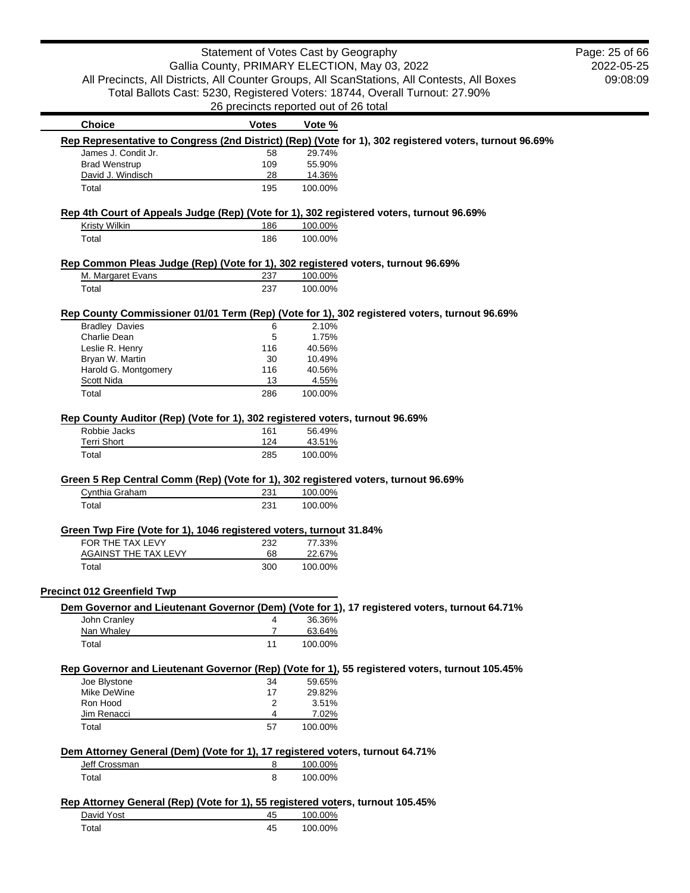| Choice | Votes | Vote % |
|---|---|---|

**Rep Representative to Congress (2nd District) (Rep) (Vote for 1), 302 registered voters, turnout 96.69%**

| Choice | Votes | Vote % |
|---|---|---|
| James J. Condit Jr. | 58 | 29.74% |
| Brad Wenstrup | 109 | 55.90% |
| David J. Windisch | 28 | 14.36% |
| Total | 195 | 100.00% |

**Rep 4th Court of Appeals Judge (Rep) (Vote for 1), 302 registered voters, turnout 96.69%**

| Choice | Votes | Vote % |
|---|---|---|
| Kristy Wilkin | 186 | 100.00% |
| Total | 186 | 100.00% |

**Rep Common Pleas Judge (Rep) (Vote for 1), 302 registered voters, turnout 96.69%**

| Choice | Votes | Vote % |
|---|---|---|
| M. Margaret Evans | 237 | 100.00% |
| Total | 237 | 100.00% |

**Rep County Commissioner 01/01 Term (Rep) (Vote for 1), 302 registered voters, turnout 96.69%**

| Choice | Votes | Vote % |
|---|---|---|
| Bradley Davies | 6 | 2.10% |
| Charlie Dean | 5 | 1.75% |
| Leslie R. Henry | 116 | 40.56% |
| Bryan W. Martin | 30 | 10.49% |
| Harold G. Montgomery | 116 | 40.56% |
| Scott Nida | 13 | 4.55% |
| Total | 286 | 100.00% |

**Rep County Auditor (Rep) (Vote for 1), 302 registered voters, turnout 96.69%**

| Choice | Votes | Vote % |
|---|---|---|
| Robbie Jacks | 161 | 56.49% |
| Terri Short | 124 | 43.51% |
| Total | 285 | 100.00% |

**Green 5 Rep Central Comm (Rep) (Vote for 1), 302 registered voters, turnout 96.69%**

| Choice | Votes | Vote % |
|---|---|---|
| Cynthia Graham | 231 | 100.00% |
| Total | 231 | 100.00% |

**Green Twp Fire (Vote for 1), 1046 registered voters, turnout 31.84%**

| Choice | Votes | Vote % |
|---|---|---|
| FOR THE TAX LEVY | 232 | 77.33% |
| AGAINST THE TAX LEVY | 68 | 22.67% |
| Total | 300 | 100.00% |

## Precinct 012 Greenfield Twp

**Dem Governor and Lieutenant Governor (Dem) (Vote for 1), 17 registered voters, turnout 64.71%**

| Choice | Votes | Vote % |
|---|---|---|
| John Cranley | 4 | 36.36% |
| Nan Whaley | 7 | 63.64% |
| Total | 11 | 100.00% |

**Rep Governor and Lieutenant Governor (Rep) (Vote for 1), 55 registered voters, turnout 105.45%**

| Choice | Votes | Vote % |
|---|---|---|
| Joe Blystone | 34 | 59.65% |
| Mike DeWine | 17 | 29.82% |
| Ron Hood | 2 | 3.51% |
| Jim Renacci | 4 | 7.02% |
| Total | 57 | 100.00% |

**Dem Attorney General (Dem) (Vote for 1), 17 registered voters, turnout 64.71%**

| Choice | Votes | Vote % |
|---|---|---|
| Jeff Crossman | 8 | 100.00% |
| Total | 8 | 100.00% |

**Rep Attorney General (Rep) (Vote for 1), 55 registered voters, turnout 105.45%**

| Choice | Votes | Vote % |
|---|---|---|
| David Yost | 45 | 100.00% |
| Total | 45 | 100.00% |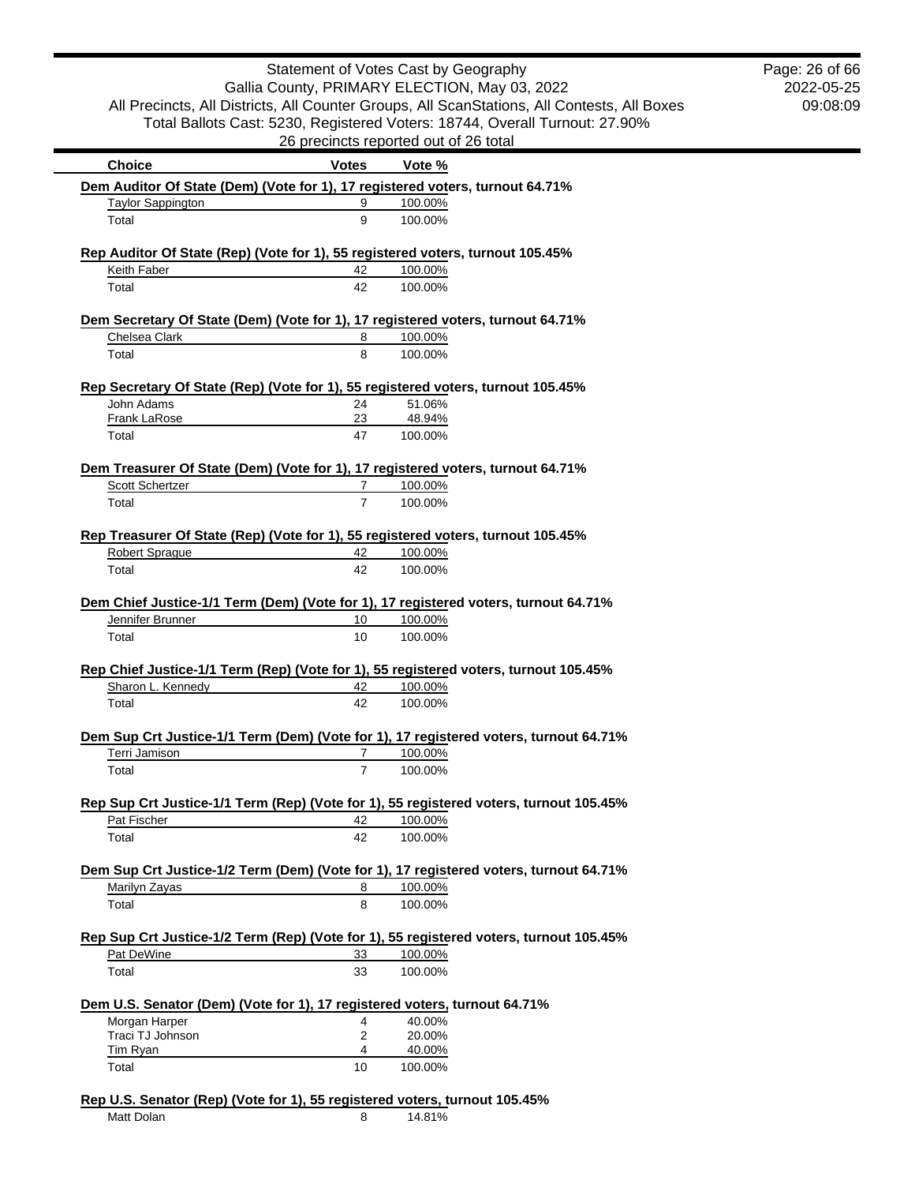Statement of Votes Cast by Geography
Gallia County, PRIMARY ELECTION, May 03, 2022
All Precincts, All Districts, All Counter Groups, All ScanStations, All Contests, All Boxes
Total Ballots Cast: 5230, Registered Voters: 18744, Overall Turnout: 27.90%
26 precincts reported out of 26 total

2022-05-25
09:08:09

| Choice | Votes | Vote % |
| --- | --- | --- |

**Dem Auditor Of State (Dem) (Vote for 1), 17 registered voters, turnout 64.71%**

| Choice | Votes | Vote % |
| --- | --- | --- |
| Taylor Sappington | 9 | 100.00% |
| Total | 9 | 100.00% |

**Rep Auditor Of State (Rep) (Vote for 1), 55 registered voters, turnout 105.45%**

| Choice | Votes | Vote % |
| --- | --- | --- |
| Keith Faber | 42 | 100.00% |
| Total | 42 | 100.00% |

**Dem Secretary Of State (Dem) (Vote for 1), 17 registered voters, turnout 64.71%**

| Choice | Votes | Vote % |
| --- | --- | --- |
| Chelsea Clark | 8 | 100.00% |
| Total | 8 | 100.00% |

**Rep Secretary Of State (Rep) (Vote for 1), 55 registered voters, turnout 105.45%**

| Choice | Votes | Vote % |
| --- | --- | --- |
| John Adams | 24 | 51.06% |
| Frank LaRose | 23 | 48.94% |
| Total | 47 | 100.00% |

**Dem Treasurer Of State (Dem) (Vote for 1), 17 registered voters, turnout 64.71%**

| Choice | Votes | Vote % |
| --- | --- | --- |
| Scott Schertzer | 7 | 100.00% |
| Total | 7 | 100.00% |

**Rep Treasurer Of State (Rep) (Vote for 1), 55 registered voters, turnout 105.45%**

| Choice | Votes | Vote % |
| --- | --- | --- |
| Robert Sprague | 42 | 100.00% |
| Total | 42 | 100.00% |

**Dem Chief Justice-1/1 Term (Dem) (Vote for 1), 17 registered voters, turnout 64.71%**

| Choice | Votes | Vote % |
| --- | --- | --- |
| Jennifer Brunner | 10 | 100.00% |
| Total | 10 | 100.00% |

**Rep Chief Justice-1/1 Term (Rep) (Vote for 1), 55 registered voters, turnout 105.45%**

| Choice | Votes | Vote % |
| --- | --- | --- |
| Sharon L. Kennedy | 42 | 100.00% |
| Total | 42 | 100.00% |

**Dem Sup Crt Justice-1/1 Term (Dem) (Vote for 1), 17 registered voters, turnout 64.71%**

| Choice | Votes | Vote % |
| --- | --- | --- |
| Terri Jamison | 7 | 100.00% |
| Total | 7 | 100.00% |

**Rep Sup Crt Justice-1/1 Term (Rep) (Vote for 1), 55 registered voters, turnout 105.45%**

| Choice | Votes | Vote % |
| --- | --- | --- |
| Pat Fischer | 42 | 100.00% |
| Total | 42 | 100.00% |

**Dem Sup Crt Justice-1/2 Term (Dem) (Vote for 1), 17 registered voters, turnout 64.71%**

| Choice | Votes | Vote % |
| --- | --- | --- |
| Marilyn Zayas | 8 | 100.00% |
| Total | 8 | 100.00% |

**Rep Sup Crt Justice-1/2 Term (Rep) (Vote for 1), 55 registered voters, turnout 105.45%**

| Choice | Votes | Vote % |
| --- | --- | --- |
| Pat DeWine | 33 | 100.00% |
| Total | 33 | 100.00% |

**Dem U.S. Senator (Dem) (Vote for 1), 17 registered voters, turnout 64.71%**

| Choice | Votes | Vote % |
| --- | --- | --- |
| Morgan Harper | 4 | 40.00% |
| Traci TJ Johnson | 2 | 20.00% |
| Tim Ryan | 4 | 40.00% |
| Total | 10 | 100.00% |

**Rep U.S. Senator (Rep) (Vote for 1), 55 registered voters, turnout 105.45%**

| Choice | Votes | Vote % |
| --- | --- | --- |
| Matt Dolan | 8 | 14.81% |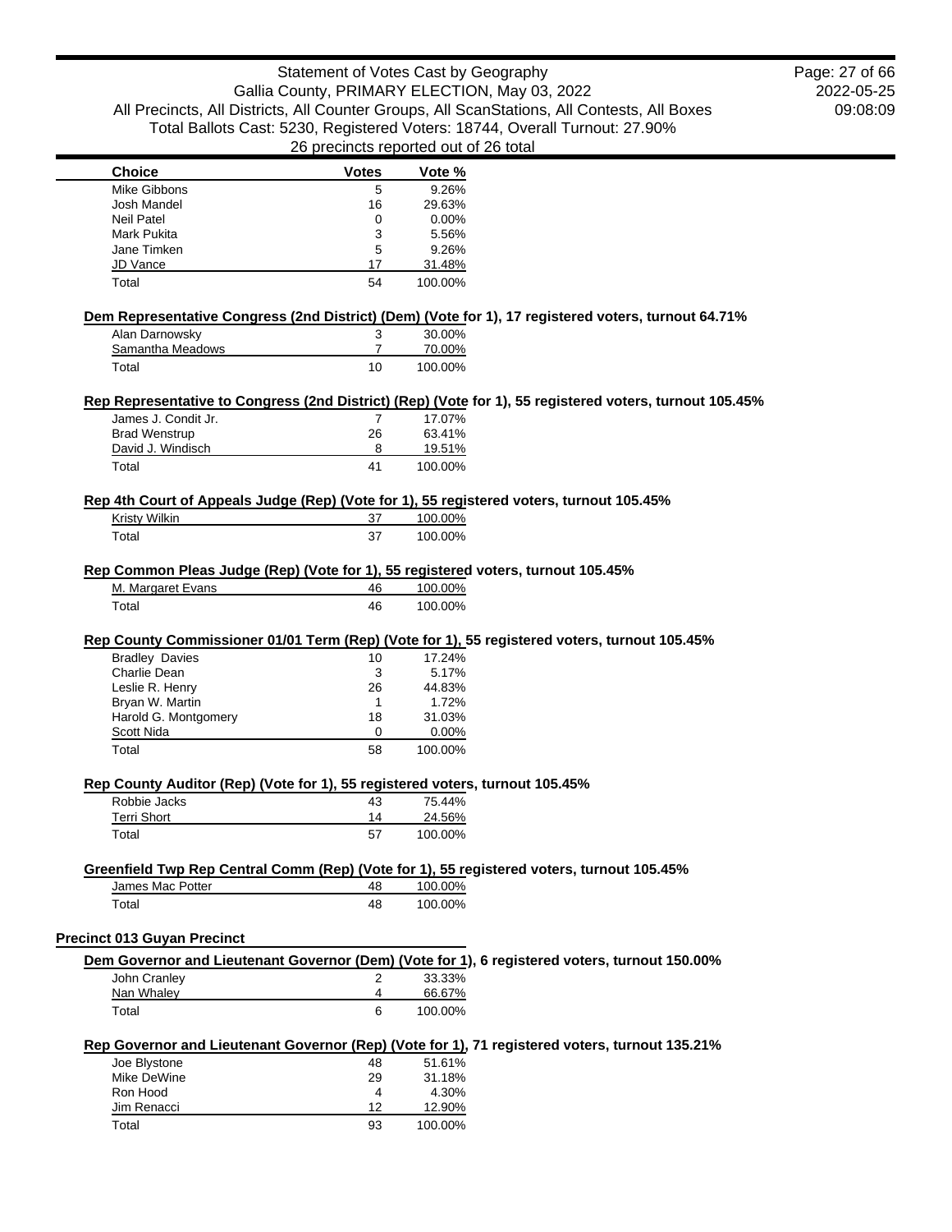| Choice | Votes | Vote % |
|---|---|---|
| Mike Gibbons | 5 | 9.26% |
| Josh Mandel | 16 | 29.63% |
| Neil Patel | 0 | 0.00% |
| Mark Pukita | 3 | 5.56% |
| Jane Timken | 5 | 9.26% |
| JD Vance | 17 | 31.48% |
| Total | 54 | 100.00% |

**Dem Representative Congress (2nd District) (Dem) (Vote for 1), 17 registered voters, turnout 64.71%**

| Choice | Votes | Vote % |
|---|---|---|
| Alan Darnowsky | 3 | 30.00% |
| Samantha Meadows | 7 | 70.00% |
| Total | 10 | 100.00% |

**Rep Representative to Congress (2nd District) (Rep) (Vote for 1), 55 registered voters, turnout 105.45%**

| Choice | Votes | Vote % |
|---|---|---|
| James J. Condit Jr. | 7 | 17.07% |
| Brad Wenstrup | 26 | 63.41% |
| David J. Windisch | 8 | 19.51% |
| Total | 41 | 100.00% |

**Rep 4th Court of Appeals Judge (Rep) (Vote for 1), 55 registered voters, turnout 105.45%**

| Choice | Votes | Vote % |
|---|---|---|
| Kristy Wilkin | 37 | 100.00% |
| Total | 37 | 100.00% |

**Rep Common Pleas Judge (Rep) (Vote for 1), 55 registered voters, turnout 105.45%**

| Choice | Votes | Vote % |
|---|---|---|
| M. Margaret Evans | 46 | 100.00% |
| Total | 46 | 100.00% |

**Rep County Commissioner 01/01 Term (Rep) (Vote for 1), 55 registered voters, turnout 105.45%**

| Choice | Votes | Vote % |
|---|---|---|
| Bradley Davies | 10 | 17.24% |
| Charlie Dean | 3 | 5.17% |
| Leslie R. Henry | 26 | 44.83% |
| Bryan W. Martin | 1 | 1.72% |
| Harold G. Montgomery | 18 | 31.03% |
| Scott Nida | 0 | 0.00% |
| Total | 58 | 100.00% |

**Rep County Auditor (Rep) (Vote for 1), 55 registered voters, turnout 105.45%**

| Choice | Votes | Vote % |
|---|---|---|
| Robbie Jacks | 43 | 75.44% |
| Terri Short | 14 | 24.56% |
| Total | 57 | 100.00% |

**Greenfield Twp Rep Central Comm (Rep) (Vote for 1), 55 registered voters, turnout 105.45%**

| Choice | Votes | Vote % |
|---|---|---|
| James Mac Potter | 48 | 100.00% |
| Total | 48 | 100.00% |

## Precinct 013 Guyan Precinct

**Dem Governor and Lieutenant Governor (Dem) (Vote for 1), 6 registered voters, turnout 150.00%**

| Choice | Votes | Vote % |
|---|---|---|
| John Cranley | 2 | 33.33% |
| Nan Whaley | 4 | 66.67% |
| Total | 6 | 100.00% |

**Rep Governor and Lieutenant Governor (Rep) (Vote for 1), 71 registered voters, turnout 135.21%**

| Choice | Votes | Vote % |
|---|---|---|
| Joe Blystone | 48 | 51.61% |
| Mike DeWine | 29 | 31.18% |
| Ron Hood | 4 | 4.30% |
| Jim Renacci | 12 | 12.90% |
| Total | 93 | 100.00% |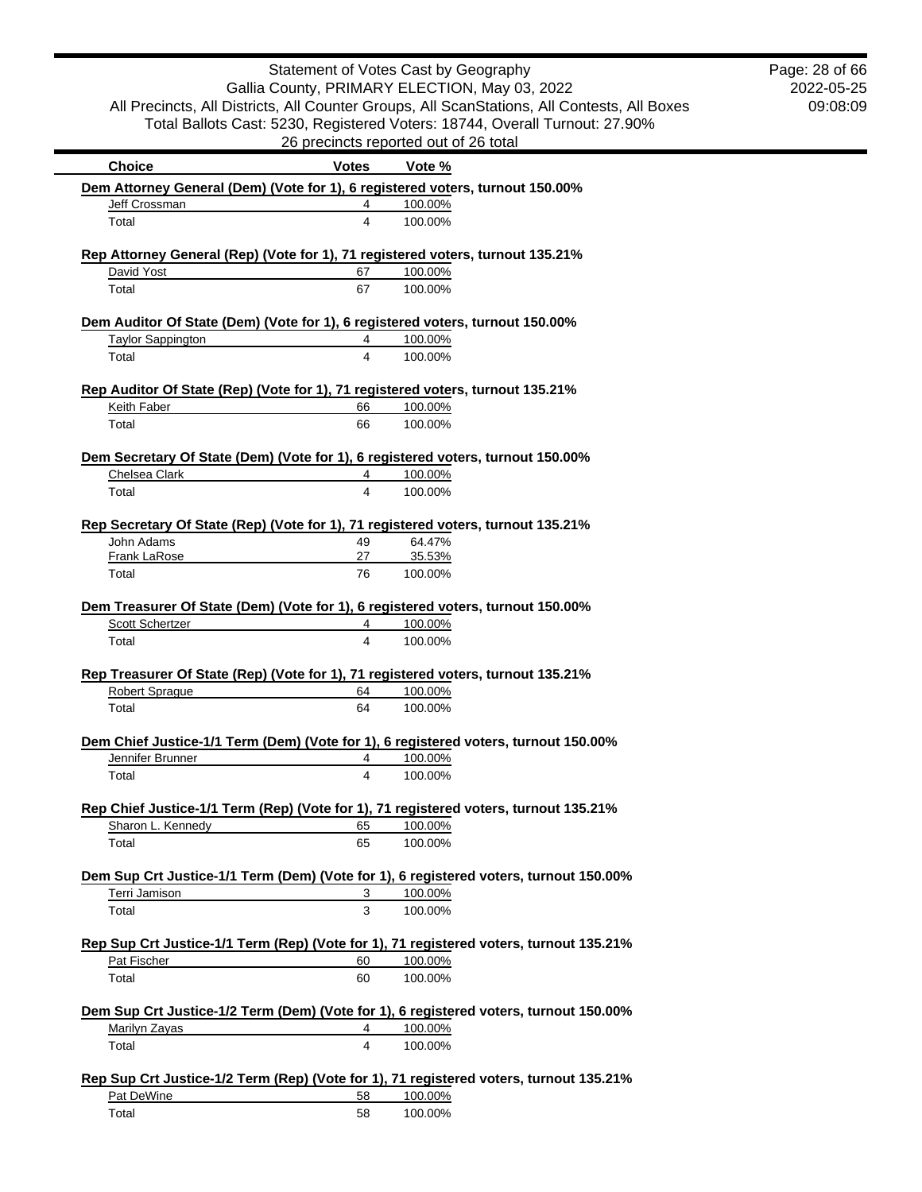Statement of Votes Cast by Geography
Gallia County, PRIMARY ELECTION, May 03, 2022
All Precincts, All Districts, All Counter Groups, All ScanStations, All Contests, All Boxes
Total Ballots Cast: 5230, Registered Voters: 18744, Overall Turnout: 27.90%
26 precincts reported out of 26 total

2022-05-25
09:08:09

| Choice | Votes | Vote % |
|---|---|---|
| **Dem Attorney General (Dem) (Vote for 1), 6 registered voters, turnout 150.00%** | | |
| Jeff Crossman | 4 | 100.00% |
| Total | 4 | 100.00% |
| **Rep Attorney General (Rep) (Vote for 1), 71 registered voters, turnout 135.21%** | | |
| David Yost | 67 | 100.00% |
| Total | 67 | 100.00% |
| **Dem Auditor Of State (Dem) (Vote for 1), 6 registered voters, turnout 150.00%** | | |
| Taylor Sappington | 4 | 100.00% |
| Total | 4 | 100.00% |
| **Rep Auditor Of State (Rep) (Vote for 1), 71 registered voters, turnout 135.21%** | | |
| Keith Faber | 66 | 100.00% |
| Total | 66 | 100.00% |
| **Dem Secretary Of State (Dem) (Vote for 1), 6 registered voters, turnout 150.00%** | | |
| Chelsea Clark | 4 | 100.00% |
| Total | 4 | 100.00% |
| **Rep Secretary Of State (Rep) (Vote for 1), 71 registered voters, turnout 135.21%** | | |
| John Adams | 49 | 64.47% |
| Frank LaRose | 27 | 35.53% |
| Total | 76 | 100.00% |
| **Dem Treasurer Of State (Dem) (Vote for 1), 6 registered voters, turnout 150.00%** | | |
| Scott Schertzer | 4 | 100.00% |
| Total | 4 | 100.00% |
| **Rep Treasurer Of State (Rep) (Vote for 1), 71 registered voters, turnout 135.21%** | | |
| Robert Sprague | 64 | 100.00% |
| Total | 64 | 100.00% |
| **Dem Chief Justice-1/1 Term (Dem) (Vote for 1), 6 registered voters, turnout 150.00%** | | |
| Jennifer Brunner | 4 | 100.00% |
| Total | 4 | 100.00% |
| **Rep Chief Justice-1/1 Term (Rep) (Vote for 1), 71 registered voters, turnout 135.21%** | | |
| Sharon L. Kennedy | 65 | 100.00% |
| Total | 65 | 100.00% |
| **Dem Sup Crt Justice-1/1 Term (Dem) (Vote for 1), 6 registered voters, turnout 150.00%** | | |
| Terri Jamison | 3 | 100.00% |
| Total | 3 | 100.00% |
| **Rep Sup Crt Justice-1/1 Term (Rep) (Vote for 1), 71 registered voters, turnout 135.21%** | | |
| Pat Fischer | 60 | 100.00% |
| Total | 60 | 100.00% |
| **Dem Sup Crt Justice-1/2 Term (Dem) (Vote for 1), 6 registered voters, turnout 150.00%** | | |
| Marilyn Zayas | 4 | 100.00% |
| Total | 4 | 100.00% |
| **Rep Sup Crt Justice-1/2 Term (Rep) (Vote for 1), 71 registered voters, turnout 135.21%** | | |
| Pat DeWine | 58 | 100.00% |
| Total | 58 | 100.00% |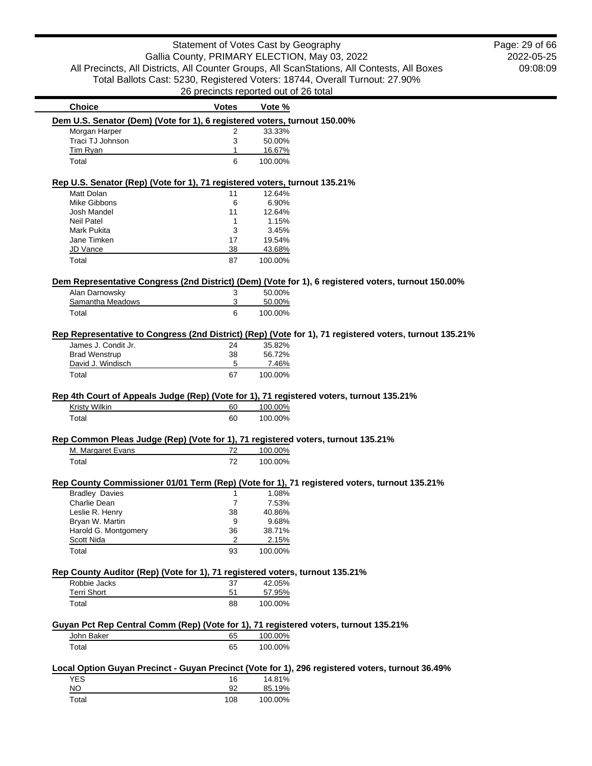Statement of Votes Cast by Geography
Gallia County, PRIMARY ELECTION, May 03, 2022
All Precincts, All Districts, All Counter Groups, All ScanStations, All Contests, All Boxes
Total Ballots Cast: 5230, Registered Voters: 18744, Overall Turnout: 27.90%
26 precincts reported out of 26 total

2022-05-25
09:08:09

| Choice | Votes | Vote % |
|---|---|---|

**Dem U.S. Senator (Dem) (Vote for 1), 6 registered voters, turnout 150.00%**

| Choice | Votes | Vote % |
|---|---|---|
| Morgan Harper | 2 | 33.33% |
| Traci TJ Johnson | 3 | 50.00% |
| Tim Ryan | 1 | 16.67% |
| Total | 6 | 100.00% |

**Rep U.S. Senator (Rep) (Vote for 1), 71 registered voters, turnout 135.21%**

| Choice | Votes | Vote % |
|---|---|---|
| Matt Dolan | 11 | 12.64% |
| Mike Gibbons | 6 | 6.90% |
| Josh Mandel | 11 | 12.64% |
| Neil Patel | 1 | 1.15% |
| Mark Pukita | 3 | 3.45% |
| Jane Timken | 17 | 19.54% |
| JD Vance | 38 | 43.68% |
| Total | 87 | 100.00% |

**Dem Representative Congress (2nd District) (Dem) (Vote for 1), 6 registered voters, turnout 150.00%**

| Choice | Votes | Vote % |
|---|---|---|
| Alan Darnowsky | 3 | 50.00% |
| Samantha Meadows | 3 | 50.00% |
| Total | 6 | 100.00% |

**Rep Representative to Congress (2nd District) (Rep) (Vote for 1), 71 registered voters, turnout 135.21%**

| Choice | Votes | Vote % |
|---|---|---|
| James J. Condit Jr. | 24 | 35.82% |
| Brad Wenstrup | 38 | 56.72% |
| David J. Windisch | 5 | 7.46% |
| Total | 67 | 100.00% |

**Rep 4th Court of Appeals Judge (Rep) (Vote for 1), 71 registered voters, turnout 135.21%**

| Choice | Votes | Vote % |
|---|---|---|
| Kristy Wilkin | 60 | 100.00% |
| Total | 60 | 100.00% |

**Rep Common Pleas Judge (Rep) (Vote for 1), 71 registered voters, turnout 135.21%**

| Choice | Votes | Vote % |
|---|---|---|
| M. Margaret Evans | 72 | 100.00% |
| Total | 72 | 100.00% |

**Rep County Commissioner 01/01 Term (Rep) (Vote for 1), 71 registered voters, turnout 135.21%**

| Choice | Votes | Vote % |
|---|---|---|
| Bradley Davies | 1 | 1.08% |
| Charlie Dean | 7 | 7.53% |
| Leslie R. Henry | 38 | 40.86% |
| Bryan W. Martin | 9 | 9.68% |
| Harold G. Montgomery | 36 | 38.71% |
| Scott Nida | 2 | 2.15% |
| Total | 93 | 100.00% |

**Rep County Auditor (Rep) (Vote for 1), 71 registered voters, turnout 135.21%**

| Choice | Votes | Vote % |
|---|---|---|
| Robbie Jacks | 37 | 42.05% |
| Terri Short | 51 | 57.95% |
| Total | 88 | 100.00% |

**Guyan Pct Rep Central Comm (Rep) (Vote for 1), 71 registered voters, turnout 135.21%**

| Choice | Votes | Vote % |
|---|---|---|
| John Baker | 65 | 100.00% |
| Total | 65 | 100.00% |

**Local Option Guyan Precinct - Guyan Precinct (Vote for 1), 296 registered voters, turnout 36.49%**

| Choice | Votes | Vote % |
|---|---|---|
| YES | 16 | 14.81% |
| NO | 92 | 85.19% |
| Total | 108 | 100.00% |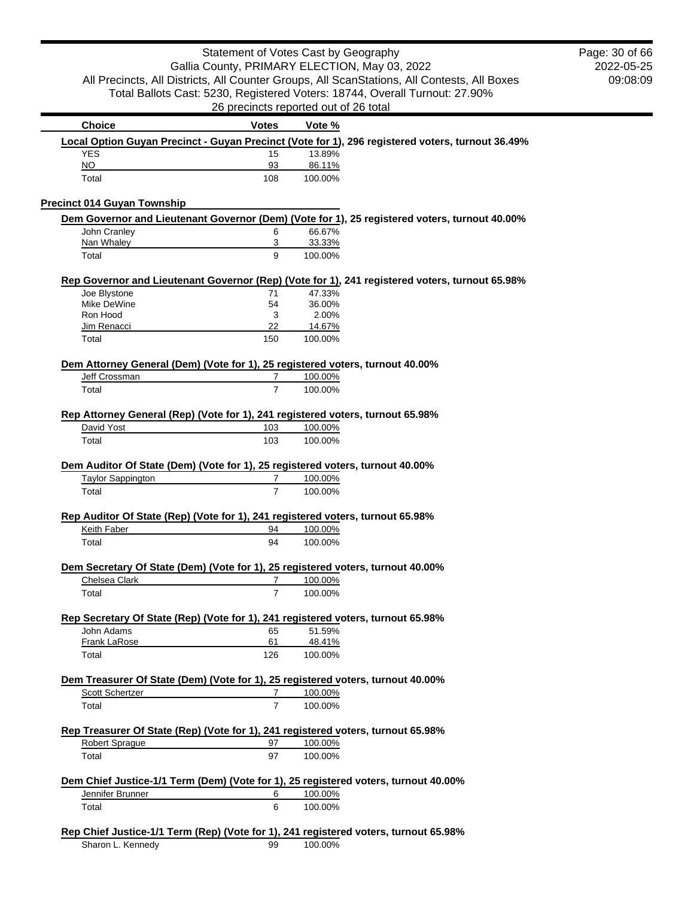| Choice | Votes | Vote % |
|---|---|---|

**Local Option Guyan Precinct - Guyan Precinct (Vote for 1), 296 registered voters, turnout 36.49%**

| Choice | Votes | Vote % |
|---|---|---|
| YES | 15 | 13.89% |
| NO | 93 | 86.11% |
| Total | 108 | 100.00% |

## Precinct 014 Guyan Township

**Dem Governor and Lieutenant Governor (Dem) (Vote for 1), 25 registered voters, turnout 40.00%**

| Choice | Votes | Vote % |
|---|---|---|
| John Cranley | 6 | 66.67% |
| Nan Whaley | 3 | 33.33% |
| Total | 9 | 100.00% |

**Rep Governor and Lieutenant Governor (Rep) (Vote for 1), 241 registered voters, turnout 65.98%**

| Choice | Votes | Vote % |
|---|---|---|
| Joe Blystone | 71 | 47.33% |
| Mike DeWine | 54 | 36.00% |
| Ron Hood | 3 | 2.00% |
| Jim Renacci | 22 | 14.67% |
| Total | 150 | 100.00% |

**Dem Attorney General (Dem) (Vote for 1), 25 registered voters, turnout 40.00%**

| Choice | Votes | Vote % |
|---|---|---|
| Jeff Crossman | 7 | 100.00% |
| Total | 7 | 100.00% |

**Rep Attorney General (Rep) (Vote for 1), 241 registered voters, turnout 65.98%**

| Choice | Votes | Vote % |
|---|---|---|
| David Yost | 103 | 100.00% |
| Total | 103 | 100.00% |

**Dem Auditor Of State (Dem) (Vote for 1), 25 registered voters, turnout 40.00%**

| Choice | Votes | Vote % |
|---|---|---|
| Taylor Sappington | 7 | 100.00% |
| Total | 7 | 100.00% |

**Rep Auditor Of State (Rep) (Vote for 1), 241 registered voters, turnout 65.98%**

| Choice | Votes | Vote % |
|---|---|---|
| Keith Faber | 94 | 100.00% |
| Total | 94 | 100.00% |

**Dem Secretary Of State (Dem) (Vote for 1), 25 registered voters, turnout 40.00%**

| Choice | Votes | Vote % |
|---|---|---|
| Chelsea Clark | 7 | 100.00% |
| Total | 7 | 100.00% |

**Rep Secretary Of State (Rep) (Vote for 1), 241 registered voters, turnout 65.98%**

| Choice | Votes | Vote % |
|---|---|---|
| John Adams | 65 | 51.59% |
| Frank LaRose | 61 | 48.41% |
| Total | 126 | 100.00% |

**Dem Treasurer Of State (Dem) (Vote for 1), 25 registered voters, turnout 40.00%**

| Choice | Votes | Vote % |
|---|---|---|
| Scott Schertzer | 7 | 100.00% |
| Total | 7 | 100.00% |

**Rep Treasurer Of State (Rep) (Vote for 1), 241 registered voters, turnout 65.98%**

| Choice | Votes | Vote % |
|---|---|---|
| Robert Sprague | 97 | 100.00% |
| Total | 97 | 100.00% |

**Dem Chief Justice-1/1 Term (Dem) (Vote for 1), 25 registered voters, turnout 40.00%**

| Choice | Votes | Vote % |
|---|---|---|
| Jennifer Brunner | 6 | 100.00% |
| Total | 6 | 100.00% |

**Rep Chief Justice-1/1 Term (Rep) (Vote for 1), 241 registered voters, turnout 65.98%**

| Choice | Votes | Vote % |
|---|---|---|
| Sharon L. Kennedy | 99 | 100.00% |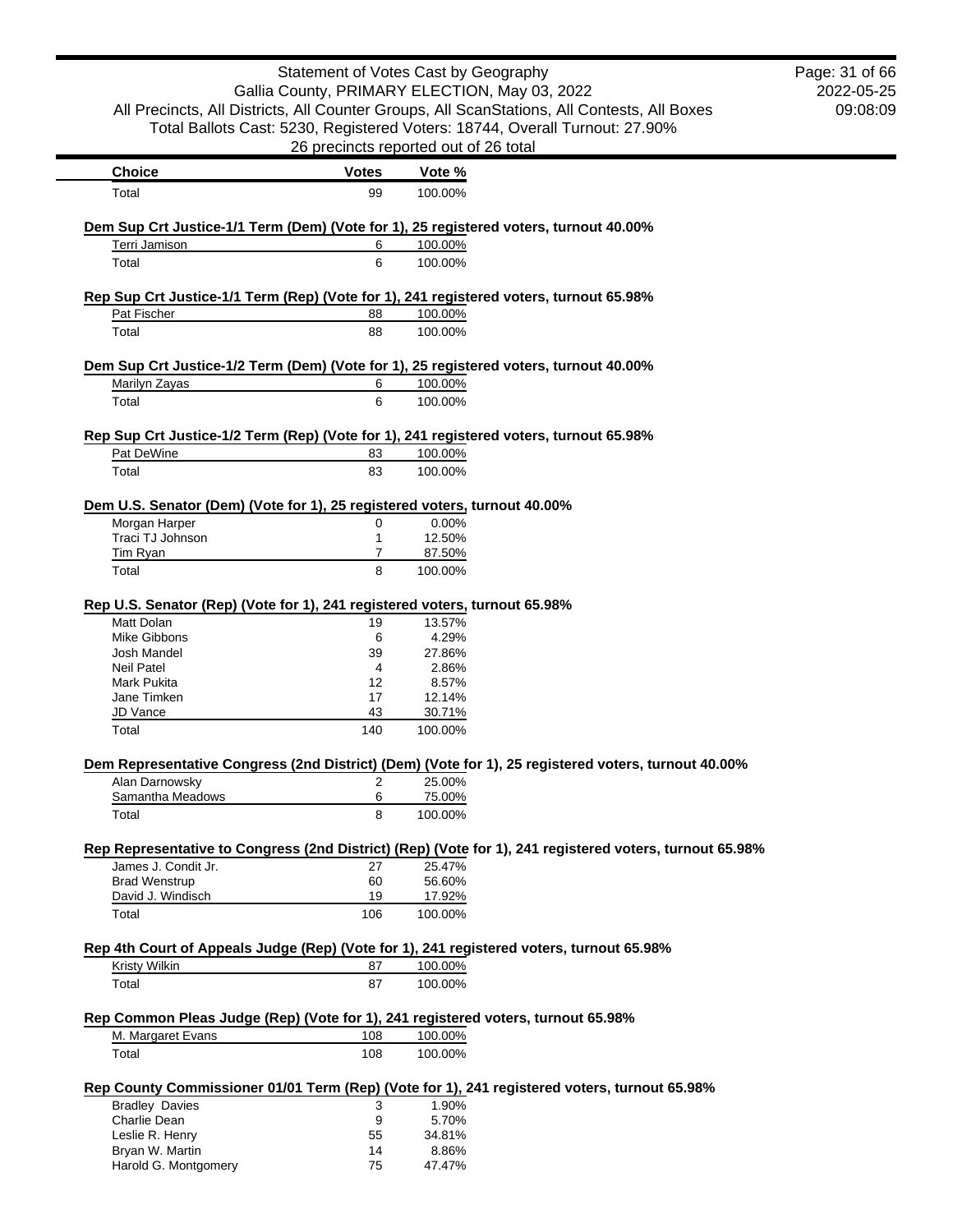| Choice | Votes | Vote % |
|---|---|---|
| Total | 99 | 100.00% |

**Dem Sup Crt Justice-1/1 Term (Dem) (Vote for 1), 25 registered voters, turnout 40.00%**

| Choice | Votes | Vote % |
|---|---|---|
| Terri Jamison | 6 | 100.00% |
| Total | 6 | 100.00% |

**Rep Sup Crt Justice-1/1 Term (Rep) (Vote for 1), 241 registered voters, turnout 65.98%**

| Choice | Votes | Vote % |
|---|---|---|
| Pat Fischer | 88 | 100.00% |
| Total | 88 | 100.00% |

**Dem Sup Crt Justice-1/2 Term (Dem) (Vote for 1), 25 registered voters, turnout 40.00%**

| Choice | Votes | Vote % |
|---|---|---|
| Marilyn Zayas | 6 | 100.00% |
| Total | 6 | 100.00% |

**Rep Sup Crt Justice-1/2 Term (Rep) (Vote for 1), 241 registered voters, turnout 65.98%**

| Choice | Votes | Vote % |
|---|---|---|
| Pat DeWine | 83 | 100.00% |
| Total | 83 | 100.00% |

**Dem U.S. Senator (Dem) (Vote for 1), 25 registered voters, turnout 40.00%**

| Choice | Votes | Vote % |
|---|---|---|
| Morgan Harper | 0 | 0.00% |
| Traci TJ Johnson | 1 | 12.50% |
| Tim Ryan | 7 | 87.50% |
| Total | 8 | 100.00% |

**Rep U.S. Senator (Rep) (Vote for 1), 241 registered voters, turnout 65.98%**

| Choice | Votes | Vote % |
|---|---|---|
| Matt Dolan | 19 | 13.57% |
| Mike Gibbons | 6 | 4.29% |
| Josh Mandel | 39 | 27.86% |
| Neil Patel | 4 | 2.86% |
| Mark Pukita | 12 | 8.57% |
| Jane Timken | 17 | 12.14% |
| JD Vance | 43 | 30.71% |
| Total | 140 | 100.00% |

**Dem Representative Congress (2nd District) (Dem) (Vote for 1), 25 registered voters, turnout 40.00%**

| Choice | Votes | Vote % |
|---|---|---|
| Alan Darnowsky | 2 | 25.00% |
| Samantha Meadows | 6 | 75.00% |
| Total | 8 | 100.00% |

**Rep Representative to Congress (2nd District) (Rep) (Vote for 1), 241 registered voters, turnout 65.98%**

| Choice | Votes | Vote % |
|---|---|---|
| James J. Condit Jr. | 27 | 25.47% |
| Brad Wenstrup | 60 | 56.60% |
| David J. Windisch | 19 | 17.92% |
| Total | 106 | 100.00% |

**Rep 4th Court of Appeals Judge (Rep) (Vote for 1), 241 registered voters, turnout 65.98%**

| Choice | Votes | Vote % |
|---|---|---|
| Kristy Wilkin | 87 | 100.00% |
| Total | 87 | 100.00% |

**Rep Common Pleas Judge (Rep) (Vote for 1), 241 registered voters, turnout 65.98%**

| Choice | Votes | Vote % |
|---|---|---|
| M. Margaret Evans | 108 | 100.00% |
| Total | 108 | 100.00% |

**Rep County Commissioner 01/01 Term (Rep) (Vote for 1), 241 registered voters, turnout 65.98%**

| Choice | Votes | Vote % |
|---|---|---|
| Bradley Davies | 3 | 1.90% |
| Charlie Dean | 9 | 5.70% |
| Leslie R. Henry | 55 | 34.81% |
| Bryan W. Martin | 14 | 8.86% |
| Harold G. Montgomery | 75 | 47.47% |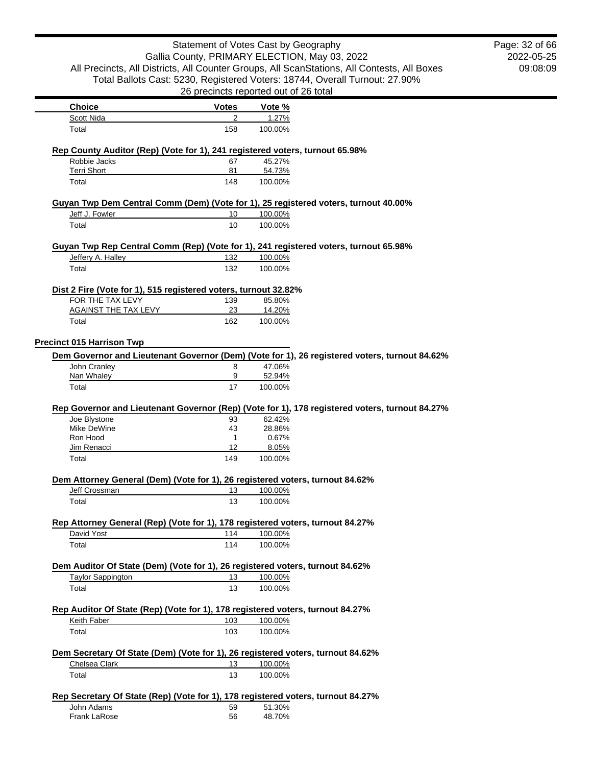| Choice | Votes | Vote % |
|---|---|---|
| Scott Nida | 2 | 1.27% |
| Total | 158 | 100.00% |

**Rep County Auditor (Rep) (Vote for 1), 241 registered voters, turnout 65.98%**

| Choice | Votes | Vote % |
|---|---|---|
| Robbie Jacks | 67 | 45.27% |
| Terri Short | 81 | 54.73% |
| Total | 148 | 100.00% |

**Guyan Twp Dem Central Comm (Dem) (Vote for 1), 25 registered voters, turnout 40.00%**

| Choice | Votes | Vote % |
|---|---|---|
| Jeff J. Fowler | 10 | 100.00% |
| Total | 10 | 100.00% |

**Guyan Twp Rep Central Comm (Rep) (Vote for 1), 241 registered voters, turnout 65.98%**

| Choice | Votes | Vote % |
|---|---|---|
| Jeffery A. Halley | 132 | 100.00% |
| Total | 132 | 100.00% |

**Dist 2 Fire (Vote for 1), 515 registered voters, turnout 32.82%**

| Choice | Votes | Vote % |
|---|---|---|
| FOR THE TAX LEVY | 139 | 85.80% |
| AGAINST THE TAX LEVY | 23 | 14.20% |
| Total | 162 | 100.00% |

## Precinct 015 Harrison Twp

**Dem Governor and Lieutenant Governor (Dem) (Vote for 1), 26 registered voters, turnout 84.62%**

| Choice | Votes | Vote % |
|---|---|---|
| John Cranley | 8 | 47.06% |
| Nan Whaley | 9 | 52.94% |
| Total | 17 | 100.00% |

**Rep Governor and Lieutenant Governor (Rep) (Vote for 1), 178 registered voters, turnout 84.27%**

| Choice | Votes | Vote % |
|---|---|---|
| Joe Blystone | 93 | 62.42% |
| Mike DeWine | 43 | 28.86% |
| Ron Hood | 1 | 0.67% |
| Jim Renacci | 12 | 8.05% |
| Total | 149 | 100.00% |

**Dem Attorney General (Dem) (Vote for 1), 26 registered voters, turnout 84.62%**

| Choice | Votes | Vote % |
|---|---|---|
| Jeff Crossman | 13 | 100.00% |
| Total | 13 | 100.00% |

**Rep Attorney General (Rep) (Vote for 1), 178 registered voters, turnout 84.27%**

| Choice | Votes | Vote % |
|---|---|---|
| David Yost | 114 | 100.00% |
| Total | 114 | 100.00% |

**Dem Auditor Of State (Dem) (Vote for 1), 26 registered voters, turnout 84.62%**

| Choice | Votes | Vote % |
|---|---|---|
| Taylor Sappington | 13 | 100.00% |
| Total | 13 | 100.00% |

**Rep Auditor Of State (Rep) (Vote for 1), 178 registered voters, turnout 84.27%**

| Choice | Votes | Vote % |
|---|---|---|
| Keith Faber | 103 | 100.00% |
| Total | 103 | 100.00% |

**Dem Secretary Of State (Dem) (Vote for 1), 26 registered voters, turnout 84.62%**

| Choice | Votes | Vote % |
|---|---|---|
| Chelsea Clark | 13 | 100.00% |
| Total | 13 | 100.00% |

**Rep Secretary Of State (Rep) (Vote for 1), 178 registered voters, turnout 84.27%**

| Choice | Votes | Vote % |
|---|---|---|
| John Adams | 59 | 51.30% |
| Frank LaRose | 56 | 48.70% |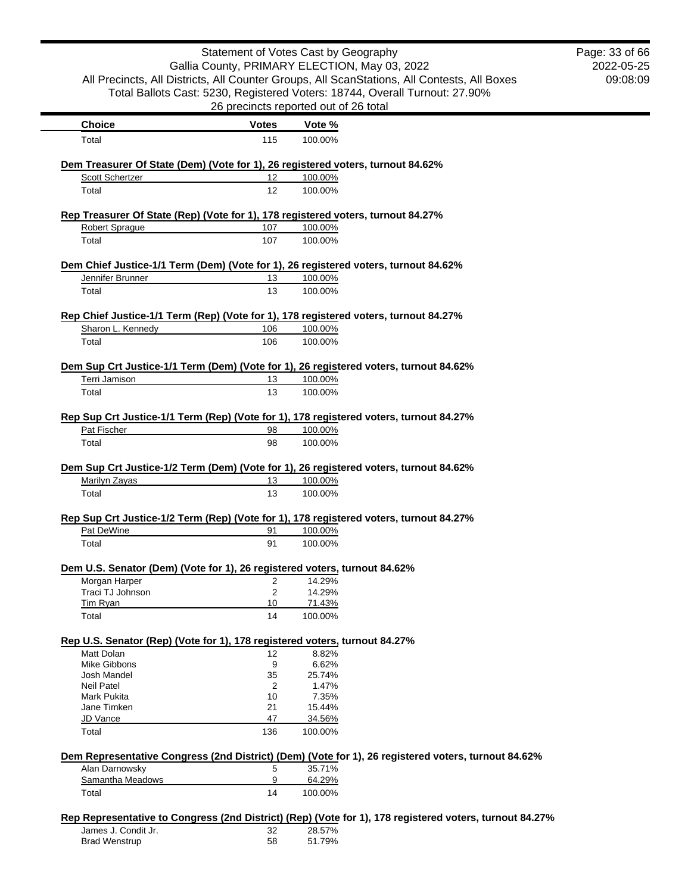| Choice | Votes | Vote % |
|---|---|---|
| Total | 115 | 100.00% |

**Dem Treasurer Of State (Dem) (Vote for 1), 26 registered voters, turnout 84.62%**

| Choice | Votes | Vote % |
|---|---|---|
| Scott Schertzer | 12 | 100.00% |
| Total | 12 | 100.00% |

**Rep Treasurer Of State (Rep) (Vote for 1), 178 registered voters, turnout 84.27%**

| Choice | Votes | Vote % |
|---|---|---|
| Robert Sprague | 107 | 100.00% |
| Total | 107 | 100.00% |

**Dem Chief Justice-1/1 Term (Dem) (Vote for 1), 26 registered voters, turnout 84.62%**

| Choice | Votes | Vote % |
|---|---|---|
| Jennifer Brunner | 13 | 100.00% |
| Total | 13 | 100.00% |

**Rep Chief Justice-1/1 Term (Rep) (Vote for 1), 178 registered voters, turnout 84.27%**

| Choice | Votes | Vote % |
|---|---|---|
| Sharon L. Kennedy | 106 | 100.00% |
| Total | 106 | 100.00% |

**Dem Sup Crt Justice-1/1 Term (Dem) (Vote for 1), 26 registered voters, turnout 84.62%**

| Choice | Votes | Vote % |
|---|---|---|
| Terri Jamison | 13 | 100.00% |
| Total | 13 | 100.00% |

**Rep Sup Crt Justice-1/1 Term (Rep) (Vote for 1), 178 registered voters, turnout 84.27%**

| Choice | Votes | Vote % |
|---|---|---|
| Pat Fischer | 98 | 100.00% |
| Total | 98 | 100.00% |

**Dem Sup Crt Justice-1/2 Term (Dem) (Vote for 1), 26 registered voters, turnout 84.62%**

| Choice | Votes | Vote % |
|---|---|---|
| Marilyn Zayas | 13 | 100.00% |
| Total | 13 | 100.00% |

**Rep Sup Crt Justice-1/2 Term (Rep) (Vote for 1), 178 registered voters, turnout 84.27%**

| Choice | Votes | Vote % |
|---|---|---|
| Pat DeWine | 91 | 100.00% |
| Total | 91 | 100.00% |

**Dem U.S. Senator (Dem) (Vote for 1), 26 registered voters, turnout 84.62%**

| Choice | Votes | Vote % |
|---|---|---|
| Morgan Harper | 2 | 14.29% |
| Traci TJ Johnson | 2 | 14.29% |
| Tim Ryan | 10 | 71.43% |
| Total | 14 | 100.00% |

**Rep U.S. Senator (Rep) (Vote for 1), 178 registered voters, turnout 84.27%**

| Choice | Votes | Vote % |
|---|---|---|
| Matt Dolan | 12 | 8.82% |
| Mike Gibbons | 9 | 6.62% |
| Josh Mandel | 35 | 25.74% |
| Neil Patel | 2 | 1.47% |
| Mark Pukita | 10 | 7.35% |
| Jane Timken | 21 | 15.44% |
| JD Vance | 47 | 34.56% |
| Total | 136 | 100.00% |

**Dem Representative Congress (2nd District) (Dem) (Vote for 1), 26 registered voters, turnout 84.62%**

| Choice | Votes | Vote % |
|---|---|---|
| Alan Darnowsky | 5 | 35.71% |
| Samantha Meadows | 9 | 64.29% |
| Total | 14 | 100.00% |

**Rep Representative to Congress (2nd District) (Rep) (Vote for 1), 178 registered voters, turnout 84.27%**

| Choice | Votes | Vote % |
|---|---|---|
| James J. Condit Jr. | 32 | 28.57% |
| Brad Wenstrup | 58 | 51.79% |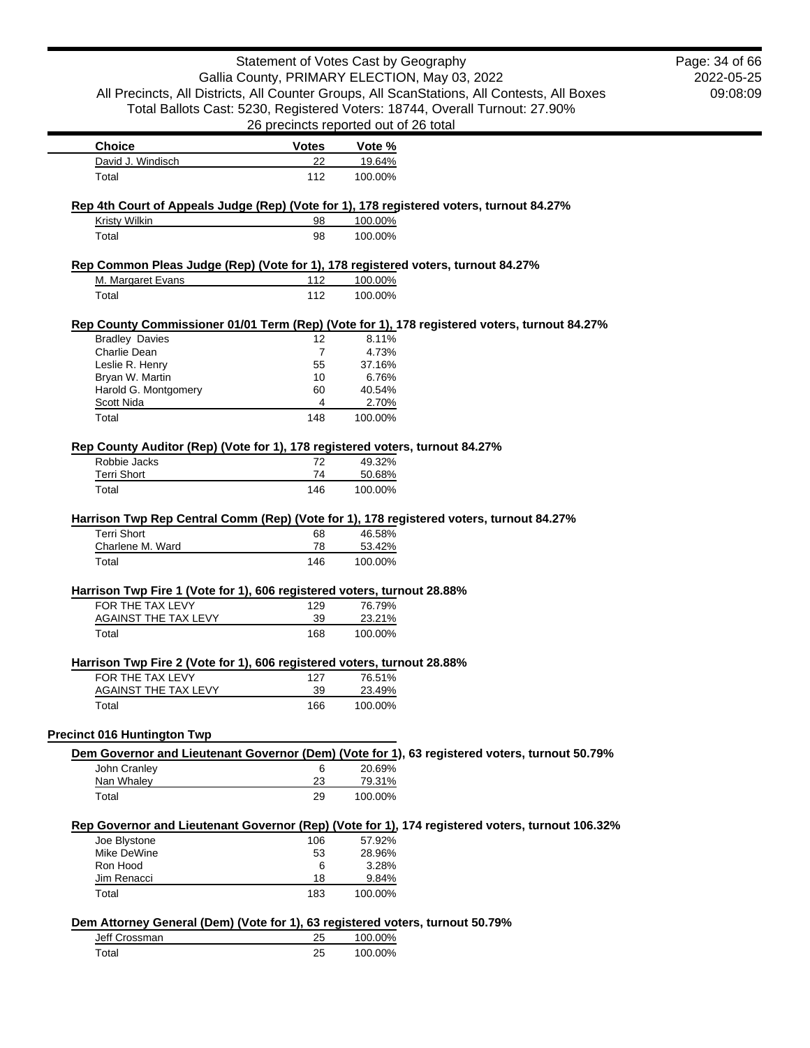| Choice | Votes | Vote % |
| --- | --- | --- |
| David J. Windisch | 22 | 19.64% |
| Total | 112 | 100.00% |

**Rep 4th Court of Appeals Judge (Rep) (Vote for 1), 178 registered voters, turnout 84.27%**

| Choice | Votes | Vote % |
| --- | --- | --- |
| Kristy Wilkin | 98 | 100.00% |
| Total | 98 | 100.00% |

**Rep Common Pleas Judge (Rep) (Vote for 1), 178 registered voters, turnout 84.27%**

| Choice | Votes | Vote % |
| --- | --- | --- |
| M. Margaret Evans | 112 | 100.00% |
| Total | 112 | 100.00% |

**Rep County Commissioner 01/01 Term (Rep) (Vote for 1), 178 registered voters, turnout 84.27%**

| Choice | Votes | Vote % |
| --- | --- | --- |
| Bradley Davies | 12 | 8.11% |
| Charlie Dean | 7 | 4.73% |
| Leslie R. Henry | 55 | 37.16% |
| Bryan W. Martin | 10 | 6.76% |
| Harold G. Montgomery | 60 | 40.54% |
| Scott Nida | 4 | 2.70% |
| Total | 148 | 100.00% |

**Rep County Auditor (Rep) (Vote for 1), 178 registered voters, turnout 84.27%**

| Choice | Votes | Vote % |
| --- | --- | --- |
| Robbie Jacks | 72 | 49.32% |
| Terri Short | 74 | 50.68% |
| Total | 146 | 100.00% |

**Harrison Twp Rep Central Comm (Rep) (Vote for 1), 178 registered voters, turnout 84.27%**

| Choice | Votes | Vote % |
| --- | --- | --- |
| Terri Short | 68 | 46.58% |
| Charlene M. Ward | 78 | 53.42% |
| Total | 146 | 100.00% |

**Harrison Twp Fire 1 (Vote for 1), 606 registered voters, turnout 28.88%**

| Choice | Votes | Vote % |
| --- | --- | --- |
| FOR THE TAX LEVY | 129 | 76.79% |
| AGAINST THE TAX LEVY | 39 | 23.21% |
| Total | 168 | 100.00% |

**Harrison Twp Fire 2 (Vote for 1), 606 registered voters, turnout 28.88%**

| Choice | Votes | Vote % |
| --- | --- | --- |
| FOR THE TAX LEVY | 127 | 76.51% |
| AGAINST THE TAX LEVY | 39 | 23.49% |
| Total | 166 | 100.00% |

## Precinct 016 Huntington Twp

**Dem Governor and Lieutenant Governor (Dem) (Vote for 1), 63 registered voters, turnout 50.79%**

| Choice | Votes | Vote % |
| --- | --- | --- |
| John Cranley | 6 | 20.69% |
| Nan Whaley | 23 | 79.31% |
| Total | 29 | 100.00% |

**Rep Governor and Lieutenant Governor (Rep) (Vote for 1), 174 registered voters, turnout 106.32%**

| Choice | Votes | Vote % |
| --- | --- | --- |
| Joe Blystone | 106 | 57.92% |
| Mike DeWine | 53 | 28.96% |
| Ron Hood | 6 | 3.28% |
| Jim Renacci | 18 | 9.84% |
| Total | 183 | 100.00% |

**Dem Attorney General (Dem) (Vote for 1), 63 registered voters, turnout 50.79%**

| Choice | Votes | Vote % |
| --- | --- | --- |
| Jeff Crossman | 25 | 100.00% |
| Total | 25 | 100.00% |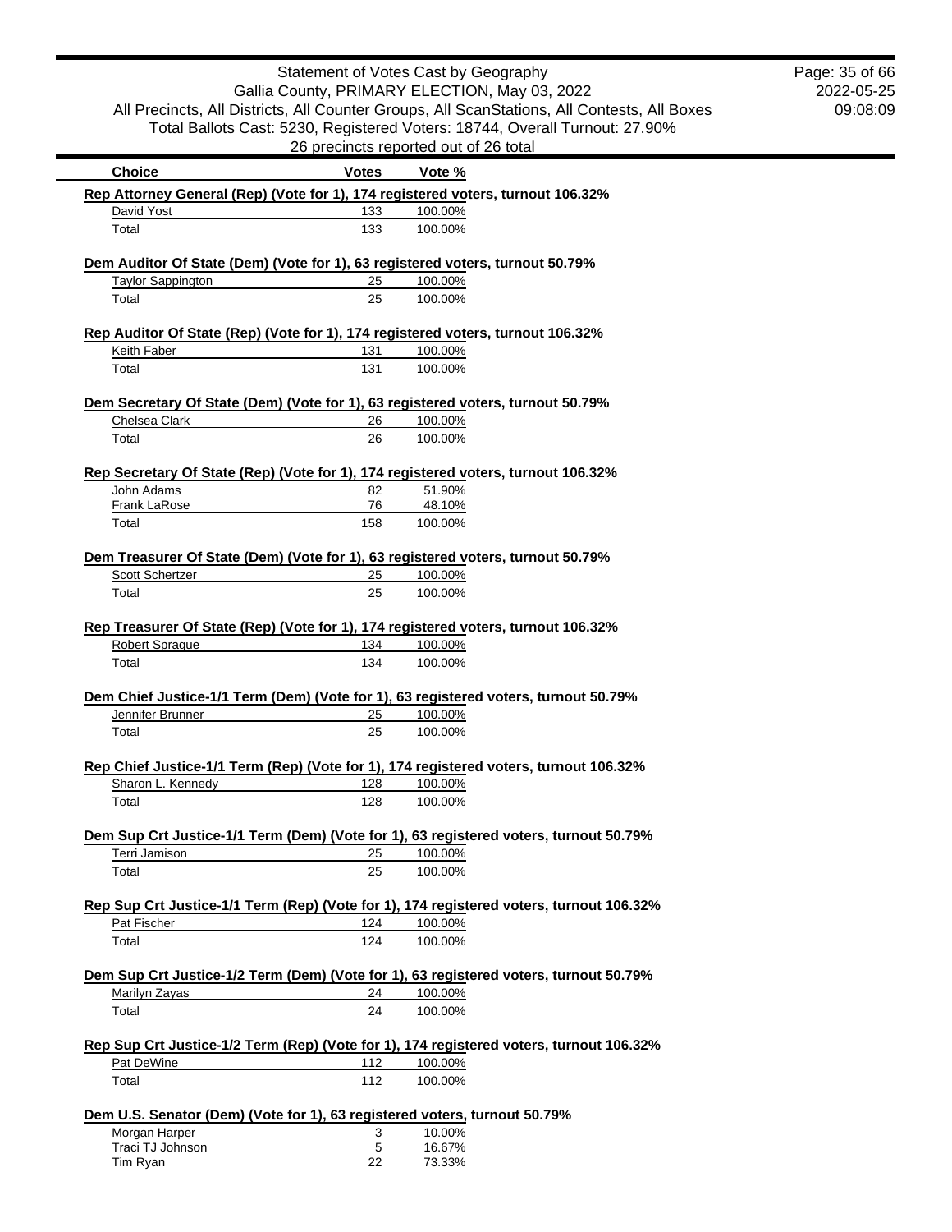Statement of Votes Cast by Geography
Gallia County, PRIMARY ELECTION, May 03, 2022
All Precincts, All Districts, All Counter Groups, All ScanStations, All Contests, All Boxes
Total Ballots Cast: 5230, Registered Voters: 18744, Overall Turnout: 27.90%
26 precincts reported out of 26 total

2022-05-25
09:08:09

| Choice | Votes | Vote % |
|---|---|---|
| **Rep Attorney General (Rep) (Vote for 1), 174 registered voters, turnout 106.32%** | | |
| David Yost | 133 | 100.00% |
| Total | 133 | 100.00% |
| **Dem Auditor Of State (Dem) (Vote for 1), 63 registered voters, turnout 50.79%** | | |
| Taylor Sappington | 25 | 100.00% |
| Total | 25 | 100.00% |
| **Rep Auditor Of State (Rep) (Vote for 1), 174 registered voters, turnout 106.32%** | | |
| Keith Faber | 131 | 100.00% |
| Total | 131 | 100.00% |
| **Dem Secretary Of State (Dem) (Vote for 1), 63 registered voters, turnout 50.79%** | | |
| Chelsea Clark | 26 | 100.00% |
| Total | 26 | 100.00% |
| **Rep Secretary Of State (Rep) (Vote for 1), 174 registered voters, turnout 106.32%** | | |
| John Adams | 82 | 51.90% |
| Frank LaRose | 76 | 48.10% |
| Total | 158 | 100.00% |
| **Dem Treasurer Of State (Dem) (Vote for 1), 63 registered voters, turnout 50.79%** | | |
| Scott Schertzer | 25 | 100.00% |
| Total | 25 | 100.00% |
| **Rep Treasurer Of State (Rep) (Vote for 1), 174 registered voters, turnout 106.32%** | | |
| Robert Sprague | 134 | 100.00% |
| Total | 134 | 100.00% |
| **Dem Chief Justice-1/1 Term (Dem) (Vote for 1), 63 registered voters, turnout 50.79%** | | |
| Jennifer Brunner | 25 | 100.00% |
| Total | 25 | 100.00% |
| **Rep Chief Justice-1/1 Term (Rep) (Vote for 1), 174 registered voters, turnout 106.32%** | | |
| Sharon L. Kennedy | 128 | 100.00% |
| Total | 128 | 100.00% |
| **Dem Sup Crt Justice-1/1 Term (Dem) (Vote for 1), 63 registered voters, turnout 50.79%** | | |
| Terri Jamison | 25 | 100.00% |
| Total | 25 | 100.00% |
| **Rep Sup Crt Justice-1/1 Term (Rep) (Vote for 1), 174 registered voters, turnout 106.32%** | | |
| Pat Fischer | 124 | 100.00% |
| Total | 124 | 100.00% |
| **Dem Sup Crt Justice-1/2 Term (Dem) (Vote for 1), 63 registered voters, turnout 50.79%** | | |
| Marilyn Zayas | 24 | 100.00% |
| Total | 24 | 100.00% |
| **Rep Sup Crt Justice-1/2 Term (Rep) (Vote for 1), 174 registered voters, turnout 106.32%** | | |
| Pat DeWine | 112 | 100.00% |
| Total | 112 | 100.00% |
| **Dem U.S. Senator (Dem) (Vote for 1), 63 registered voters, turnout 50.79%** | | |
| Morgan Harper | 3 | 10.00% |
| Traci TJ Johnson | 5 | 16.67% |
| Tim Ryan | 22 | 73.33% |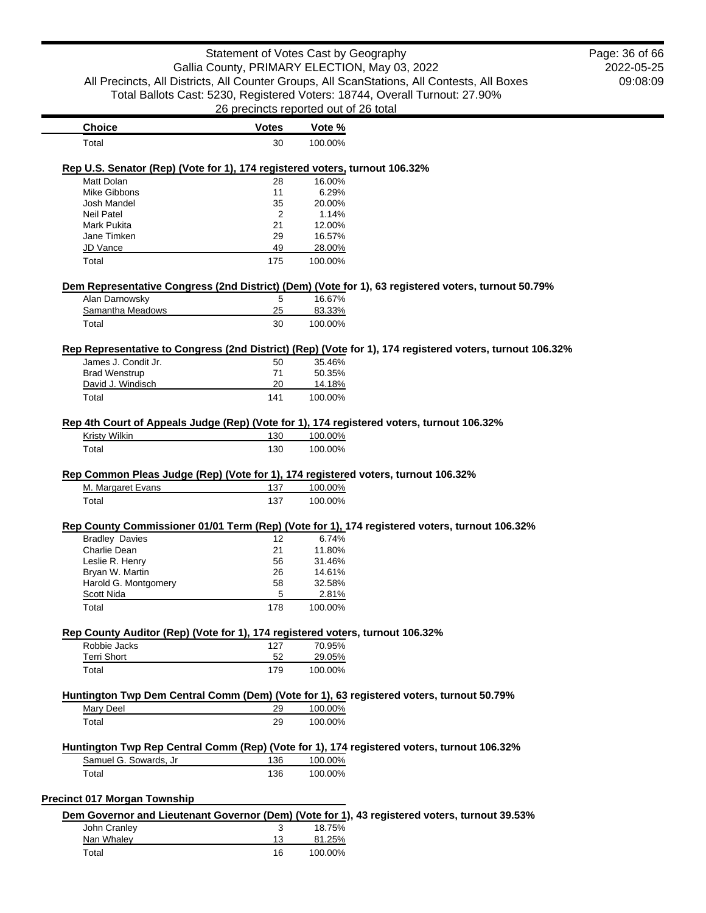| Choice | Votes | Vote % |
|---|---|---|
| Total | 30 | 100.00% |

**Rep U.S. Senator (Rep) (Vote for 1), 174 registered voters, turnout 106.32%**

| Choice | Votes | Vote % |
|---|---|---|
| Matt Dolan | 28 | 16.00% |
| Mike Gibbons | 11 | 6.29% |
| Josh Mandel | 35 | 20.00% |
| Neil Patel | 2 | 1.14% |
| Mark Pukita | 21 | 12.00% |
| Jane Timken | 29 | 16.57% |
| JD Vance | 49 | 28.00% |
| Total | 175 | 100.00% |

**Dem Representative Congress (2nd District) (Dem) (Vote for 1), 63 registered voters, turnout 50.79%**

| Choice | Votes | Vote % |
|---|---|---|
| Alan Darnowsky | 5 | 16.67% |
| Samantha Meadows | 25 | 83.33% |
| Total | 30 | 100.00% |

**Rep Representative to Congress (2nd District) (Rep) (Vote for 1), 174 registered voters, turnout 106.32%**

| Choice | Votes | Vote % |
|---|---|---|
| James J. Condit Jr. | 50 | 35.46% |
| Brad Wenstrup | 71 | 50.35% |
| David J. Windisch | 20 | 14.18% |
| Total | 141 | 100.00% |

**Rep 4th Court of Appeals Judge (Rep) (Vote for 1), 174 registered voters, turnout 106.32%**

| Choice | Votes | Vote % |
|---|---|---|
| Kristy Wilkin | 130 | 100.00% |
| Total | 130 | 100.00% |

**Rep Common Pleas Judge (Rep) (Vote for 1), 174 registered voters, turnout 106.32%**

| Choice | Votes | Vote % |
|---|---|---|
| M. Margaret Evans | 137 | 100.00% |
| Total | 137 | 100.00% |

**Rep County Commissioner 01/01 Term (Rep) (Vote for 1), 174 registered voters, turnout 106.32%**

| Choice | Votes | Vote % |
|---|---|---|
| Bradley Davies | 12 | 6.74% |
| Charlie Dean | 21 | 11.80% |
| Leslie R. Henry | 56 | 31.46% |
| Bryan W. Martin | 26 | 14.61% |
| Harold G. Montgomery | 58 | 32.58% |
| Scott Nida | 5 | 2.81% |
| Total | 178 | 100.00% |

**Rep County Auditor (Rep) (Vote for 1), 174 registered voters, turnout 106.32%**

| Choice | Votes | Vote % |
|---|---|---|
| Robbie Jacks | 127 | 70.95% |
| Terri Short | 52 | 29.05% |
| Total | 179 | 100.00% |

**Huntington Twp Dem Central Comm (Dem) (Vote for 1), 63 registered voters, turnout 50.79%**

| Choice | Votes | Vote % |
|---|---|---|
| Mary Deel | 29 | 100.00% |
| Total | 29 | 100.00% |

**Huntington Twp Rep Central Comm (Rep) (Vote for 1), 174 registered voters, turnout 106.32%**

| Choice | Votes | Vote % |
|---|---|---|
| Samuel G. Sowards, Jr | 136 | 100.00% |
| Total | 136 | 100.00% |

## Precinct 017 Morgan Township

**Dem Governor and Lieutenant Governor (Dem) (Vote for 1), 43 registered voters, turnout 39.53%**

| Choice | Votes | Vote % |
|---|---|---|
| John Cranley | 3 | 18.75% |
| Nan Whaley | 13 | 81.25% |
| Total | 16 | 100.00% |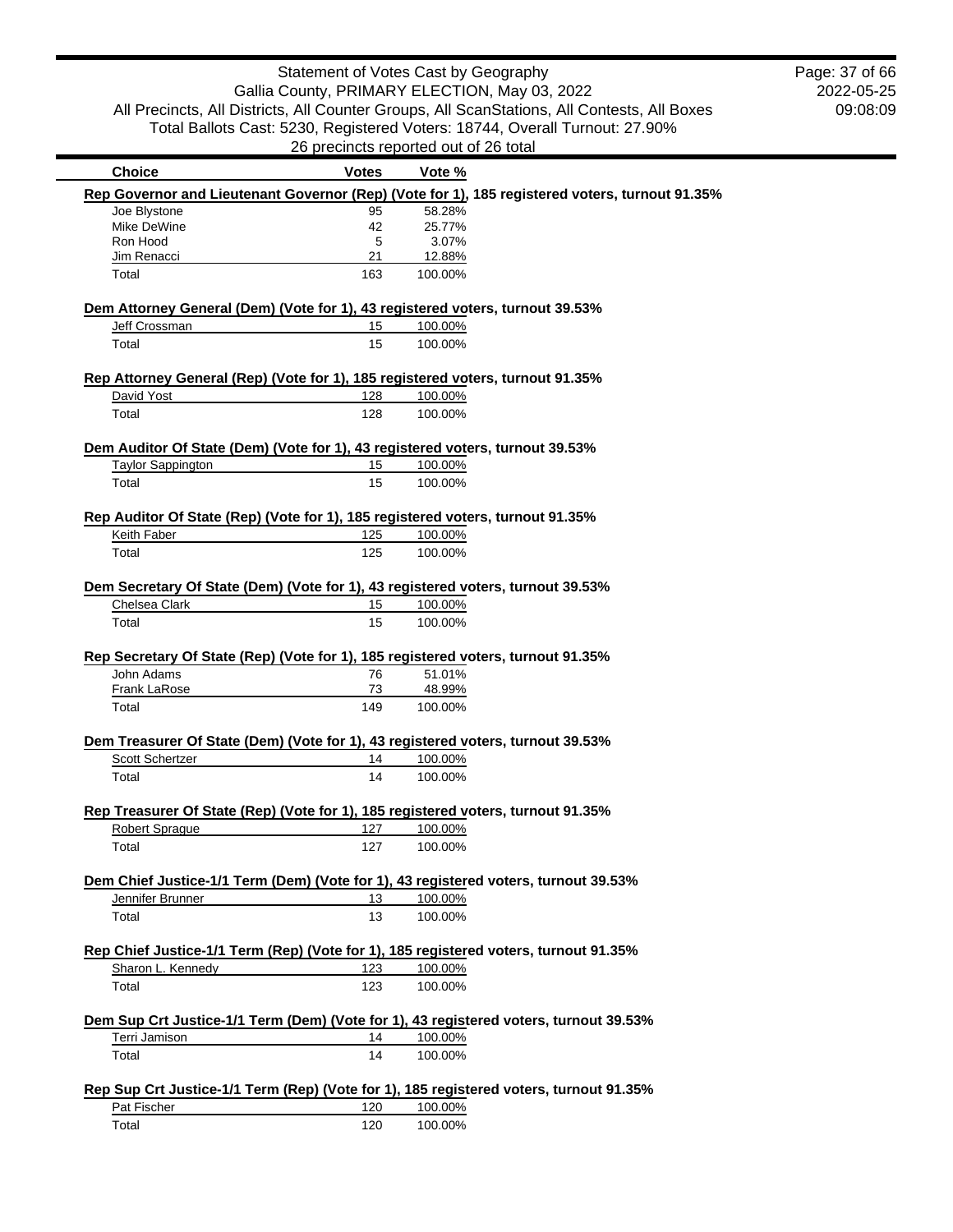Statement of Votes Cast by Geography
Gallia County, PRIMARY ELECTION, May 03, 2022
All Precincts, All Districts, All Counter Groups, All ScanStations, All Contests, All Boxes
Total Ballots Cast: 5230, Registered Voters: 18744, Overall Turnout: 27.90%
26 precincts reported out of 26 total

2022-05-25
09:08:09

**Rep Governor and Lieutenant Governor (Rep) (Vote for 1), 185 registered voters, turnout 91.35%**

| Choice | Votes | Vote % |
|---|---|---|
| Joe Blystone | 95 | 58.28% |
| Mike DeWine | 42 | 25.77% |
| Ron Hood | 5 | 3.07% |
| Jim Renacci | 21 | 12.88% |
| Total | 163 | 100.00% |

**Dem Attorney General (Dem) (Vote for 1), 43 registered voters, turnout 39.53%**

| Choice | Votes | Vote % |
|---|---|---|
| Jeff Crossman | 15 | 100.00% |
| Total | 15 | 100.00% |

**Rep Attorney General (Rep) (Vote for 1), 185 registered voters, turnout 91.35%**

| Choice | Votes | Vote % |
|---|---|---|
| David Yost | 128 | 100.00% |
| Total | 128 | 100.00% |

**Dem Auditor Of State (Dem) (Vote for 1), 43 registered voters, turnout 39.53%**

| Choice | Votes | Vote % |
|---|---|---|
| Taylor Sappington | 15 | 100.00% |
| Total | 15 | 100.00% |

**Rep Auditor Of State (Rep) (Vote for 1), 185 registered voters, turnout 91.35%**

| Choice | Votes | Vote % |
|---|---|---|
| Keith Faber | 125 | 100.00% |
| Total | 125 | 100.00% |

**Dem Secretary Of State (Dem) (Vote for 1), 43 registered voters, turnout 39.53%**

| Choice | Votes | Vote % |
|---|---|---|
| Chelsea Clark | 15 | 100.00% |
| Total | 15 | 100.00% |

**Rep Secretary Of State (Rep) (Vote for 1), 185 registered voters, turnout 91.35%**

| Choice | Votes | Vote % |
|---|---|---|
| John Adams | 76 | 51.01% |
| Frank LaRose | 73 | 48.99% |
| Total | 149 | 100.00% |

**Dem Treasurer Of State (Dem) (Vote for 1), 43 registered voters, turnout 39.53%**

| Choice | Votes | Vote % |
|---|---|---|
| Scott Schertzer | 14 | 100.00% |
| Total | 14 | 100.00% |

**Rep Treasurer Of State (Rep) (Vote for 1), 185 registered voters, turnout 91.35%**

| Choice | Votes | Vote % |
|---|---|---|
| Robert Sprague | 127 | 100.00% |
| Total | 127 | 100.00% |

**Dem Chief Justice-1/1 Term (Dem) (Vote for 1), 43 registered voters, turnout 39.53%**

| Choice | Votes | Vote % |
|---|---|---|
| Jennifer Brunner | 13 | 100.00% |
| Total | 13 | 100.00% |

**Rep Chief Justice-1/1 Term (Rep) (Vote for 1), 185 registered voters, turnout 91.35%**

| Choice | Votes | Vote % |
|---|---|---|
| Sharon L. Kennedy | 123 | 100.00% |
| Total | 123 | 100.00% |

**Dem Sup Crt Justice-1/1 Term (Dem) (Vote for 1), 43 registered voters, turnout 39.53%**

| Choice | Votes | Vote % |
|---|---|---|
| Terri Jamison | 14 | 100.00% |
| Total | 14 | 100.00% |

**Rep Sup Crt Justice-1/1 Term (Rep) (Vote for 1), 185 registered voters, turnout 91.35%**

| Choice | Votes | Vote % |
|---|---|---|
| Pat Fischer | 120 | 100.00% |
| Total | 120 | 100.00% |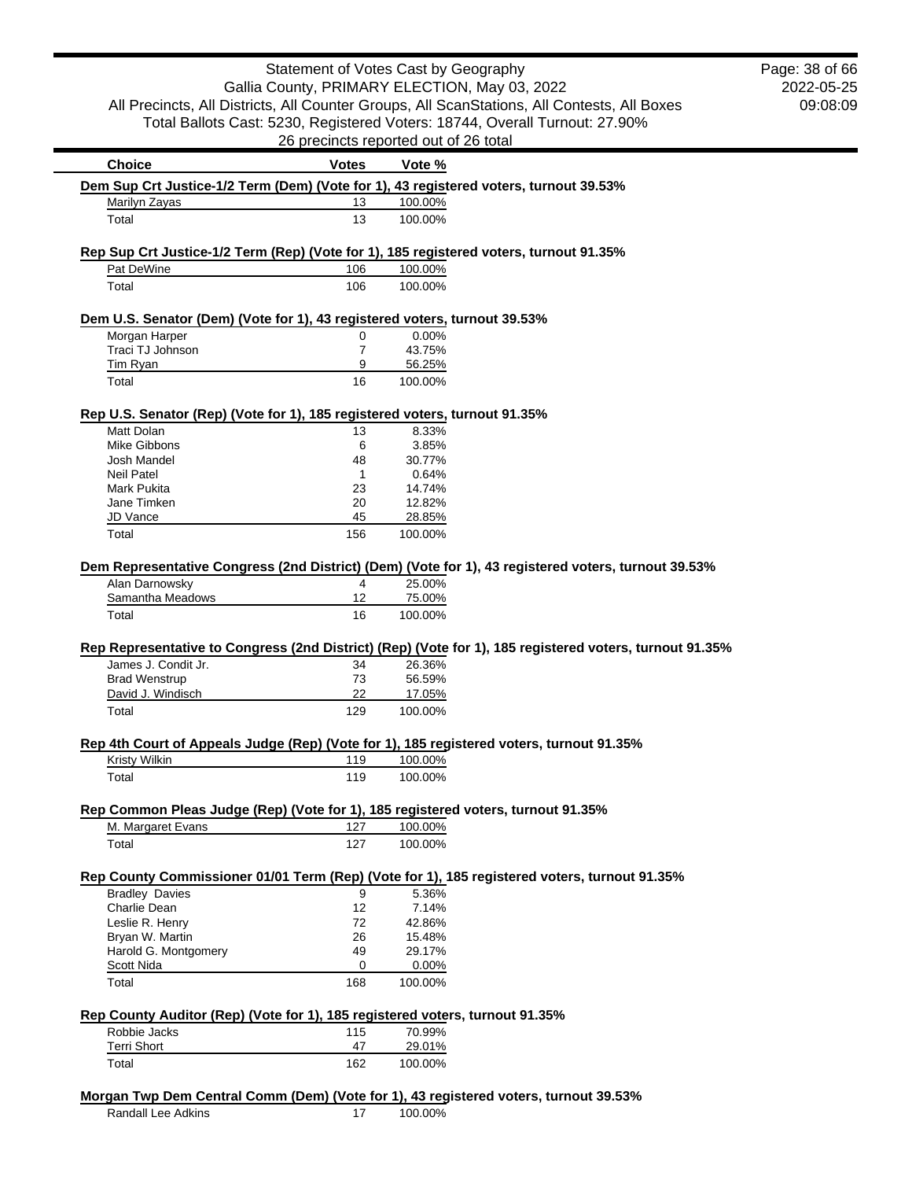Statement of Votes Cast by Geography
Gallia County, PRIMARY ELECTION, May 03, 2022
All Precincts, All Districts, All Counter Groups, All ScanStations, All Contests, All Boxes
Total Ballots Cast: 5230, Registered Voters: 18744, Overall Turnout: 27.90%
26 precincts reported out of 26 total

2022-05-25
09:08:09

**Dem Sup Crt Justice-1/2 Term (Dem) (Vote for 1), 43 registered voters, turnout 39.53%**

| Choice | Votes | Vote % |
|---|---|---|
| Marilyn Zayas | 13 | 100.00% |
| Total | 13 | 100.00% |

**Rep Sup Crt Justice-1/2 Term (Rep) (Vote for 1), 185 registered voters, turnout 91.35%**

| Choice | Votes | Vote % |
|---|---|---|
| Pat DeWine | 106 | 100.00% |
| Total | 106 | 100.00% |

**Dem U.S. Senator (Dem) (Vote for 1), 43 registered voters, turnout 39.53%**

| Choice | Votes | Vote % |
|---|---|---|
| Morgan Harper | 0 | 0.00% |
| Traci TJ Johnson | 7 | 43.75% |
| Tim Ryan | 9 | 56.25% |
| Total | 16 | 100.00% |

**Rep U.S. Senator (Rep) (Vote for 1), 185 registered voters, turnout 91.35%**

| Choice | Votes | Vote % |
|---|---|---|
| Matt Dolan | 13 | 8.33% |
| Mike Gibbons | 6 | 3.85% |
| Josh Mandel | 48 | 30.77% |
| Neil Patel | 1 | 0.64% |
| Mark Pukita | 23 | 14.74% |
| Jane Timken | 20 | 12.82% |
| JD Vance | 45 | 28.85% |
| Total | 156 | 100.00% |

**Dem Representative Congress (2nd District) (Dem) (Vote for 1), 43 registered voters, turnout 39.53%**

| Choice | Votes | Vote % |
|---|---|---|
| Alan Darnowsky | 4 | 25.00% |
| Samantha Meadows | 12 | 75.00% |
| Total | 16 | 100.00% |

**Rep Representative to Congress (2nd District) (Rep) (Vote for 1), 185 registered voters, turnout 91.35%**

| Choice | Votes | Vote % |
|---|---|---|
| James J. Condit Jr. | 34 | 26.36% |
| Brad Wenstrup | 73 | 56.59% |
| David J. Windisch | 22 | 17.05% |
| Total | 129 | 100.00% |

**Rep 4th Court of Appeals Judge (Rep) (Vote for 1), 185 registered voters, turnout 91.35%**

| Choice | Votes | Vote % |
|---|---|---|
| Kristy Wilkin | 119 | 100.00% |
| Total | 119 | 100.00% |

**Rep Common Pleas Judge (Rep) (Vote for 1), 185 registered voters, turnout 91.35%**

| Choice | Votes | Vote % |
|---|---|---|
| M. Margaret Evans | 127 | 100.00% |
| Total | 127 | 100.00% |

**Rep County Commissioner 01/01 Term (Rep) (Vote for 1), 185 registered voters, turnout 91.35%**

| Choice | Votes | Vote % |
|---|---|---|
| Bradley Davies | 9 | 5.36% |
| Charlie Dean | 12 | 7.14% |
| Leslie R. Henry | 72 | 42.86% |
| Bryan W. Martin | 26 | 15.48% |
| Harold G. Montgomery | 49 | 29.17% |
| Scott Nida | 0 | 0.00% |
| Total | 168 | 100.00% |

**Rep County Auditor (Rep) (Vote for 1), 185 registered voters, turnout 91.35%**

| Choice | Votes | Vote % |
|---|---|---|
| Robbie Jacks | 115 | 70.99% |
| Terri Short | 47 | 29.01% |
| Total | 162 | 100.00% |

**Morgan Twp Dem Central Comm (Dem) (Vote for 1), 43 registered voters, turnout 39.53%**

| Choice | Votes | Vote % |
|---|---|---|
| Randall Lee Adkins | 17 | 100.00% |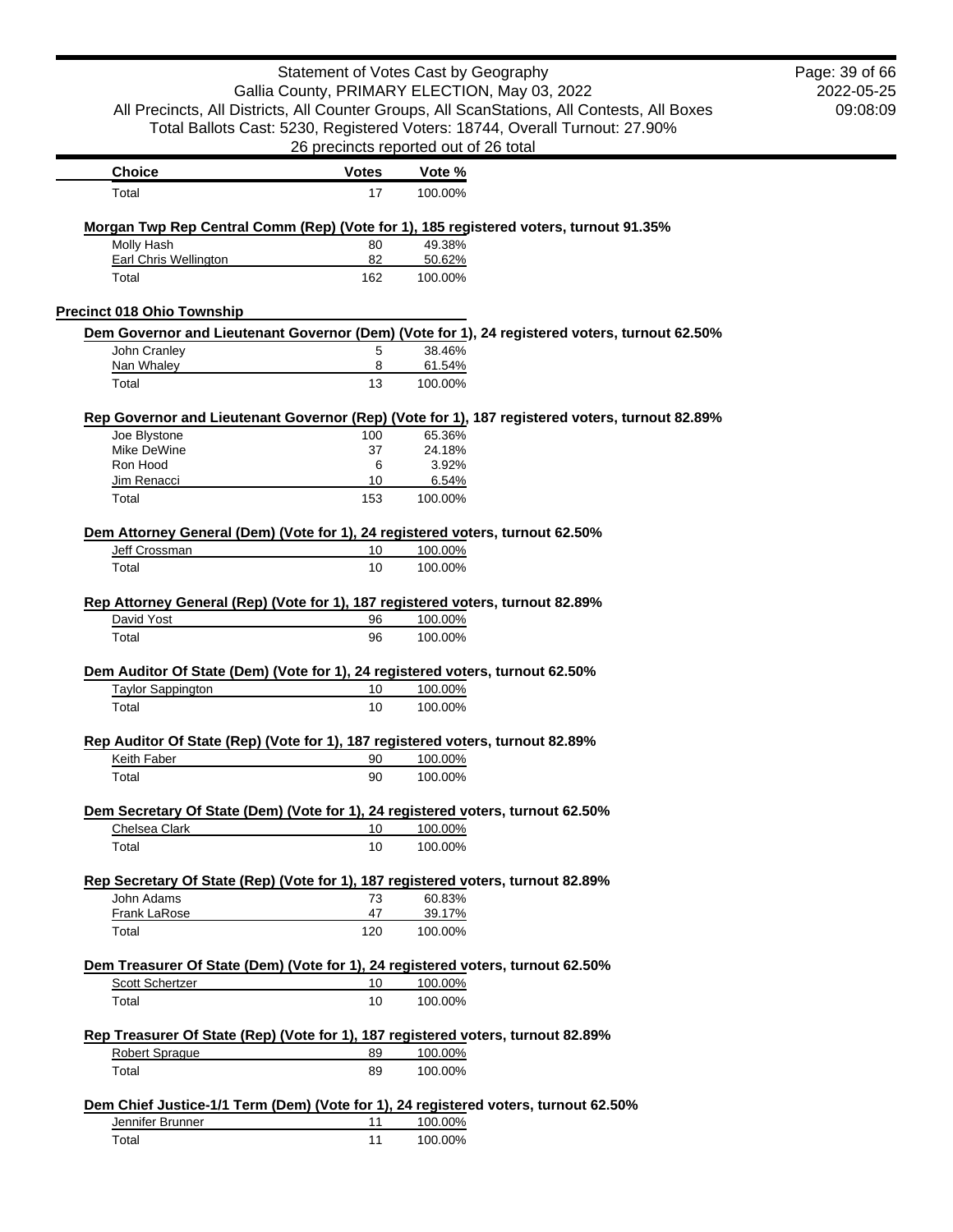| Choice | Votes | Vote % |
|---|---|---|
| Total | 17 | 100.00% |

**Morgan Twp Rep Central Comm (Rep) (Vote for 1), 185 registered voters, turnout 91.35%**

| Choice | Votes | Vote % |
|---|---|---|
| Molly Hash | 80 | 49.38% |
| Earl Chris Wellington | 82 | 50.62% |
| Total | 162 | 100.00% |

## Precinct 018 Ohio Township

**Dem Governor and Lieutenant Governor (Dem) (Vote for 1), 24 registered voters, turnout 62.50%**

| Choice | Votes | Vote % |
|---|---|---|
| John Cranley | 5 | 38.46% |
| Nan Whaley | 8 | 61.54% |
| Total | 13 | 100.00% |

**Rep Governor and Lieutenant Governor (Rep) (Vote for 1), 187 registered voters, turnout 82.89%**

| Choice | Votes | Vote % |
|---|---|---|
| Joe Blystone | 100 | 65.36% |
| Mike DeWine | 37 | 24.18% |
| Ron Hood | 6 | 3.92% |
| Jim Renacci | 10 | 6.54% |
| Total | 153 | 100.00% |

**Dem Attorney General (Dem) (Vote for 1), 24 registered voters, turnout 62.50%**

| Choice | Votes | Vote % |
|---|---|---|
| Jeff Crossman | 10 | 100.00% |
| Total | 10 | 100.00% |

**Rep Attorney General (Rep) (Vote for 1), 187 registered voters, turnout 82.89%**

| Choice | Votes | Vote % |
|---|---|---|
| David Yost | 96 | 100.00% |
| Total | 96 | 100.00% |

**Dem Auditor Of State (Dem) (Vote for 1), 24 registered voters, turnout 62.50%**

| Choice | Votes | Vote % |
|---|---|---|
| Taylor Sappington | 10 | 100.00% |
| Total | 10 | 100.00% |

**Rep Auditor Of State (Rep) (Vote for 1), 187 registered voters, turnout 82.89%**

| Choice | Votes | Vote % |
|---|---|---|
| Keith Faber | 90 | 100.00% |
| Total | 90 | 100.00% |

**Dem Secretary Of State (Dem) (Vote for 1), 24 registered voters, turnout 62.50%**

| Choice | Votes | Vote % |
|---|---|---|
| Chelsea Clark | 10 | 100.00% |
| Total | 10 | 100.00% |

**Rep Secretary Of State (Rep) (Vote for 1), 187 registered voters, turnout 82.89%**

| Choice | Votes | Vote % |
|---|---|---|
| John Adams | 73 | 60.83% |
| Frank LaRose | 47 | 39.17% |
| Total | 120 | 100.00% |

**Dem Treasurer Of State (Dem) (Vote for 1), 24 registered voters, turnout 62.50%**

| Choice | Votes | Vote % |
|---|---|---|
| Scott Schertzer | 10 | 100.00% |
| Total | 10 | 100.00% |

**Rep Treasurer Of State (Rep) (Vote for 1), 187 registered voters, turnout 82.89%**

| Choice | Votes | Vote % |
|---|---|---|
| Robert Sprague | 89 | 100.00% |
| Total | 89 | 100.00% |

**Dem Chief Justice-1/1 Term (Dem) (Vote for 1), 24 registered voters, turnout 62.50%**

| Choice | Votes | Vote % |
|---|---|---|
| Jennifer Brunner | 11 | 100.00% |
| Total | 11 | 100.00% |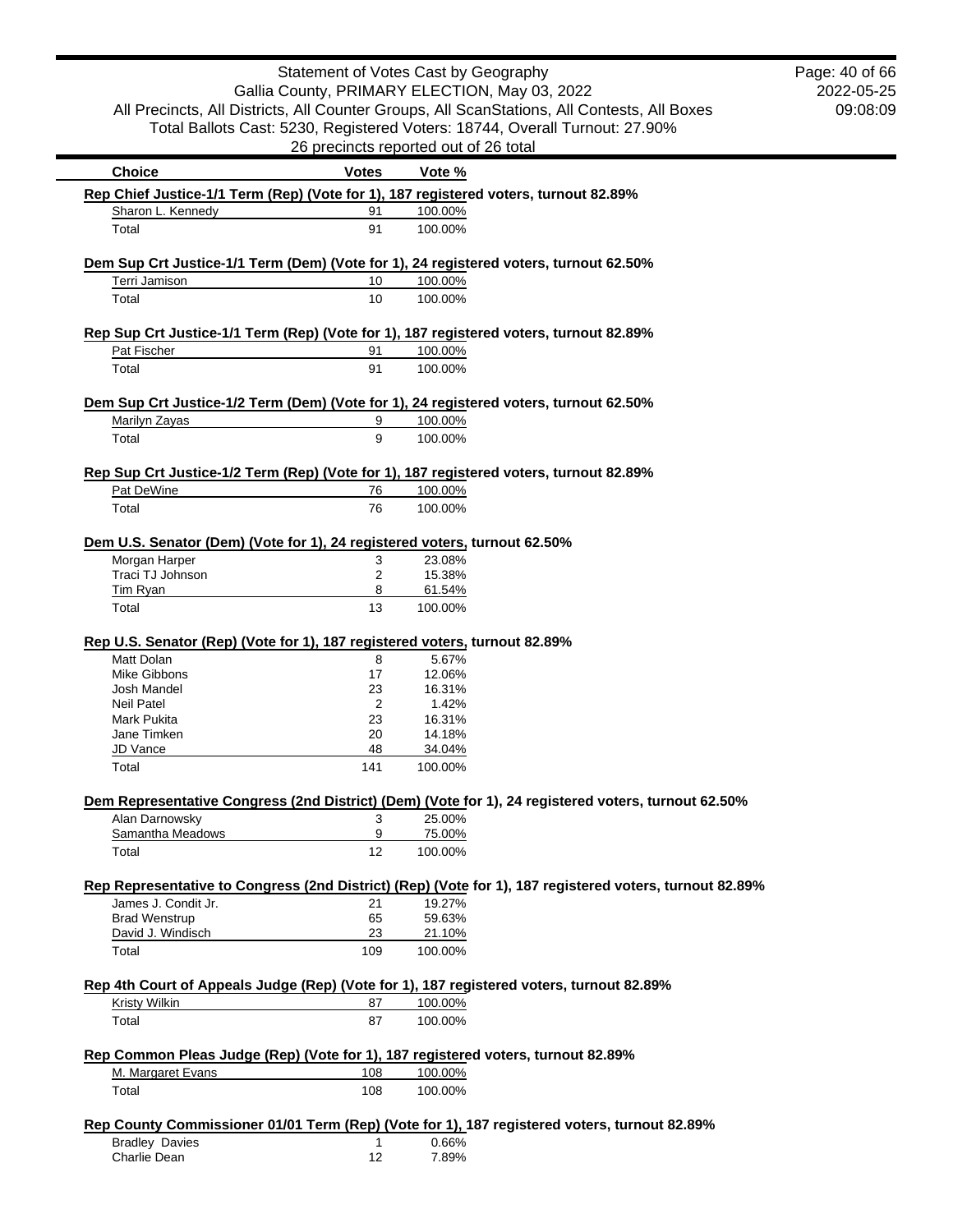Statement of Votes Cast by Geography
Gallia County, PRIMARY ELECTION, May 03, 2022
All Precincts, All Districts, All Counter Groups, All ScanStations, All Contests, All Boxes
Total Ballots Cast: 5230, Registered Voters: 18744, Overall Turnout: 27.90%
26 precincts reported out of 26 total

2022-05-25
09:08:09

| Choice | Votes | Vote % |
|---|---|---|

**Rep Chief Justice-1/1 Term (Rep) (Vote for 1), 187 registered voters, turnout 82.89%**

| Choice | Votes | Vote % |
|---|---|---|
| Sharon L. Kennedy | 91 | 100.00% |
| Total | 91 | 100.00% |

**Dem Sup Crt Justice-1/1 Term (Dem) (Vote for 1), 24 registered voters, turnout 62.50%**

| Choice | Votes | Vote % |
|---|---|---|
| Terri Jamison | 10 | 100.00% |
| Total | 10 | 100.00% |

**Rep Sup Crt Justice-1/1 Term (Rep) (Vote for 1), 187 registered voters, turnout 82.89%**

| Choice | Votes | Vote % |
|---|---|---|
| Pat Fischer | 91 | 100.00% |
| Total | 91 | 100.00% |

**Dem Sup Crt Justice-1/2 Term (Dem) (Vote for 1), 24 registered voters, turnout 62.50%**

| Choice | Votes | Vote % |
|---|---|---|
| Marilyn Zayas | 9 | 100.00% |
| Total | 9 | 100.00% |

**Rep Sup Crt Justice-1/2 Term (Rep) (Vote for 1), 187 registered voters, turnout 82.89%**

| Choice | Votes | Vote % |
|---|---|---|
| Pat DeWine | 76 | 100.00% |
| Total | 76 | 100.00% |

**Dem U.S. Senator (Dem) (Vote for 1), 24 registered voters, turnout 62.50%**

| Choice | Votes | Vote % |
|---|---|---|
| Morgan Harper | 3 | 23.08% |
| Traci TJ Johnson | 2 | 15.38% |
| Tim Ryan | 8 | 61.54% |
| Total | 13 | 100.00% |

**Rep U.S. Senator (Rep) (Vote for 1), 187 registered voters, turnout 82.89%**

| Choice | Votes | Vote % |
|---|---|---|
| Matt Dolan | 8 | 5.67% |
| Mike Gibbons | 17 | 12.06% |
| Josh Mandel | 23 | 16.31% |
| Neil Patel | 2 | 1.42% |
| Mark Pukita | 23 | 16.31% |
| Jane Timken | 20 | 14.18% |
| JD Vance | 48 | 34.04% |
| Total | 141 | 100.00% |

**Dem Representative Congress (2nd District) (Dem) (Vote for 1), 24 registered voters, turnout 62.50%**

| Choice | Votes | Vote % |
|---|---|---|
| Alan Darnowsky | 3 | 25.00% |
| Samantha Meadows | 9 | 75.00% |
| Total | 12 | 100.00% |

**Rep Representative to Congress (2nd District) (Rep) (Vote for 1), 187 registered voters, turnout 82.89%**

| Choice | Votes | Vote % |
|---|---|---|
| James J. Condit Jr. | 21 | 19.27% |
| Brad Wenstrup | 65 | 59.63% |
| David J. Windisch | 23 | 21.10% |
| Total | 109 | 100.00% |

**Rep 4th Court of Appeals Judge (Rep) (Vote for 1), 187 registered voters, turnout 82.89%**

| Choice | Votes | Vote % |
|---|---|---|
| Kristy Wilkin | 87 | 100.00% |
| Total | 87 | 100.00% |

**Rep Common Pleas Judge (Rep) (Vote for 1), 187 registered voters, turnout 82.89%**

| Choice | Votes | Vote % |
|---|---|---|
| M. Margaret Evans | 108 | 100.00% |
| Total | 108 | 100.00% |

**Rep County Commissioner 01/01 Term (Rep) (Vote for 1), 187 registered voters, turnout 82.89%**

| Choice | Votes | Vote % |
|---|---|---|
| Bradley Davies | 1 | 0.66% |
| Charlie Dean | 12 | 7.89% |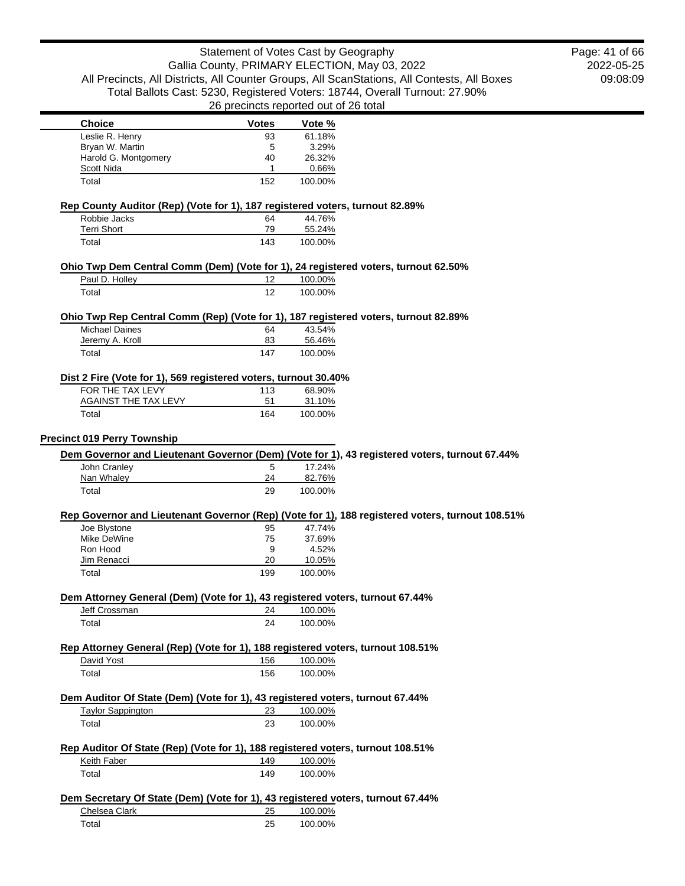| Choice | Votes | Vote % |
|---|---|---|
| Leslie R. Henry | 93 | 61.18% |
| Bryan W. Martin | 5 | 3.29% |
| Harold G. Montgomery | 40 | 26.32% |
| Scott Nida | 1 | 0.66% |
| Total | 152 | 100.00% |

**Rep County Auditor (Rep) (Vote for 1), 187 registered voters, turnout 82.89%**

| Choice | Votes | Vote % |
|---|---|---|
| Robbie Jacks | 64 | 44.76% |
| Terri Short | 79 | 55.24% |
| Total | 143 | 100.00% |

**Ohio Twp Dem Central Comm (Dem) (Vote for 1), 24 registered voters, turnout 62.50%**

| Choice | Votes | Vote % |
|---|---|---|
| Paul D. Holley | 12 | 100.00% |
| Total | 12 | 100.00% |

**Ohio Twp Rep Central Comm (Rep) (Vote for 1), 187 registered voters, turnout 82.89%**

| Choice | Votes | Vote % |
|---|---|---|
| Michael Daines | 64 | 43.54% |
| Jeremy A. Kroll | 83 | 56.46% |
| Total | 147 | 100.00% |

**Dist 2 Fire (Vote for 1), 569 registered voters, turnout 30.40%**

| Choice | Votes | Vote % |
|---|---|---|
| FOR THE TAX LEVY | 113 | 68.90% |
| AGAINST THE TAX LEVY | 51 | 31.10% |
| Total | 164 | 100.00% |

## Precinct 019 Perry Township

**Dem Governor and Lieutenant Governor (Dem) (Vote for 1), 43 registered voters, turnout 67.44%**

| Choice | Votes | Vote % |
|---|---|---|
| John Cranley | 5 | 17.24% |
| Nan Whaley | 24 | 82.76% |
| Total | 29 | 100.00% |

**Rep Governor and Lieutenant Governor (Rep) (Vote for 1), 188 registered voters, turnout 108.51%**

| Choice | Votes | Vote % |
|---|---|---|
| Joe Blystone | 95 | 47.74% |
| Mike DeWine | 75 | 37.69% |
| Ron Hood | 9 | 4.52% |
| Jim Renacci | 20 | 10.05% |
| Total | 199 | 100.00% |

**Dem Attorney General (Dem) (Vote for 1), 43 registered voters, turnout 67.44%**

| Choice | Votes | Vote % |
|---|---|---|
| Jeff Crossman | 24 | 100.00% |
| Total | 24 | 100.00% |

**Rep Attorney General (Rep) (Vote for 1), 188 registered voters, turnout 108.51%**

| Choice | Votes | Vote % |
|---|---|---|
| David Yost | 156 | 100.00% |
| Total | 156 | 100.00% |

**Dem Auditor Of State (Dem) (Vote for 1), 43 registered voters, turnout 67.44%**

| Choice | Votes | Vote % |
|---|---|---|
| Taylor Sappington | 23 | 100.00% |
| Total | 23 | 100.00% |

**Rep Auditor Of State (Rep) (Vote for 1), 188 registered voters, turnout 108.51%**

| Choice | Votes | Vote % |
|---|---|---|
| Keith Faber | 149 | 100.00% |
| Total | 149 | 100.00% |

**Dem Secretary Of State (Dem) (Vote for 1), 43 registered voters, turnout 67.44%**

| Choice | Votes | Vote % |
|---|---|---|
| Chelsea Clark | 25 | 100.00% |
| Total | 25 | 100.00% |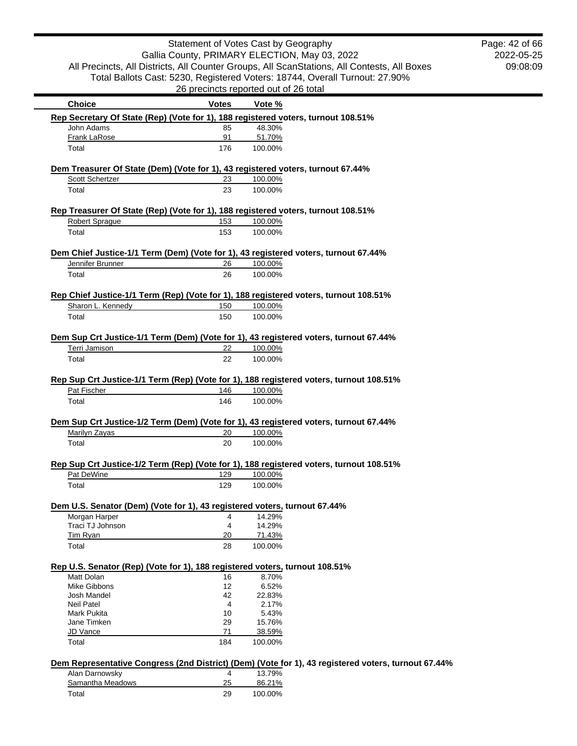# Statement of Votes Cast by Geography

Gallia County, PRIMARY ELECTION, May 03, 2022

All Precincts, All Districts, All Counter Groups, All ScanStations, All Contests, All Boxes

Total Ballots Cast: 5230, Registered Voters: 18744, Overall Turnout: 27.90%

26 precincts reported out of 26 total

2022-05-25 09:08:09

| Choice | Votes | Vote % |
|---|---|---|

**Rep Secretary Of State (Rep) (Vote for 1), 188 registered voters, turnout 108.51%**

| Choice | Votes | Vote % |
|---|---|---|
| John Adams | 85 | 48.30% |
| Frank LaRose | 91 | 51.70% |
| Total | 176 | 100.00% |

**Dem Treasurer Of State (Dem) (Vote for 1), 43 registered voters, turnout 67.44%**

| Choice | Votes | Vote % |
|---|---|---|
| Scott Schertzer | 23 | 100.00% |
| Total | 23 | 100.00% |

**Rep Treasurer Of State (Rep) (Vote for 1), 188 registered voters, turnout 108.51%**

| Choice | Votes | Vote % |
|---|---|---|
| Robert Sprague | 153 | 100.00% |
| Total | 153 | 100.00% |

**Dem Chief Justice-1/1 Term (Dem) (Vote for 1), 43 registered voters, turnout 67.44%**

| Choice | Votes | Vote % |
|---|---|---|
| Jennifer Brunner | 26 | 100.00% |
| Total | 26 | 100.00% |

**Rep Chief Justice-1/1 Term (Rep) (Vote for 1), 188 registered voters, turnout 108.51%**

| Choice | Votes | Vote % |
|---|---|---|
| Sharon L. Kennedy | 150 | 100.00% |
| Total | 150 | 100.00% |

**Dem Sup Crt Justice-1/1 Term (Dem) (Vote for 1), 43 registered voters, turnout 67.44%**

| Choice | Votes | Vote % |
|---|---|---|
| Terri Jamison | 22 | 100.00% |
| Total | 22 | 100.00% |

**Rep Sup Crt Justice-1/1 Term (Rep) (Vote for 1), 188 registered voters, turnout 108.51%**

| Choice | Votes | Vote % |
|---|---|---|
| Pat Fischer | 146 | 100.00% |
| Total | 146 | 100.00% |

**Dem Sup Crt Justice-1/2 Term (Dem) (Vote for 1), 43 registered voters, turnout 67.44%**

| Choice | Votes | Vote % |
|---|---|---|
| Marilyn Zayas | 20 | 100.00% |
| Total | 20 | 100.00% |

**Rep Sup Crt Justice-1/2 Term (Rep) (Vote for 1), 188 registered voters, turnout 108.51%**

| Choice | Votes | Vote % |
|---|---|---|
| Pat DeWine | 129 | 100.00% |
| Total | 129 | 100.00% |

**Dem U.S. Senator (Dem) (Vote for 1), 43 registered voters, turnout 67.44%**

| Choice | Votes | Vote % |
|---|---|---|
| Morgan Harper | 4 | 14.29% |
| Traci TJ Johnson | 4 | 14.29% |
| Tim Ryan | 20 | 71.43% |
| Total | 28 | 100.00% |

**Rep U.S. Senator (Rep) (Vote for 1), 188 registered voters, turnout 108.51%**

| Choice | Votes | Vote % |
|---|---|---|
| Matt Dolan | 16 | 8.70% |
| Mike Gibbons | 12 | 6.52% |
| Josh Mandel | 42 | 22.83% |
| Neil Patel | 4 | 2.17% |
| Mark Pukita | 10 | 5.43% |
| Jane Timken | 29 | 15.76% |
| JD Vance | 71 | 38.59% |
| Total | 184 | 100.00% |

**Dem Representative Congress (2nd District) (Dem) (Vote for 1), 43 registered voters, turnout 67.44%**

| Choice | Votes | Vote % |
|---|---|---|
| Alan Darnowsky | 4 | 13.79% |
| Samantha Meadows | 25 | 86.21% |
| Total | 29 | 100.00% |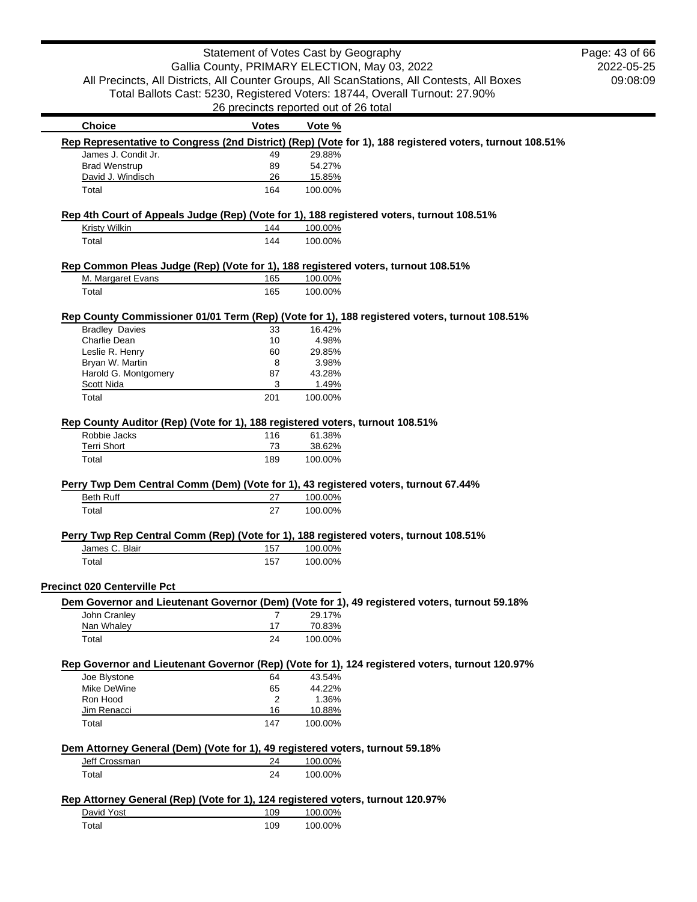Statement of Votes Cast by Geography
Gallia County, PRIMARY ELECTION, May 03, 2022
All Precincts, All Districts, All Counter Groups, All ScanStations, All Contests, All Boxes
Total Ballots Cast: 5230, Registered Voters: 18744, Overall Turnout: 27.90%
26 precincts reported out of 26 total

2022-05-25
09:08:09

**Rep Representative to Congress (2nd District) (Rep) (Vote for 1), 188 registered voters, turnout 108.51%**

| Choice | Votes | Vote % |
|---|---|---|
| James J. Condit Jr. | 49 | 29.88% |
| Brad Wenstrup | 89 | 54.27% |
| David J. Windisch | 26 | 15.85% |
| Total | 164 | 100.00% |

**Rep 4th Court of Appeals Judge (Rep) (Vote for 1), 188 registered voters, turnout 108.51%**

| Choice | Votes | Vote % |
|---|---|---|
| Kristy Wilkin | 144 | 100.00% |
| Total | 144 | 100.00% |

**Rep Common Pleas Judge (Rep) (Vote for 1), 188 registered voters, turnout 108.51%**

| Choice | Votes | Vote % |
|---|---|---|
| M. Margaret Evans | 165 | 100.00% |
| Total | 165 | 100.00% |

**Rep County Commissioner 01/01 Term (Rep) (Vote for 1), 188 registered voters, turnout 108.51%**

| Choice | Votes | Vote % |
|---|---|---|
| Bradley Davies | 33 | 16.42% |
| Charlie Dean | 10 | 4.98% |
| Leslie R. Henry | 60 | 29.85% |
| Bryan W. Martin | 8 | 3.98% |
| Harold G. Montgomery | 87 | 43.28% |
| Scott Nida | 3 | 1.49% |
| Total | 201 | 100.00% |

**Rep County Auditor (Rep) (Vote for 1), 188 registered voters, turnout 108.51%**

| Choice | Votes | Vote % |
|---|---|---|
| Robbie Jacks | 116 | 61.38% |
| Terri Short | 73 | 38.62% |
| Total | 189 | 100.00% |

**Perry Twp Dem Central Comm (Dem) (Vote for 1), 43 registered voters, turnout 67.44%**

| Choice | Votes | Vote % |
|---|---|---|
| Beth Ruff | 27 | 100.00% |
| Total | 27 | 100.00% |

**Perry Twp Rep Central Comm (Rep) (Vote for 1), 188 registered voters, turnout 108.51%**

| Choice | Votes | Vote % |
|---|---|---|
| James C. Blair | 157 | 100.00% |
| Total | 157 | 100.00% |

## Precinct 020 Centerville Pct

**Dem Governor and Lieutenant Governor (Dem) (Vote for 1), 49 registered voters, turnout 59.18%**

| Choice | Votes | Vote % |
|---|---|---|
| John Cranley | 7 | 29.17% |
| Nan Whaley | 17 | 70.83% |
| Total | 24 | 100.00% |

**Rep Governor and Lieutenant Governor (Rep) (Vote for 1), 124 registered voters, turnout 120.97%**

| Choice | Votes | Vote % |
|---|---|---|
| Joe Blystone | 64 | 43.54% |
| Mike DeWine | 65 | 44.22% |
| Ron Hood | 2 | 1.36% |
| Jim Renacci | 16 | 10.88% |
| Total | 147 | 100.00% |

**Dem Attorney General (Dem) (Vote for 1), 49 registered voters, turnout 59.18%**

| Choice | Votes | Vote % |
|---|---|---|
| Jeff Crossman | 24 | 100.00% |
| Total | 24 | 100.00% |

**Rep Attorney General (Rep) (Vote for 1), 124 registered voters, turnout 120.97%**

| Choice | Votes | Vote % |
|---|---|---|
| David Yost | 109 | 100.00% |
| Total | 109 | 100.00% |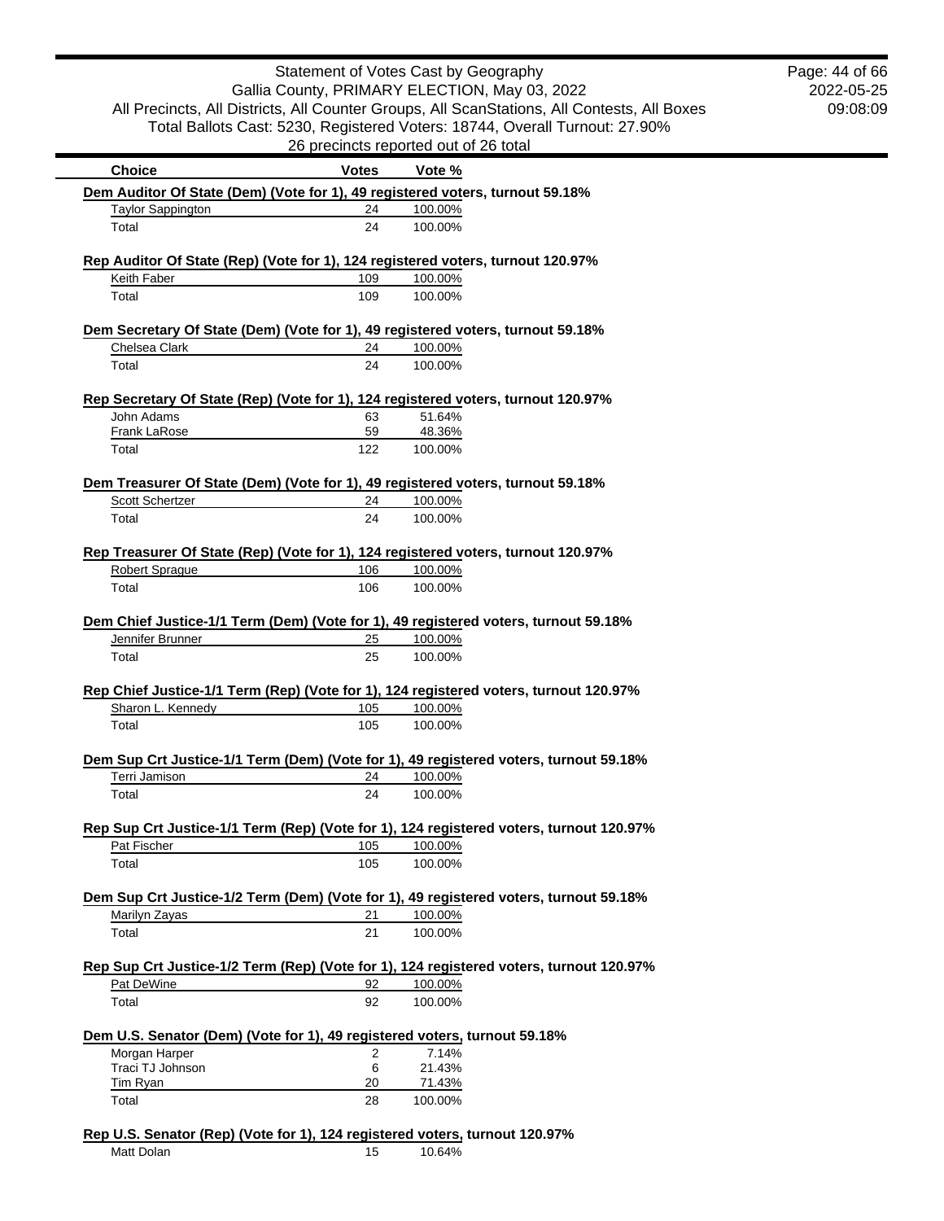Statement of Votes Cast by Geography
Gallia County, PRIMARY ELECTION, May 03, 2022
All Precincts, All Districts, All Counter Groups, All ScanStations, All Contests, All Boxes
Total Ballots Cast: 5230, Registered Voters: 18744, Overall Turnout: 27.90%
26 precincts reported out of 26 total

2022-05-25
09:08:09

| Choice | Votes | Vote % |
|---|---|---|

**Dem Auditor Of State (Dem) (Vote for 1), 49 registered voters, turnout 59.18%**

| Choice | Votes | Vote % |
|---|---|---|
| Taylor Sappington | 24 | 100.00% |
| Total | 24 | 100.00% |

**Rep Auditor Of State (Rep) (Vote for 1), 124 registered voters, turnout 120.97%**

| Choice | Votes | Vote % |
|---|---|---|
| Keith Faber | 109 | 100.00% |
| Total | 109 | 100.00% |

**Dem Secretary Of State (Dem) (Vote for 1), 49 registered voters, turnout 59.18%**

| Choice | Votes | Vote % |
|---|---|---|
| Chelsea Clark | 24 | 100.00% |
| Total | 24 | 100.00% |

**Rep Secretary Of State (Rep) (Vote for 1), 124 registered voters, turnout 120.97%**

| Choice | Votes | Vote % |
|---|---|---|
| John Adams | 63 | 51.64% |
| Frank LaRose | 59 | 48.36% |
| Total | 122 | 100.00% |

**Dem Treasurer Of State (Dem) (Vote for 1), 49 registered voters, turnout 59.18%**

| Choice | Votes | Vote % |
|---|---|---|
| Scott Schertzer | 24 | 100.00% |
| Total | 24 | 100.00% |

**Rep Treasurer Of State (Rep) (Vote for 1), 124 registered voters, turnout 120.97%**

| Choice | Votes | Vote % |
|---|---|---|
| Robert Sprague | 106 | 100.00% |
| Total | 106 | 100.00% |

**Dem Chief Justice-1/1 Term (Dem) (Vote for 1), 49 registered voters, turnout 59.18%**

| Choice | Votes | Vote % |
|---|---|---|
| Jennifer Brunner | 25 | 100.00% |
| Total | 25 | 100.00% |

**Rep Chief Justice-1/1 Term (Rep) (Vote for 1), 124 registered voters, turnout 120.97%**

| Choice | Votes | Vote % |
|---|---|---|
| Sharon L. Kennedy | 105 | 100.00% |
| Total | 105 | 100.00% |

**Dem Sup Crt Justice-1/1 Term (Dem) (Vote for 1), 49 registered voters, turnout 59.18%**

| Choice | Votes | Vote % |
|---|---|---|
| Terri Jamison | 24 | 100.00% |
| Total | 24 | 100.00% |

**Rep Sup Crt Justice-1/1 Term (Rep) (Vote for 1), 124 registered voters, turnout 120.97%**

| Choice | Votes | Vote % |
|---|---|---|
| Pat Fischer | 105 | 100.00% |
| Total | 105 | 100.00% |

**Dem Sup Crt Justice-1/2 Term (Dem) (Vote for 1), 49 registered voters, turnout 59.18%**

| Choice | Votes | Vote % |
|---|---|---|
| Marilyn Zayas | 21 | 100.00% |
| Total | 21 | 100.00% |

**Rep Sup Crt Justice-1/2 Term (Rep) (Vote for 1), 124 registered voters, turnout 120.97%**

| Choice | Votes | Vote % |
|---|---|---|
| Pat DeWine | 92 | 100.00% |
| Total | 92 | 100.00% |

**Dem U.S. Senator (Dem) (Vote for 1), 49 registered voters, turnout 59.18%**

| Choice | Votes | Vote % |
|---|---|---|
| Morgan Harper | 2 | 7.14% |
| Traci TJ Johnson | 6 | 21.43% |
| Tim Ryan | 20 | 71.43% |
| Total | 28 | 100.00% |

**Rep U.S. Senator (Rep) (Vote for 1), 124 registered voters, turnout 120.97%**

| Choice | Votes | Vote % |
|---|---|---|
| Matt Dolan | 15 | 10.64% |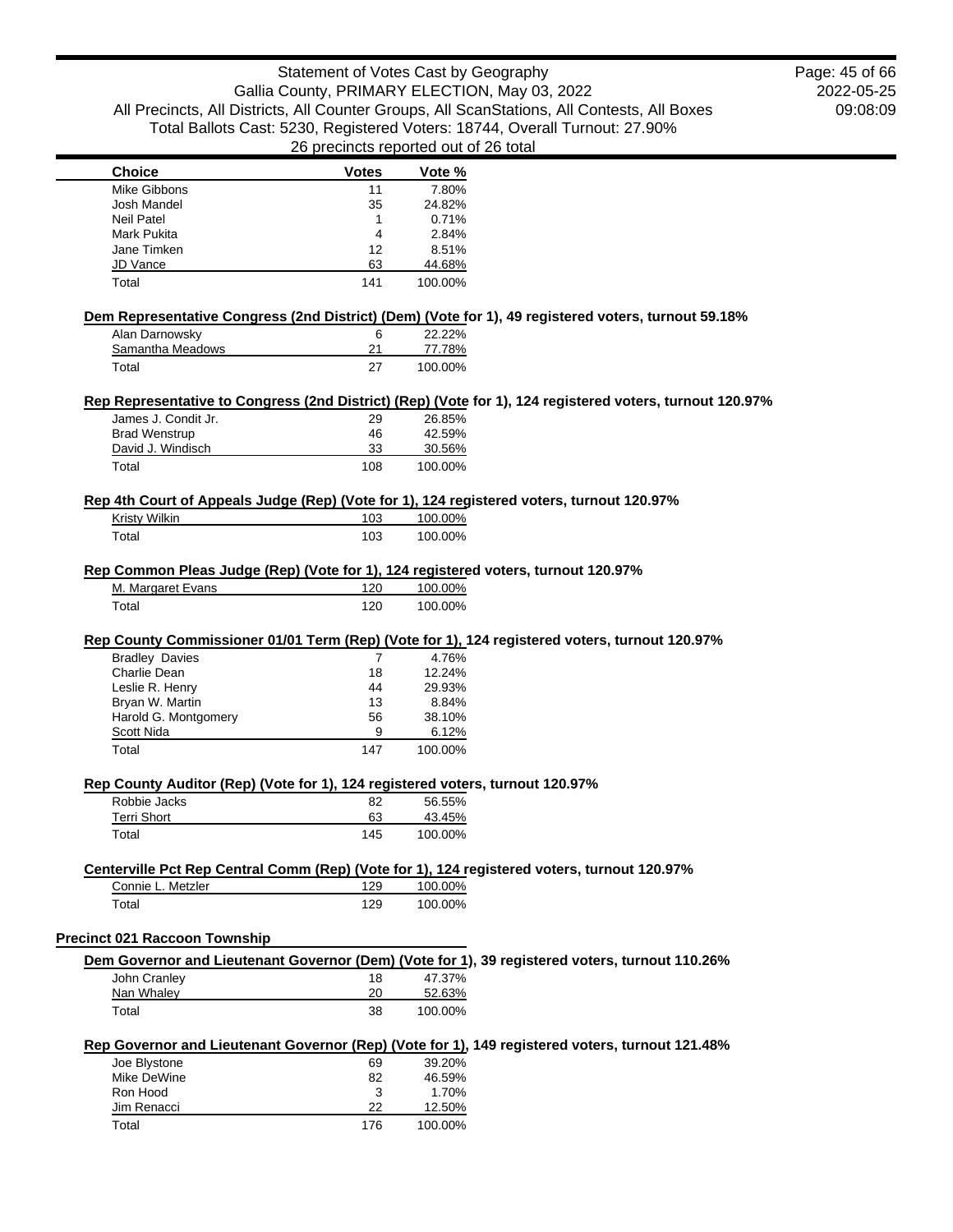| Choice | Votes | Vote % |
|---|---|---|
| Mike Gibbons | 11 | 7.80% |
| Josh Mandel | 35 | 24.82% |
| Neil Patel | 1 | 0.71% |
| Mark Pukita | 4 | 2.84% |
| Jane Timken | 12 | 8.51% |
| JD Vance | 63 | 44.68% |
| Total | 141 | 100.00% |

**Dem Representative Congress (2nd District) (Dem) (Vote for 1), 49 registered voters, turnout 59.18%**

| Choice | Votes | Vote % |
|---|---|---|
| Alan Darnowsky | 6 | 22.22% |
| Samantha Meadows | 21 | 77.78% |
| Total | 27 | 100.00% |

**Rep Representative to Congress (2nd District) (Rep) (Vote for 1), 124 registered voters, turnout 120.97%**

| Choice | Votes | Vote % |
|---|---|---|
| James J. Condit Jr. | 29 | 26.85% |
| Brad Wenstrup | 46 | 42.59% |
| David J. Windisch | 33 | 30.56% |
| Total | 108 | 100.00% |

**Rep 4th Court of Appeals Judge (Rep) (Vote for 1), 124 registered voters, turnout 120.97%**

| Choice | Votes | Vote % |
|---|---|---|
| Kristy Wilkin | 103 | 100.00% |
| Total | 103 | 100.00% |

**Rep Common Pleas Judge (Rep) (Vote for 1), 124 registered voters, turnout 120.97%**

| Choice | Votes | Vote % |
|---|---|---|
| M. Margaret Evans | 120 | 100.00% |
| Total | 120 | 100.00% |

**Rep County Commissioner 01/01 Term (Rep) (Vote for 1), 124 registered voters, turnout 120.97%**

| Choice | Votes | Vote % |
|---|---|---|
| Bradley Davies | 7 | 4.76% |
| Charlie Dean | 18 | 12.24% |
| Leslie R. Henry | 44 | 29.93% |
| Bryan W. Martin | 13 | 8.84% |
| Harold G. Montgomery | 56 | 38.10% |
| Scott Nida | 9 | 6.12% |
| Total | 147 | 100.00% |

**Rep County Auditor (Rep) (Vote for 1), 124 registered voters, turnout 120.97%**

| Choice | Votes | Vote % |
|---|---|---|
| Robbie Jacks | 82 | 56.55% |
| Terri Short | 63 | 43.45% |
| Total | 145 | 100.00% |

**Centerville Pct Rep Central Comm (Rep) (Vote for 1), 124 registered voters, turnout 120.97%**

| Choice | Votes | Vote % |
|---|---|---|
| Connie L. Metzler | 129 | 100.00% |
| Total | 129 | 100.00% |

## Precinct 021 Raccoon Township

**Dem Governor and Lieutenant Governor (Dem) (Vote for 1), 39 registered voters, turnout 110.26%**

| Choice | Votes | Vote % |
|---|---|---|
| John Cranley | 18 | 47.37% |
| Nan Whaley | 20 | 52.63% |
| Total | 38 | 100.00% |

**Rep Governor and Lieutenant Governor (Rep) (Vote for 1), 149 registered voters, turnout 121.48%**

| Choice | Votes | Vote % |
|---|---|---|
| Joe Blystone | 69 | 39.20% |
| Mike DeWine | 82 | 46.59% |
| Ron Hood | 3 | 1.70% |
| Jim Renacci | 22 | 12.50% |
| Total | 176 | 100.00% |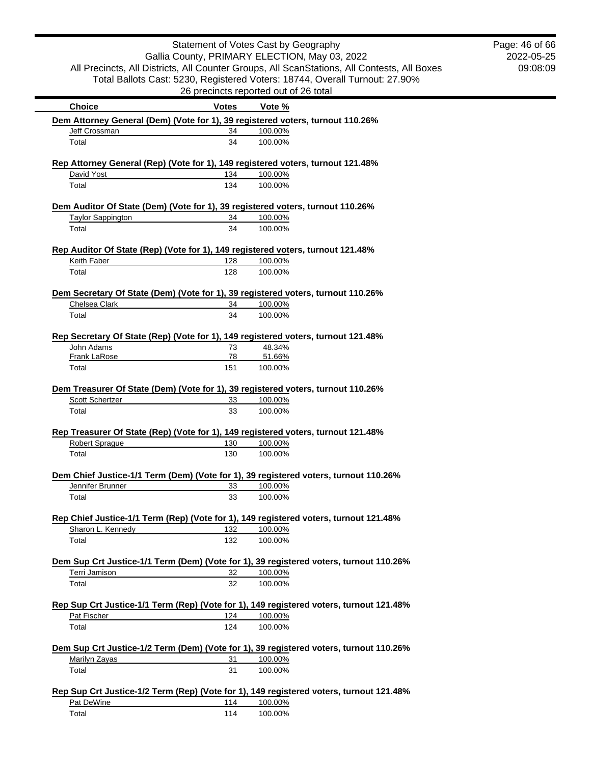Statement of Votes Cast by Geography
Gallia County, PRIMARY ELECTION, May 03, 2022
All Precincts, All Districts, All Counter Groups, All ScanStations, All Contests, All Boxes
Total Ballots Cast: 5230, Registered Voters: 18744, Overall Turnout: 27.90%
26 precincts reported out of 26 total

2022-05-25
09:08:09

**Dem Attorney General (Dem) (Vote for 1), 39 registered voters, turnout 110.26%**

| Choice | Votes | Vote % |
|---|---|---|
| Jeff Crossman | 34 | 100.00% |
| Total | 34 | 100.00% |

**Rep Attorney General (Rep) (Vote for 1), 149 registered voters, turnout 121.48%**

| Choice | Votes | Vote % |
|---|---|---|
| David Yost | 134 | 100.00% |
| Total | 134 | 100.00% |

**Dem Auditor Of State (Dem) (Vote for 1), 39 registered voters, turnout 110.26%**

| Choice | Votes | Vote % |
|---|---|---|
| Taylor Sappington | 34 | 100.00% |
| Total | 34 | 100.00% |

**Rep Auditor Of State (Rep) (Vote for 1), 149 registered voters, turnout 121.48%**

| Choice | Votes | Vote % |
|---|---|---|
| Keith Faber | 128 | 100.00% |
| Total | 128 | 100.00% |

**Dem Secretary Of State (Dem) (Vote for 1), 39 registered voters, turnout 110.26%**

| Choice | Votes | Vote % |
|---|---|---|
| Chelsea Clark | 34 | 100.00% |
| Total | 34 | 100.00% |

**Rep Secretary Of State (Rep) (Vote for 1), 149 registered voters, turnout 121.48%**

| Choice | Votes | Vote % |
|---|---|---|
| John Adams | 73 | 48.34% |
| Frank LaRose | 78 | 51.66% |
| Total | 151 | 100.00% |

**Dem Treasurer Of State (Dem) (Vote for 1), 39 registered voters, turnout 110.26%**

| Choice | Votes | Vote % |
|---|---|---|
| Scott Schertzer | 33 | 100.00% |
| Total | 33 | 100.00% |

**Rep Treasurer Of State (Rep) (Vote for 1), 149 registered voters, turnout 121.48%**

| Choice | Votes | Vote % |
|---|---|---|
| Robert Sprague | 130 | 100.00% |
| Total | 130 | 100.00% |

**Dem Chief Justice-1/1 Term (Dem) (Vote for 1), 39 registered voters, turnout 110.26%**

| Choice | Votes | Vote % |
|---|---|---|
| Jennifer Brunner | 33 | 100.00% |
| Total | 33 | 100.00% |

**Rep Chief Justice-1/1 Term (Rep) (Vote for 1), 149 registered voters, turnout 121.48%**

| Choice | Votes | Vote % |
|---|---|---|
| Sharon L. Kennedy | 132 | 100.00% |
| Total | 132 | 100.00% |

**Dem Sup Crt Justice-1/1 Term (Dem) (Vote for 1), 39 registered voters, turnout 110.26%**

| Choice | Votes | Vote % |
|---|---|---|
| Terri Jamison | 32 | 100.00% |
| Total | 32 | 100.00% |

**Rep Sup Crt Justice-1/1 Term (Rep) (Vote for 1), 149 registered voters, turnout 121.48%**

| Choice | Votes | Vote % |
|---|---|---|
| Pat Fischer | 124 | 100.00% |
| Total | 124 | 100.00% |

**Dem Sup Crt Justice-1/2 Term (Dem) (Vote for 1), 39 registered voters, turnout 110.26%**

| Choice | Votes | Vote % |
|---|---|---|
| Marilyn Zayas | 31 | 100.00% |
| Total | 31 | 100.00% |

**Rep Sup Crt Justice-1/2 Term (Rep) (Vote for 1), 149 registered voters, turnout 121.48%**

| Choice | Votes | Vote % |
|---|---|---|
| Pat DeWine | 114 | 100.00% |
| Total | 114 | 100.00% |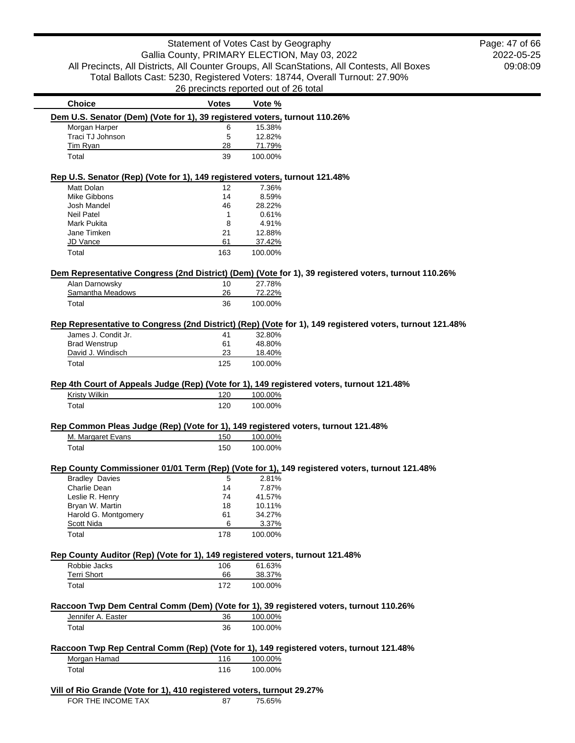Statement of Votes Cast by Geography
Gallia County, PRIMARY ELECTION, May 03, 2022
All Precincts, All Districts, All Counter Groups, All ScanStations, All Contests, All Boxes
Total Ballots Cast: 5230, Registered Voters: 18744, Overall Turnout: 27.90%
26 precincts reported out of 26 total

| Choice | Votes | Vote % |
|---|---|---|

**Dem U.S. Senator (Dem) (Vote for 1), 39 registered voters, turnout 110.26%**

| Choice | Votes | Vote % |
|---|---|---|
| Morgan Harper | 6 | 15.38% |
| Traci TJ Johnson | 5 | 12.82% |
| Tim Ryan | 28 | 71.79% |
| Total | 39 | 100.00% |

**Rep U.S. Senator (Rep) (Vote for 1), 149 registered voters, turnout 121.48%**

| Choice | Votes | Vote % |
|---|---|---|
| Matt Dolan | 12 | 7.36% |
| Mike Gibbons | 14 | 8.59% |
| Josh Mandel | 46 | 28.22% |
| Neil Patel | 1 | 0.61% |
| Mark Pukita | 8 | 4.91% |
| Jane Timken | 21 | 12.88% |
| JD Vance | 61 | 37.42% |
| Total | 163 | 100.00% |

**Dem Representative Congress (2nd District) (Dem) (Vote for 1), 39 registered voters, turnout 110.26%**

| Choice | Votes | Vote % |
|---|---|---|
| Alan Darnowsky | 10 | 27.78% |
| Samantha Meadows | 26 | 72.22% |
| Total | 36 | 100.00% |

**Rep Representative to Congress (2nd District) (Rep) (Vote for 1), 149 registered voters, turnout 121.48%**

| Choice | Votes | Vote % |
|---|---|---|
| James J. Condit Jr. | 41 | 32.80% |
| Brad Wenstrup | 61 | 48.80% |
| David J. Windisch | 23 | 18.40% |
| Total | 125 | 100.00% |

**Rep 4th Court of Appeals Judge (Rep) (Vote for 1), 149 registered voters, turnout 121.48%**

| Choice | Votes | Vote % |
|---|---|---|
| Kristy Wilkin | 120 | 100.00% |
| Total | 120 | 100.00% |

**Rep Common Pleas Judge (Rep) (Vote for 1), 149 registered voters, turnout 121.48%**

| Choice | Votes | Vote % |
|---|---|---|
| M. Margaret Evans | 150 | 100.00% |
| Total | 150 | 100.00% |

**Rep County Commissioner 01/01 Term (Rep) (Vote for 1), 149 registered voters, turnout 121.48%**

| Choice | Votes | Vote % |
|---|---|---|
| Bradley Davies | 5 | 2.81% |
| Charlie Dean | 14 | 7.87% |
| Leslie R. Henry | 74 | 41.57% |
| Bryan W. Martin | 18 | 10.11% |
| Harold G. Montgomery | 61 | 34.27% |
| Scott Nida | 6 | 3.37% |
| Total | 178 | 100.00% |

**Rep County Auditor (Rep) (Vote for 1), 149 registered voters, turnout 121.48%**

| Choice | Votes | Vote % |
|---|---|---|
| Robbie Jacks | 106 | 61.63% |
| Terri Short | 66 | 38.37% |
| Total | 172 | 100.00% |

**Raccoon Twp Dem Central Comm (Dem) (Vote for 1), 39 registered voters, turnout 110.26%**

| Choice | Votes | Vote % |
|---|---|---|
| Jennifer A. Easter | 36 | 100.00% |
| Total | 36 | 100.00% |

**Raccoon Twp Rep Central Comm (Rep) (Vote for 1), 149 registered voters, turnout 121.48%**

| Choice | Votes | Vote % |
|---|---|---|
| Morgan Hamad | 116 | 100.00% |
| Total | 116 | 100.00% |

**Vill of Rio Grande (Vote for 1), 410 registered voters, turnout 29.27%**

| Choice | Votes | Vote % |
|---|---|---|
| FOR THE INCOME TAX | 87 | 75.65% |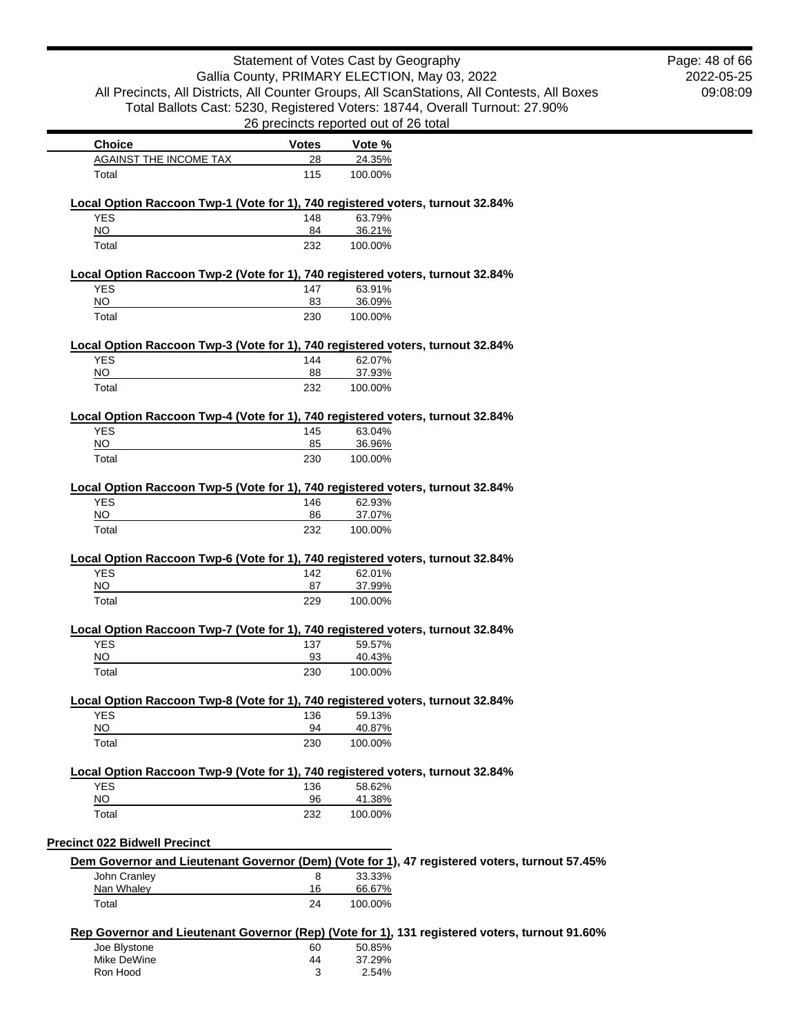| Choice | Votes | Vote % |
|---|---|---|
| AGAINST THE INCOME TAX | 28 | 24.35% |
| Total | 115 | 100.00% |

**Local Option Raccoon Twp-1 (Vote for 1), 740 registered voters, turnout 32.84%**

| Choice | Votes | Vote % |
|---|---|---|
| YES | 148 | 63.79% |
| NO | 84 | 36.21% |
| Total | 232 | 100.00% |

**Local Option Raccoon Twp-2 (Vote for 1), 740 registered voters, turnout 32.84%**

| Choice | Votes | Vote % |
|---|---|---|
| YES | 147 | 63.91% |
| NO | 83 | 36.09% |
| Total | 230 | 100.00% |

**Local Option Raccoon Twp-3 (Vote for 1), 740 registered voters, turnout 32.84%**

| Choice | Votes | Vote % |
|---|---|---|
| YES | 144 | 62.07% |
| NO | 88 | 37.93% |
| Total | 232 | 100.00% |

**Local Option Raccoon Twp-4 (Vote for 1), 740 registered voters, turnout 32.84%**

| Choice | Votes | Vote % |
|---|---|---|
| YES | 145 | 63.04% |
| NO | 85 | 36.96% |
| Total | 230 | 100.00% |

**Local Option Raccoon Twp-5 (Vote for 1), 740 registered voters, turnout 32.84%**

| Choice | Votes | Vote % |
|---|---|---|
| YES | 146 | 62.93% |
| NO | 86 | 37.07% |
| Total | 232 | 100.00% |

**Local Option Raccoon Twp-6 (Vote for 1), 740 registered voters, turnout 32.84%**

| Choice | Votes | Vote % |
|---|---|---|
| YES | 142 | 62.01% |
| NO | 87 | 37.99% |
| Total | 229 | 100.00% |

**Local Option Raccoon Twp-7 (Vote for 1), 740 registered voters, turnout 32.84%**

| Choice | Votes | Vote % |
|---|---|---|
| YES | 137 | 59.57% |
| NO | 93 | 40.43% |
| Total | 230 | 100.00% |

**Local Option Raccoon Twp-8 (Vote for 1), 740 registered voters, turnout 32.84%**

| Choice | Votes | Vote % |
|---|---|---|
| YES | 136 | 59.13% |
| NO | 94 | 40.87% |
| Total | 230 | 100.00% |

**Local Option Raccoon Twp-9 (Vote for 1), 740 registered voters, turnout 32.84%**

| Choice | Votes | Vote % |
|---|---|---|
| YES | 136 | 58.62% |
| NO | 96 | 41.38% |
| Total | 232 | 100.00% |

## Precinct 022 Bidwell Precinct

**Dem Governor and Lieutenant Governor (Dem) (Vote for 1), 47 registered voters, turnout 57.45%**

| Choice | Votes | Vote % |
|---|---|---|
| John Cranley | 8 | 33.33% |
| Nan Whaley | 16 | 66.67% |
| Total | 24 | 100.00% |

**Rep Governor and Lieutenant Governor (Rep) (Vote for 1), 131 registered voters, turnout 91.60%**

| Choice | Votes | Vote % |
|---|---|---|
| Joe Blystone | 60 | 50.85% |
| Mike DeWine | 44 | 37.29% |
| Ron Hood | 3 | 2.54% |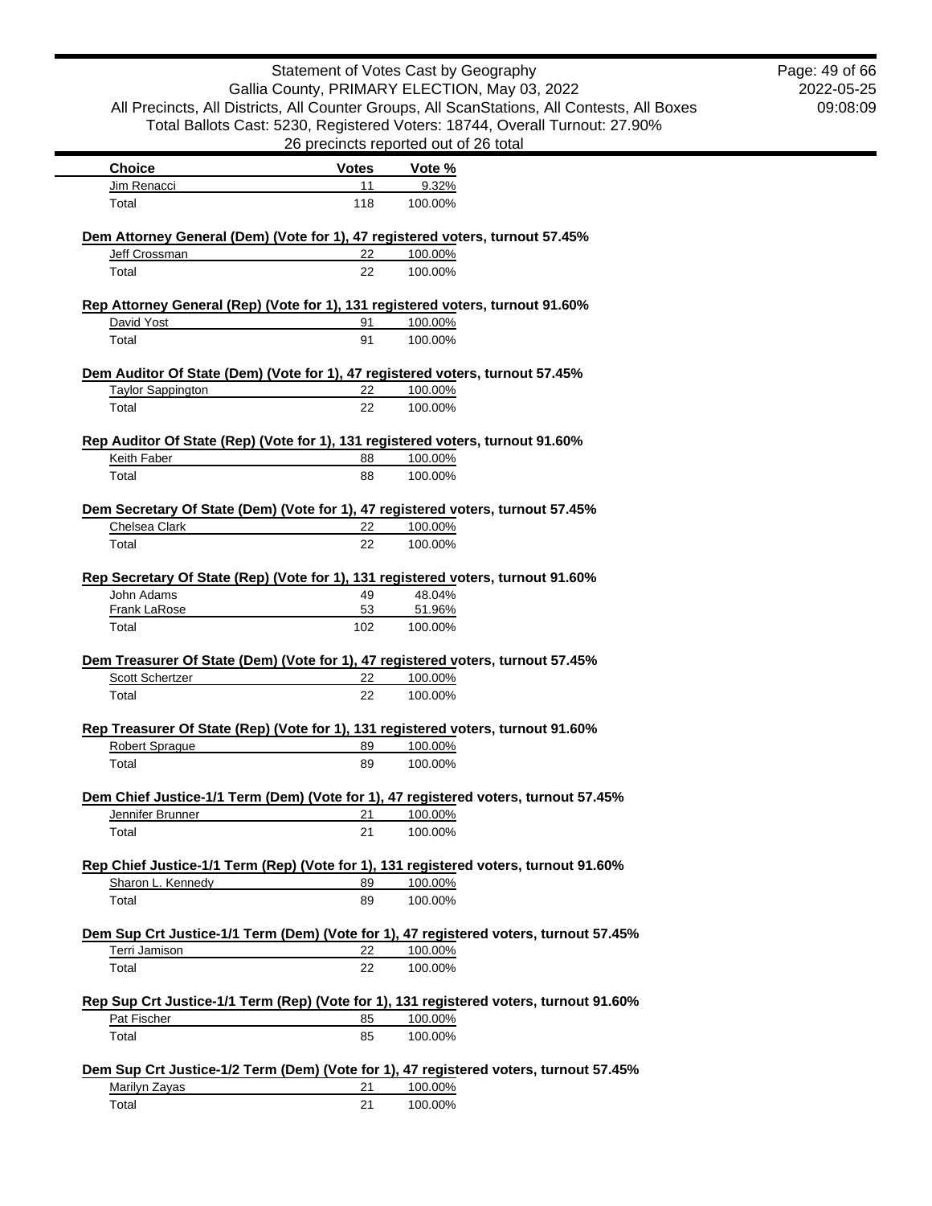Statement of Votes Cast by Geography
Gallia County, PRIMARY ELECTION, May 03, 2022
All Precincts, All Districts, All Counter Groups, All ScanStations, All Contests, All Boxes
Total Ballots Cast: 5230, Registered Voters: 18744, Overall Turnout: 27.90%
26 precincts reported out of 26 total

| Choice | Votes | Vote % |
| --- | --- | --- |
| Jim Renacci | 11 | 9.32% |
| Total | 118 | 100.00% |

**Dem Attorney General (Dem) (Vote for 1), 47 registered voters, turnout 57.45%**

| Choice | Votes | Vote % |
| --- | --- | --- |
| Jeff Crossman | 22 | 100.00% |
| Total | 22 | 100.00% |

**Rep Attorney General (Rep) (Vote for 1), 131 registered voters, turnout 91.60%**

| Choice | Votes | Vote % |
| --- | --- | --- |
| David Yost | 91 | 100.00% |
| Total | 91 | 100.00% |

**Dem Auditor Of State (Dem) (Vote for 1), 47 registered voters, turnout 57.45%**

| Choice | Votes | Vote % |
| --- | --- | --- |
| Taylor Sappington | 22 | 100.00% |
| Total | 22 | 100.00% |

**Rep Auditor Of State (Rep) (Vote for 1), 131 registered voters, turnout 91.60%**

| Choice | Votes | Vote % |
| --- | --- | --- |
| Keith Faber | 88 | 100.00% |
| Total | 88 | 100.00% |

**Dem Secretary Of State (Dem) (Vote for 1), 47 registered voters, turnout 57.45%**

| Choice | Votes | Vote % |
| --- | --- | --- |
| Chelsea Clark | 22 | 100.00% |
| Total | 22 | 100.00% |

**Rep Secretary Of State (Rep) (Vote for 1), 131 registered voters, turnout 91.60%**

| Choice | Votes | Vote % |
| --- | --- | --- |
| John Adams | 49 | 48.04% |
| Frank LaRose | 53 | 51.96% |
| Total | 102 | 100.00% |

**Dem Treasurer Of State (Dem) (Vote for 1), 47 registered voters, turnout 57.45%**

| Choice | Votes | Vote % |
| --- | --- | --- |
| Scott Schertzer | 22 | 100.00% |
| Total | 22 | 100.00% |

**Rep Treasurer Of State (Rep) (Vote for 1), 131 registered voters, turnout 91.60%**

| Choice | Votes | Vote % |
| --- | --- | --- |
| Robert Sprague | 89 | 100.00% |
| Total | 89 | 100.00% |

**Dem Chief Justice-1/1 Term (Dem) (Vote for 1), 47 registered voters, turnout 57.45%**

| Choice | Votes | Vote % |
| --- | --- | --- |
| Jennifer Brunner | 21 | 100.00% |
| Total | 21 | 100.00% |

**Rep Chief Justice-1/1 Term (Rep) (Vote for 1), 131 registered voters, turnout 91.60%**

| Choice | Votes | Vote % |
| --- | --- | --- |
| Sharon L. Kennedy | 89 | 100.00% |
| Total | 89 | 100.00% |

**Dem Sup Crt Justice-1/1 Term (Dem) (Vote for 1), 47 registered voters, turnout 57.45%**

| Choice | Votes | Vote % |
| --- | --- | --- |
| Terri Jamison | 22 | 100.00% |
| Total | 22 | 100.00% |

**Rep Sup Crt Justice-1/1 Term (Rep) (Vote for 1), 131 registered voters, turnout 91.60%**

| Choice | Votes | Vote % |
| --- | --- | --- |
| Pat Fischer | 85 | 100.00% |
| Total | 85 | 100.00% |

**Dem Sup Crt Justice-1/2 Term (Dem) (Vote for 1), 47 registered voters, turnout 57.45%**

| Choice | Votes | Vote % |
| --- | --- | --- |
| Marilyn Zayas | 21 | 100.00% |
| Total | 21 | 100.00% |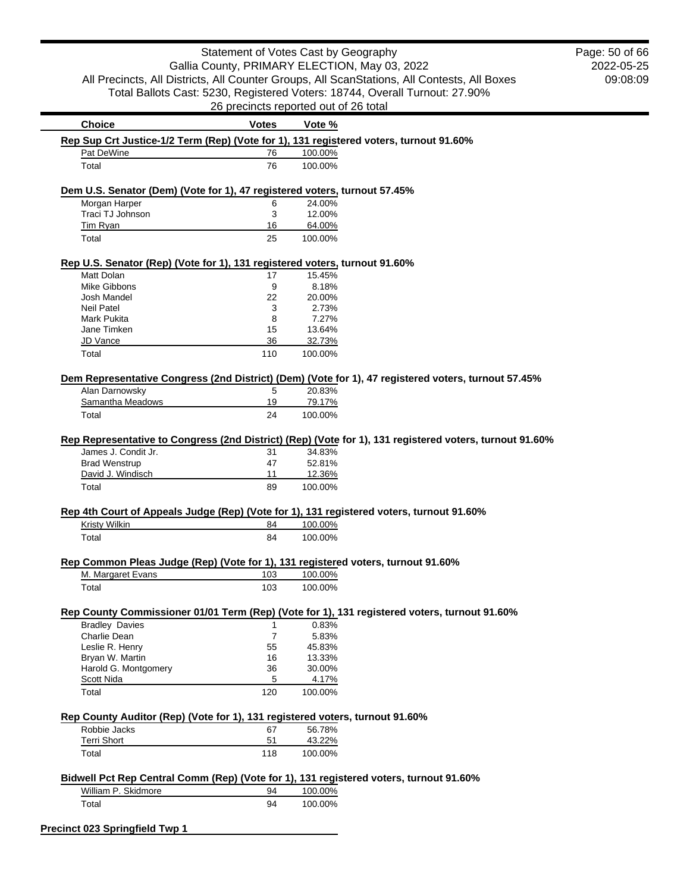Statement of Votes Cast by Geography
Gallia County, PRIMARY ELECTION, May 03, 2022
All Precincts, All Districts, All Counter Groups, All ScanStations, All Contests, All Boxes
Total Ballots Cast: 5230, Registered Voters: 18744, Overall Turnout: 27.90%
26 precincts reported out of 26 total

2022-05-25
09:08:09

| Choice | Votes | Vote % |
|---|---|---|

**Rep Sup Crt Justice-1/2 Term (Rep) (Vote for 1), 131 registered voters, turnout 91.60%**

| Choice | Votes | Vote % |
|---|---|---|
| Pat DeWine | 76 | 100.00% |
| Total | 76 | 100.00% |

**Dem U.S. Senator (Dem) (Vote for 1), 47 registered voters, turnout 57.45%**

| Choice | Votes | Vote % |
|---|---|---|
| Morgan Harper | 6 | 24.00% |
| Traci TJ Johnson | 3 | 12.00% |
| Tim Ryan | 16 | 64.00% |
| Total | 25 | 100.00% |

**Rep U.S. Senator (Rep) (Vote for 1), 131 registered voters, turnout 91.60%**

| Choice | Votes | Vote % |
|---|---|---|
| Matt Dolan | 17 | 15.45% |
| Mike Gibbons | 9 | 8.18% |
| Josh Mandel | 22 | 20.00% |
| Neil Patel | 3 | 2.73% |
| Mark Pukita | 8 | 7.27% |
| Jane Timken | 15 | 13.64% |
| JD Vance | 36 | 32.73% |
| Total | 110 | 100.00% |

**Dem Representative Congress (2nd District) (Dem) (Vote for 1), 47 registered voters, turnout 57.45%**

| Choice | Votes | Vote % |
|---|---|---|
| Alan Darnowsky | 5 | 20.83% |
| Samantha Meadows | 19 | 79.17% |
| Total | 24 | 100.00% |

**Rep Representative to Congress (2nd District) (Rep) (Vote for 1), 131 registered voters, turnout 91.60%**

| Choice | Votes | Vote % |
|---|---|---|
| James J. Condit Jr. | 31 | 34.83% |
| Brad Wenstrup | 47 | 52.81% |
| David J. Windisch | 11 | 12.36% |
| Total | 89 | 100.00% |

**Rep 4th Court of Appeals Judge (Rep) (Vote for 1), 131 registered voters, turnout 91.60%**

| Choice | Votes | Vote % |
|---|---|---|
| Kristy Wilkin | 84 | 100.00% |
| Total | 84 | 100.00% |

**Rep Common Pleas Judge (Rep) (Vote for 1), 131 registered voters, turnout 91.60%**

| Choice | Votes | Vote % |
|---|---|---|
| M. Margaret Evans | 103 | 100.00% |
| Total | 103 | 100.00% |

**Rep County Commissioner 01/01 Term (Rep) (Vote for 1), 131 registered voters, turnout 91.60%**

| Choice | Votes | Vote % |
|---|---|---|
| Bradley Davies | 1 | 0.83% |
| Charlie Dean | 7 | 5.83% |
| Leslie R. Henry | 55 | 45.83% |
| Bryan W. Martin | 16 | 13.33% |
| Harold G. Montgomery | 36 | 30.00% |
| Scott Nida | 5 | 4.17% |
| Total | 120 | 100.00% |

**Rep County Auditor (Rep) (Vote for 1), 131 registered voters, turnout 91.60%**

| Choice | Votes | Vote % |
|---|---|---|
| Robbie Jacks | 67 | 56.78% |
| Terri Short | 51 | 43.22% |
| Total | 118 | 100.00% |

**Bidwell Pct Rep Central Comm (Rep) (Vote for 1), 131 registered voters, turnout 91.60%**

| Choice | Votes | Vote % |
|---|---|---|
| William P. Skidmore | 94 | 100.00% |
| Total | 94 | 100.00% |

**Precinct 023 Springfield Twp 1**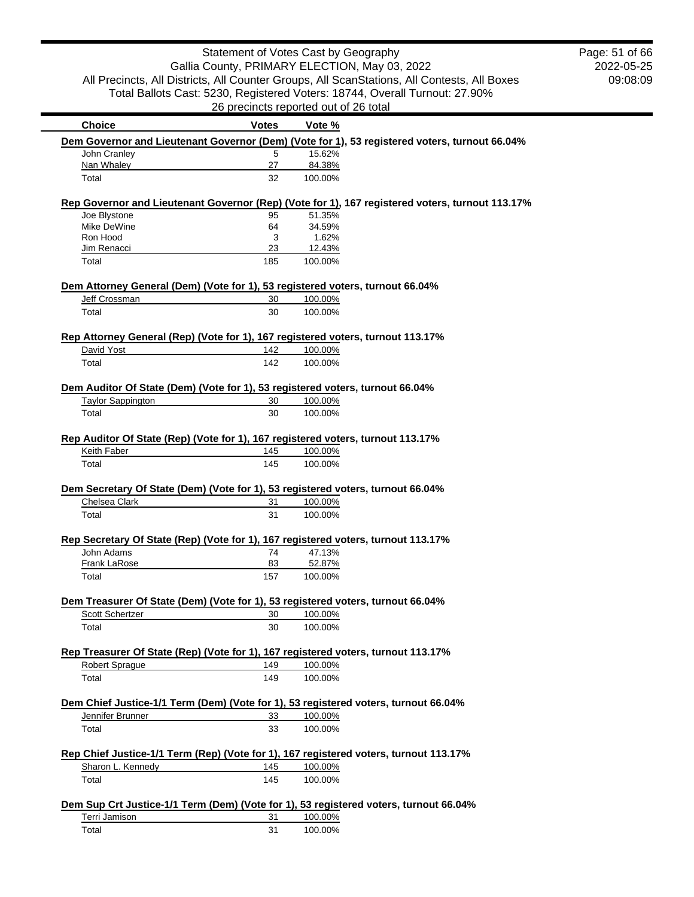Statement of Votes Cast by Geography
Gallia County, PRIMARY ELECTION, May 03, 2022
All Precincts, All Districts, All Counter Groups, All ScanStations, All Contests, All Boxes
Total Ballots Cast: 5230, Registered Voters: 18744, Overall Turnout: 27.90%
26 precincts reported out of 26 total

2022-05-25
09:08:09

| Choice | Votes | Vote % |
|---|---|---|

**Dem Governor and Lieutenant Governor (Dem) (Vote for 1), 53 registered voters, turnout 66.04%**

| Choice | Votes | Vote % |
|---|---|---|
| John Cranley | 5 | 15.62% |
| Nan Whaley | 27 | 84.38% |
| Total | 32 | 100.00% |

**Rep Governor and Lieutenant Governor (Rep) (Vote for 1), 167 registered voters, turnout 113.17%**

| Choice | Votes | Vote % |
|---|---|---|
| Joe Blystone | 95 | 51.35% |
| Mike DeWine | 64 | 34.59% |
| Ron Hood | 3 | 1.62% |
| Jim Renacci | 23 | 12.43% |
| Total | 185 | 100.00% |

**Dem Attorney General (Dem) (Vote for 1), 53 registered voters, turnout 66.04%**

| Choice | Votes | Vote % |
|---|---|---|
| Jeff Crossman | 30 | 100.00% |
| Total | 30 | 100.00% |

**Rep Attorney General (Rep) (Vote for 1), 167 registered voters, turnout 113.17%**

| Choice | Votes | Vote % |
|---|---|---|
| David Yost | 142 | 100.00% |
| Total | 142 | 100.00% |

**Dem Auditor Of State (Dem) (Vote for 1), 53 registered voters, turnout 66.04%**

| Choice | Votes | Vote % |
|---|---|---|
| Taylor Sappington | 30 | 100.00% |
| Total | 30 | 100.00% |

**Rep Auditor Of State (Rep) (Vote for 1), 167 registered voters, turnout 113.17%**

| Choice | Votes | Vote % |
|---|---|---|
| Keith Faber | 145 | 100.00% |
| Total | 145 | 100.00% |

**Dem Secretary Of State (Dem) (Vote for 1), 53 registered voters, turnout 66.04%**

| Choice | Votes | Vote % |
|---|---|---|
| Chelsea Clark | 31 | 100.00% |
| Total | 31 | 100.00% |

**Rep Secretary Of State (Rep) (Vote for 1), 167 registered voters, turnout 113.17%**

| Choice | Votes | Vote % |
|---|---|---|
| John Adams | 74 | 47.13% |
| Frank LaRose | 83 | 52.87% |
| Total | 157 | 100.00% |

**Dem Treasurer Of State (Dem) (Vote for 1), 53 registered voters, turnout 66.04%**

| Choice | Votes | Vote % |
|---|---|---|
| Scott Schertzer | 30 | 100.00% |
| Total | 30 | 100.00% |

**Rep Treasurer Of State (Rep) (Vote for 1), 167 registered voters, turnout 113.17%**

| Choice | Votes | Vote % |
|---|---|---|
| Robert Sprague | 149 | 100.00% |
| Total | 149 | 100.00% |

**Dem Chief Justice-1/1 Term (Dem) (Vote for 1), 53 registered voters, turnout 66.04%**

| Choice | Votes | Vote % |
|---|---|---|
| Jennifer Brunner | 33 | 100.00% |
| Total | 33 | 100.00% |

**Rep Chief Justice-1/1 Term (Rep) (Vote for 1), 167 registered voters, turnout 113.17%**

| Choice | Votes | Vote % |
|---|---|---|
| Sharon L. Kennedy | 145 | 100.00% |
| Total | 145 | 100.00% |

**Dem Sup Crt Justice-1/1 Term (Dem) (Vote for 1), 53 registered voters, turnout 66.04%**

| Choice | Votes | Vote % |
|---|---|---|
| Terri Jamison | 31 | 100.00% |
| Total | 31 | 100.00% |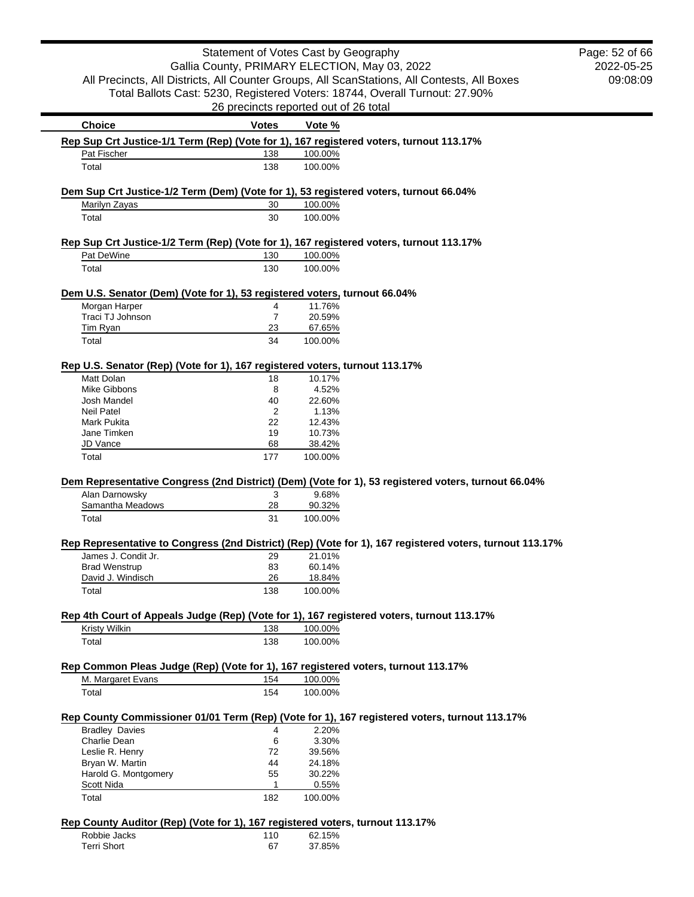Statement of Votes Cast by Geography
Gallia County, PRIMARY ELECTION, May 03, 2022
All Precincts, All Districts, All Counter Groups, All ScanStations, All Contests, All Boxes
Total Ballots Cast: 5230, Registered Voters: 18744, Overall Turnout: 27.90%
26 precincts reported out of 26 total

2022-05-25
09:08:09

**Rep Sup Crt Justice-1/1 Term (Rep) (Vote for 1), 167 registered voters, turnout 113.17%**

| Choice | Votes | Vote % |
|---|---|---|
| Pat Fischer | 138 | 100.00% |
| Total | 138 | 100.00% |

**Dem Sup Crt Justice-1/2 Term (Dem) (Vote for 1), 53 registered voters, turnout 66.04%**

| Choice | Votes | Vote % |
|---|---|---|
| Marilyn Zayas | 30 | 100.00% |
| Total | 30 | 100.00% |

**Rep Sup Crt Justice-1/2 Term (Rep) (Vote for 1), 167 registered voters, turnout 113.17%**

| Choice | Votes | Vote % |
|---|---|---|
| Pat DeWine | 130 | 100.00% |
| Total | 130 | 100.00% |

**Dem U.S. Senator (Dem) (Vote for 1), 53 registered voters, turnout 66.04%**

| Choice | Votes | Vote % |
|---|---|---|
| Morgan Harper | 4 | 11.76% |
| Traci TJ Johnson | 7 | 20.59% |
| Tim Ryan | 23 | 67.65% |
| Total | 34 | 100.00% |

**Rep U.S. Senator (Rep) (Vote for 1), 167 registered voters, turnout 113.17%**

| Choice | Votes | Vote % |
|---|---|---|
| Matt Dolan | 18 | 10.17% |
| Mike Gibbons | 8 | 4.52% |
| Josh Mandel | 40 | 22.60% |
| Neil Patel | 2 | 1.13% |
| Mark Pukita | 22 | 12.43% |
| Jane Timken | 19 | 10.73% |
| JD Vance | 68 | 38.42% |
| Total | 177 | 100.00% |

**Dem Representative Congress (2nd District) (Dem) (Vote for 1), 53 registered voters, turnout 66.04%**

| Choice | Votes | Vote % |
|---|---|---|
| Alan Darnowsky | 3 | 9.68% |
| Samantha Meadows | 28 | 90.32% |
| Total | 31 | 100.00% |

**Rep Representative to Congress (2nd District) (Rep) (Vote for 1), 167 registered voters, turnout 113.17%**

| Choice | Votes | Vote % |
|---|---|---|
| James J. Condit Jr. | 29 | 21.01% |
| Brad Wenstrup | 83 | 60.14% |
| David J. Windisch | 26 | 18.84% |
| Total | 138 | 100.00% |

**Rep 4th Court of Appeals Judge (Rep) (Vote for 1), 167 registered voters, turnout 113.17%**

| Choice | Votes | Vote % |
|---|---|---|
| Kristy Wilkin | 138 | 100.00% |
| Total | 138 | 100.00% |

**Rep Common Pleas Judge (Rep) (Vote for 1), 167 registered voters, turnout 113.17%**

| Choice | Votes | Vote % |
|---|---|---|
| M. Margaret Evans | 154 | 100.00% |
| Total | 154 | 100.00% |

**Rep County Commissioner 01/01 Term (Rep) (Vote for 1), 167 registered voters, turnout 113.17%**

| Choice | Votes | Vote % |
|---|---|---|
| Bradley Davies | 4 | 2.20% |
| Charlie Dean | 6 | 3.30% |
| Leslie R. Henry | 72 | 39.56% |
| Bryan W. Martin | 44 | 24.18% |
| Harold G. Montgomery | 55 | 30.22% |
| Scott Nida | 1 | 0.55% |
| Total | 182 | 100.00% |

**Rep County Auditor (Rep) (Vote for 1), 167 registered voters, turnout 113.17%**

| Choice | Votes | Vote % |
|---|---|---|
| Robbie Jacks | 110 | 62.15% |
| Terri Short | 67 | 37.85% |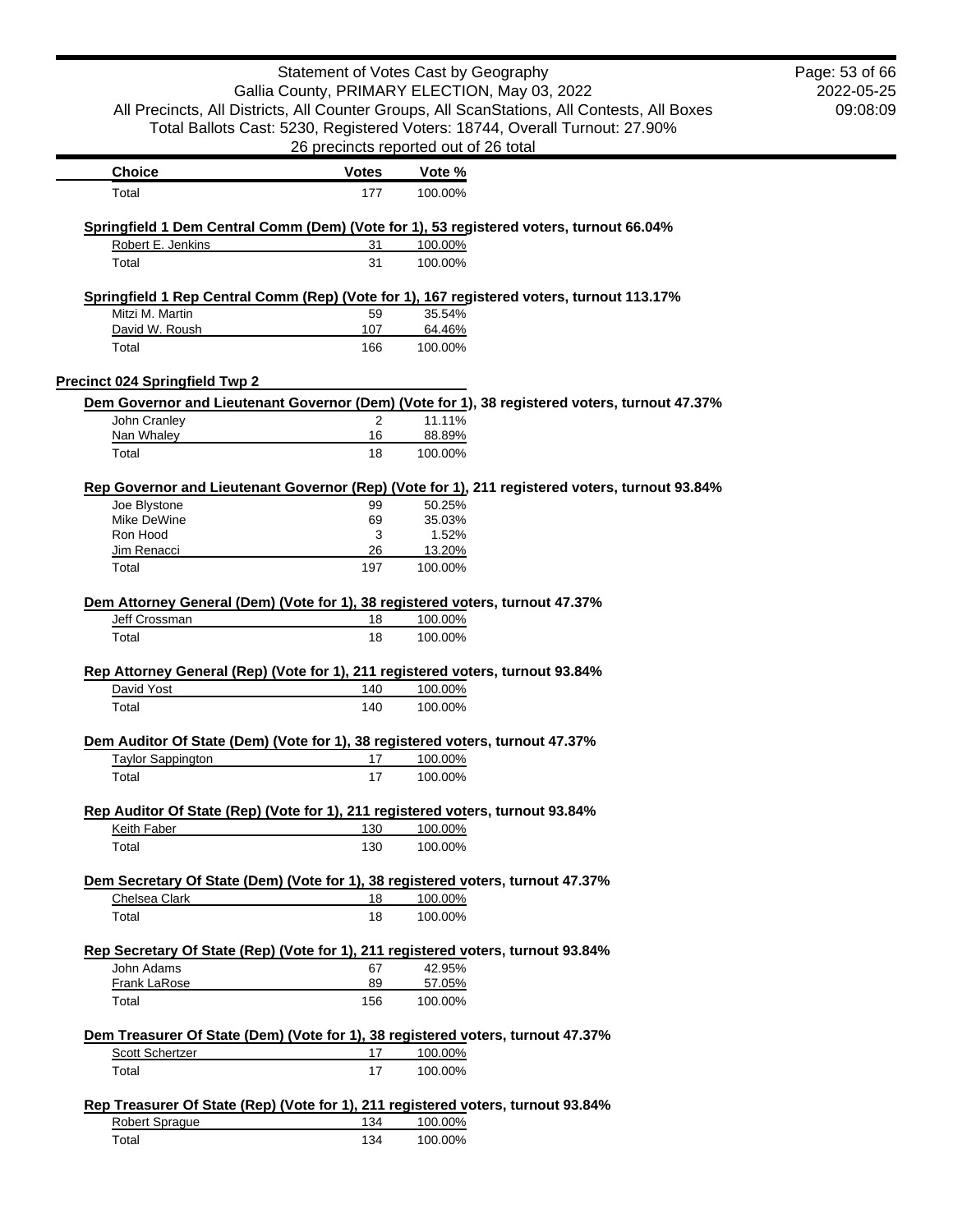| Choice | Votes | Vote % |
|---|---|---|
| Total | 177 | 100.00% |

**Springfield 1 Dem Central Comm (Dem) (Vote for 1), 53 registered voters, turnout 66.04%**

| Choice | Votes | Vote % |
|---|---|---|
| Robert E. Jenkins | 31 | 100.00% |
| Total | 31 | 100.00% |

**Springfield 1 Rep Central Comm (Rep) (Vote for 1), 167 registered voters, turnout 113.17%**

| Choice | Votes | Vote % |
|---|---|---|
| Mitzi M. Martin | 59 | 35.54% |
| David W. Roush | 107 | 64.46% |
| Total | 166 | 100.00% |

## Precinct 024 Springfield Twp 2

**Dem Governor and Lieutenant Governor (Dem) (Vote for 1), 38 registered voters, turnout 47.37%**

| Choice | Votes | Vote % |
|---|---|---|
| John Cranley | 2 | 11.11% |
| Nan Whaley | 16 | 88.89% |
| Total | 18 | 100.00% |

**Rep Governor and Lieutenant Governor (Rep) (Vote for 1), 211 registered voters, turnout 93.84%**

| Choice | Votes | Vote % |
|---|---|---|
| Joe Blystone | 99 | 50.25% |
| Mike DeWine | 69 | 35.03% |
| Ron Hood | 3 | 1.52% |
| Jim Renacci | 26 | 13.20% |
| Total | 197 | 100.00% |

**Dem Attorney General (Dem) (Vote for 1), 38 registered voters, turnout 47.37%**

| Choice | Votes | Vote % |
|---|---|---|
| Jeff Crossman | 18 | 100.00% |
| Total | 18 | 100.00% |

**Rep Attorney General (Rep) (Vote for 1), 211 registered voters, turnout 93.84%**

| Choice | Votes | Vote % |
|---|---|---|
| David Yost | 140 | 100.00% |
| Total | 140 | 100.00% |

**Dem Auditor Of State (Dem) (Vote for 1), 38 registered voters, turnout 47.37%**

| Choice | Votes | Vote % |
|---|---|---|
| Taylor Sappington | 17 | 100.00% |
| Total | 17 | 100.00% |

**Rep Auditor Of State (Rep) (Vote for 1), 211 registered voters, turnout 93.84%**

| Choice | Votes | Vote % |
|---|---|---|
| Keith Faber | 130 | 100.00% |
| Total | 130 | 100.00% |

**Dem Secretary Of State (Dem) (Vote for 1), 38 registered voters, turnout 47.37%**

| Choice | Votes | Vote % |
|---|---|---|
| Chelsea Clark | 18 | 100.00% |
| Total | 18 | 100.00% |

**Rep Secretary Of State (Rep) (Vote for 1), 211 registered voters, turnout 93.84%**

| Choice | Votes | Vote % |
|---|---|---|
| John Adams | 67 | 42.95% |
| Frank LaRose | 89 | 57.05% |
| Total | 156 | 100.00% |

**Dem Treasurer Of State (Dem) (Vote for 1), 38 registered voters, turnout 47.37%**

| Choice | Votes | Vote % |
|---|---|---|
| Scott Schertzer | 17 | 100.00% |
| Total | 17 | 100.00% |

**Rep Treasurer Of State (Rep) (Vote for 1), 211 registered voters, turnout 93.84%**

| Choice | Votes | Vote % |
|---|---|---|
| Robert Sprague | 134 | 100.00% |
| Total | 134 | 100.00% |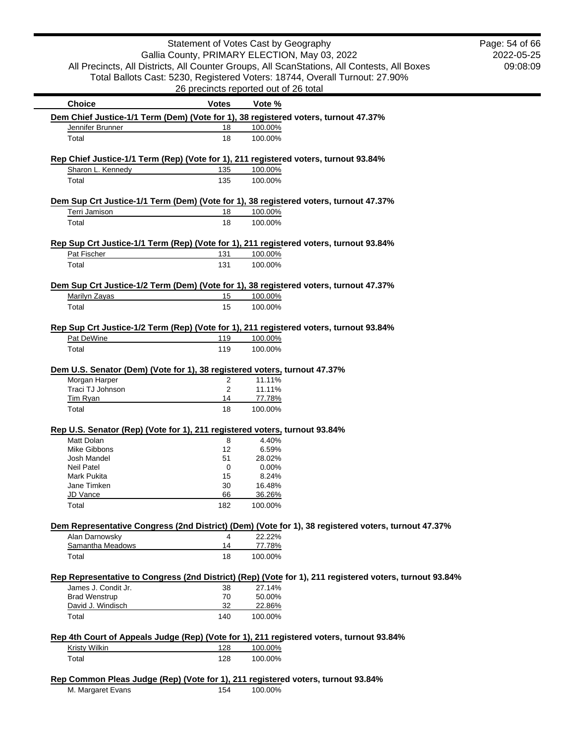Statement of Votes Cast by Geography
Gallia County, PRIMARY ELECTION, May 03, 2022
All Precincts, All Districts, All Counter Groups, All ScanStations, All Contests, All Boxes
Total Ballots Cast: 5230, Registered Voters: 18744, Overall Turnout: 27.90%
26 precincts reported out of 26 total

2022-05-25
09:08:09

| Choice | Votes | Vote % |
|---|---|---|

**Dem Chief Justice-1/1 Term (Dem) (Vote for 1), 38 registered voters, turnout 47.37%**

| Choice | Votes | Vote % |
|---|---|---|
| Jennifer Brunner | 18 | 100.00% |
| Total | 18 | 100.00% |

**Rep Chief Justice-1/1 Term (Rep) (Vote for 1), 211 registered voters, turnout 93.84%**

| Choice | Votes | Vote % |
|---|---|---|
| Sharon L. Kennedy | 135 | 100.00% |
| Total | 135 | 100.00% |

**Dem Sup Crt Justice-1/1 Term (Dem) (Vote for 1), 38 registered voters, turnout 47.37%**

| Choice | Votes | Vote % |
|---|---|---|
| Terri Jamison | 18 | 100.00% |
| Total | 18 | 100.00% |

**Rep Sup Crt Justice-1/1 Term (Rep) (Vote for 1), 211 registered voters, turnout 93.84%**

| Choice | Votes | Vote % |
|---|---|---|
| Pat Fischer | 131 | 100.00% |
| Total | 131 | 100.00% |

**Dem Sup Crt Justice-1/2 Term (Dem) (Vote for 1), 38 registered voters, turnout 47.37%**

| Choice | Votes | Vote % |
|---|---|---|
| Marilyn Zayas | 15 | 100.00% |
| Total | 15 | 100.00% |

**Rep Sup Crt Justice-1/2 Term (Rep) (Vote for 1), 211 registered voters, turnout 93.84%**

| Choice | Votes | Vote % |
|---|---|---|
| Pat DeWine | 119 | 100.00% |
| Total | 119 | 100.00% |

**Dem U.S. Senator (Dem) (Vote for 1), 38 registered voters, turnout 47.37%**

| Choice | Votes | Vote % |
|---|---|---|
| Morgan Harper | 2 | 11.11% |
| Traci TJ Johnson | 2 | 11.11% |
| Tim Ryan | 14 | 77.78% |
| Total | 18 | 100.00% |

**Rep U.S. Senator (Rep) (Vote for 1), 211 registered voters, turnout 93.84%**

| Choice | Votes | Vote % |
|---|---|---|
| Matt Dolan | 8 | 4.40% |
| Mike Gibbons | 12 | 6.59% |
| Josh Mandel | 51 | 28.02% |
| Neil Patel | 0 | 0.00% |
| Mark Pukita | 15 | 8.24% |
| Jane Timken | 30 | 16.48% |
| JD Vance | 66 | 36.26% |
| Total | 182 | 100.00% |

**Dem Representative Congress (2nd District) (Dem) (Vote for 1), 38 registered voters, turnout 47.37%**

| Choice | Votes | Vote % |
|---|---|---|
| Alan Darnowsky | 4 | 22.22% |
| Samantha Meadows | 14 | 77.78% |
| Total | 18 | 100.00% |

**Rep Representative to Congress (2nd District) (Rep) (Vote for 1), 211 registered voters, turnout 93.84%**

| Choice | Votes | Vote % |
|---|---|---|
| James J. Condit Jr. | 38 | 27.14% |
| Brad Wenstrup | 70 | 50.00% |
| David J. Windisch | 32 | 22.86% |
| Total | 140 | 100.00% |

**Rep 4th Court of Appeals Judge (Rep) (Vote for 1), 211 registered voters, turnout 93.84%**

| Choice | Votes | Vote % |
|---|---|---|
| Kristy Wilkin | 128 | 100.00% |
| Total | 128 | 100.00% |

**Rep Common Pleas Judge (Rep) (Vote for 1), 211 registered voters, turnout 93.84%**

| Choice | Votes | Vote % |
|---|---|---|
| M. Margaret Evans | 154 | 100.00% |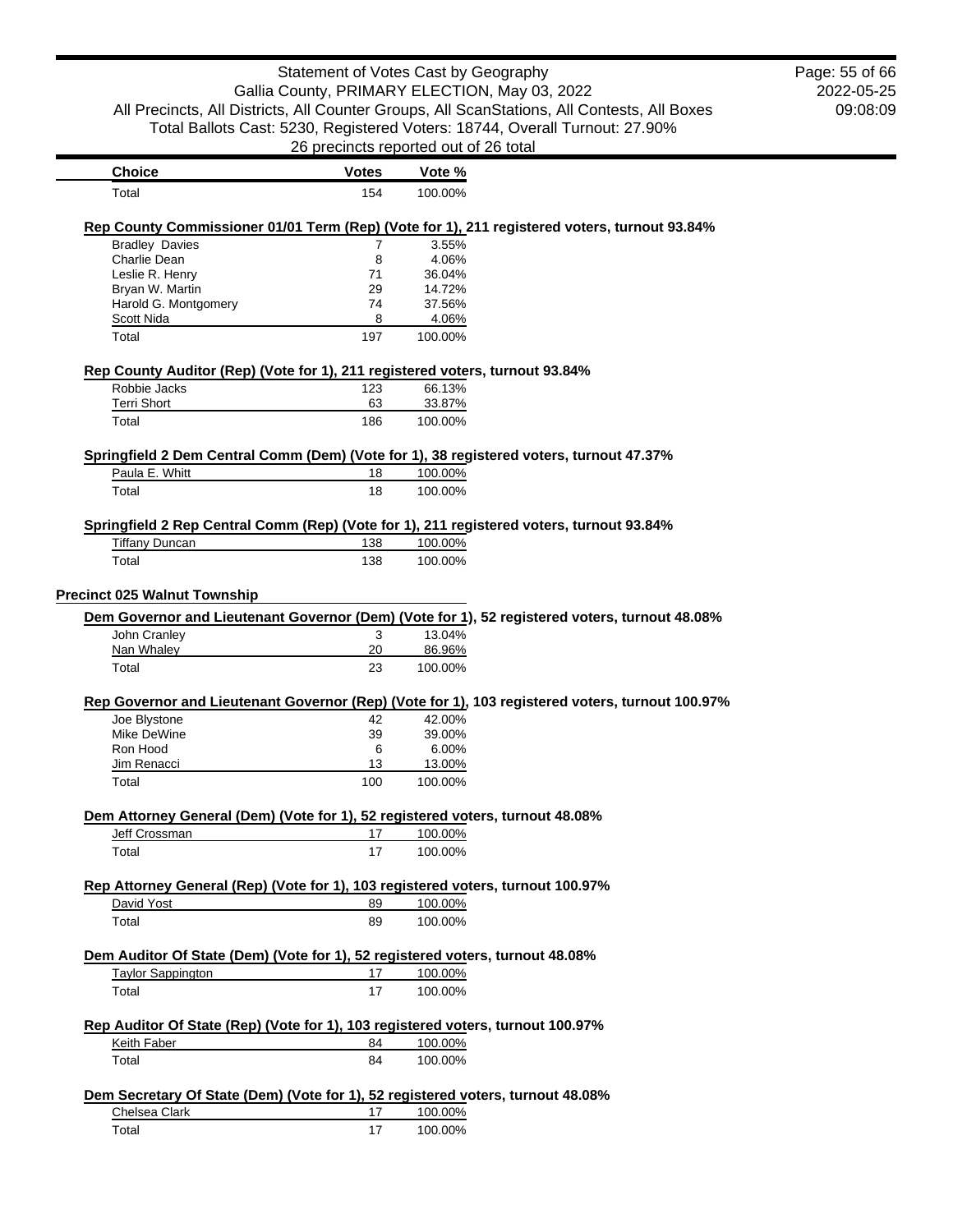| Choice | Votes | Vote % |
|---|---|---|
| Total | 154 | 100.00% |

**Rep County Commissioner 01/01 Term (Rep) (Vote for 1), 211 registered voters, turnout 93.84%**

| Choice | Votes | Vote % |
|---|---|---|
| Bradley Davies | 7 | 3.55% |
| Charlie Dean | 8 | 4.06% |
| Leslie R. Henry | 71 | 36.04% |
| Bryan W. Martin | 29 | 14.72% |
| Harold G. Montgomery | 74 | 37.56% |
| Scott Nida | 8 | 4.06% |
| Total | 197 | 100.00% |

**Rep County Auditor (Rep) (Vote for 1), 211 registered voters, turnout 93.84%**

| Choice | Votes | Vote % |
|---|---|---|
| Robbie Jacks | 123 | 66.13% |
| Terri Short | 63 | 33.87% |
| Total | 186 | 100.00% |

**Springfield 2 Dem Central Comm (Dem) (Vote for 1), 38 registered voters, turnout 47.37%**

| Choice | Votes | Vote % |
|---|---|---|
| Paula E. Whitt | 18 | 100.00% |
| Total | 18 | 100.00% |

**Springfield 2 Rep Central Comm (Rep) (Vote for 1), 211 registered voters, turnout 93.84%**

| Choice | Votes | Vote % |
|---|---|---|
| Tiffany Duncan | 138 | 100.00% |
| Total | 138 | 100.00% |

## Precinct 025 Walnut Township

**Dem Governor and Lieutenant Governor (Dem) (Vote for 1), 52 registered voters, turnout 48.08%**

| Choice | Votes | Vote % |
|---|---|---|
| John Cranley | 3 | 13.04% |
| Nan Whaley | 20 | 86.96% |
| Total | 23 | 100.00% |

**Rep Governor and Lieutenant Governor (Rep) (Vote for 1), 103 registered voters, turnout 100.97%**

| Choice | Votes | Vote % |
|---|---|---|
| Joe Blystone | 42 | 42.00% |
| Mike DeWine | 39 | 39.00% |
| Ron Hood | 6 | 6.00% |
| Jim Renacci | 13 | 13.00% |
| Total | 100 | 100.00% |

**Dem Attorney General (Dem) (Vote for 1), 52 registered voters, turnout 48.08%**

| Choice | Votes | Vote % |
|---|---|---|
| Jeff Crossman | 17 | 100.00% |
| Total | 17 | 100.00% |

**Rep Attorney General (Rep) (Vote for 1), 103 registered voters, turnout 100.97%**

| Choice | Votes | Vote % |
|---|---|---|
| David Yost | 89 | 100.00% |
| Total | 89 | 100.00% |

**Dem Auditor Of State (Dem) (Vote for 1), 52 registered voters, turnout 48.08%**

| Choice | Votes | Vote % |
|---|---|---|
| Taylor Sappington | 17 | 100.00% |
| Total | 17 | 100.00% |

**Rep Auditor Of State (Rep) (Vote for 1), 103 registered voters, turnout 100.97%**

| Choice | Votes | Vote % |
|---|---|---|
| Keith Faber | 84 | 100.00% |
| Total | 84 | 100.00% |

**Dem Secretary Of State (Dem) (Vote for 1), 52 registered voters, turnout 48.08%**

| Choice | Votes | Vote % |
|---|---|---|
| Chelsea Clark | 17 | 100.00% |
| Total | 17 | 100.00% |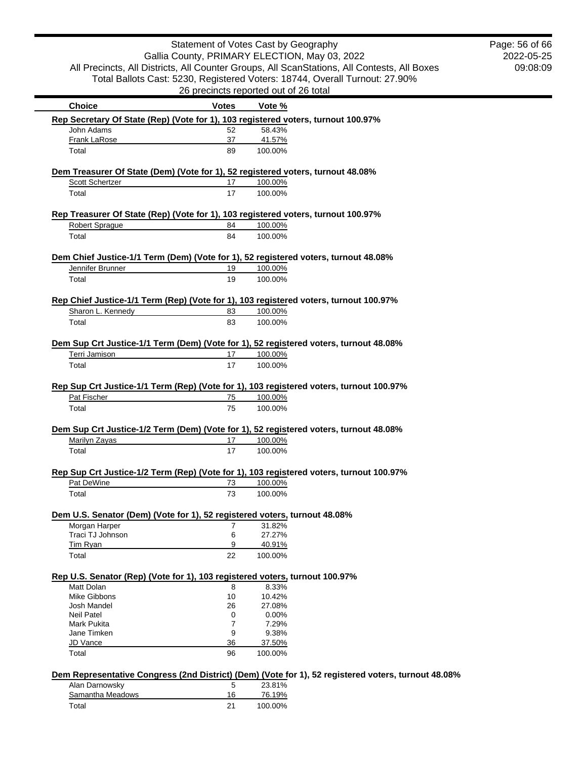Statement of Votes Cast by Geography
Gallia County, PRIMARY ELECTION, May 03, 2022
All Precincts, All Districts, All Counter Groups, All ScanStations, All Contests, All Boxes
Total Ballots Cast: 5230, Registered Voters: 18744, Overall Turnout: 27.90%
26 precincts reported out of 26 total

2022-05-25
09:08:09

| Choice | Votes | Vote % |
|---|---|---|
| **Rep Secretary Of State (Rep) (Vote for 1), 103 registered voters, turnout 100.97%** | | |
| John Adams | 52 | 58.43% |
| Frank LaRose | 37 | 41.57% |
| Total | 89 | 100.00% |
| **Dem Treasurer Of State (Dem) (Vote for 1), 52 registered voters, turnout 48.08%** | | |
| Scott Schertzer | 17 | 100.00% |
| Total | 17 | 100.00% |
| **Rep Treasurer Of State (Rep) (Vote for 1), 103 registered voters, turnout 100.97%** | | |
| Robert Sprague | 84 | 100.00% |
| Total | 84 | 100.00% |
| **Dem Chief Justice-1/1 Term (Dem) (Vote for 1), 52 registered voters, turnout 48.08%** | | |
| Jennifer Brunner | 19 | 100.00% |
| Total | 19 | 100.00% |
| **Rep Chief Justice-1/1 Term (Rep) (Vote for 1), 103 registered voters, turnout 100.97%** | | |
| Sharon L. Kennedy | 83 | 100.00% |
| Total | 83 | 100.00% |
| **Dem Sup Crt Justice-1/1 Term (Dem) (Vote for 1), 52 registered voters, turnout 48.08%** | | |
| Terri Jamison | 17 | 100.00% |
| Total | 17 | 100.00% |
| **Rep Sup Crt Justice-1/1 Term (Rep) (Vote for 1), 103 registered voters, turnout 100.97%** | | |
| Pat Fischer | 75 | 100.00% |
| Total | 75 | 100.00% |
| **Dem Sup Crt Justice-1/2 Term (Dem) (Vote for 1), 52 registered voters, turnout 48.08%** | | |
| Marilyn Zayas | 17 | 100.00% |
| Total | 17 | 100.00% |
| **Rep Sup Crt Justice-1/2 Term (Rep) (Vote for 1), 103 registered voters, turnout 100.97%** | | |
| Pat DeWine | 73 | 100.00% |
| Total | 73 | 100.00% |
| **Dem U.S. Senator (Dem) (Vote for 1), 52 registered voters, turnout 48.08%** | | |
| Morgan Harper | 7 | 31.82% |
| Traci TJ Johnson | 6 | 27.27% |
| Tim Ryan | 9 | 40.91% |
| Total | 22 | 100.00% |
| **Rep U.S. Senator (Rep) (Vote for 1), 103 registered voters, turnout 100.97%** | | |
| Matt Dolan | 8 | 8.33% |
| Mike Gibbons | 10 | 10.42% |
| Josh Mandel | 26 | 27.08% |
| Neil Patel | 0 | 0.00% |
| Mark Pukita | 7 | 7.29% |
| Jane Timken | 9 | 9.38% |
| JD Vance | 36 | 37.50% |
| Total | 96 | 100.00% |
| **Dem Representative Congress (2nd District) (Dem) (Vote for 1), 52 registered voters, turnout 48.08%** | | |
| Alan Darnowsky | 5 | 23.81% |
| Samantha Meadows | 16 | 76.19% |
| Total | 21 | 100.00% |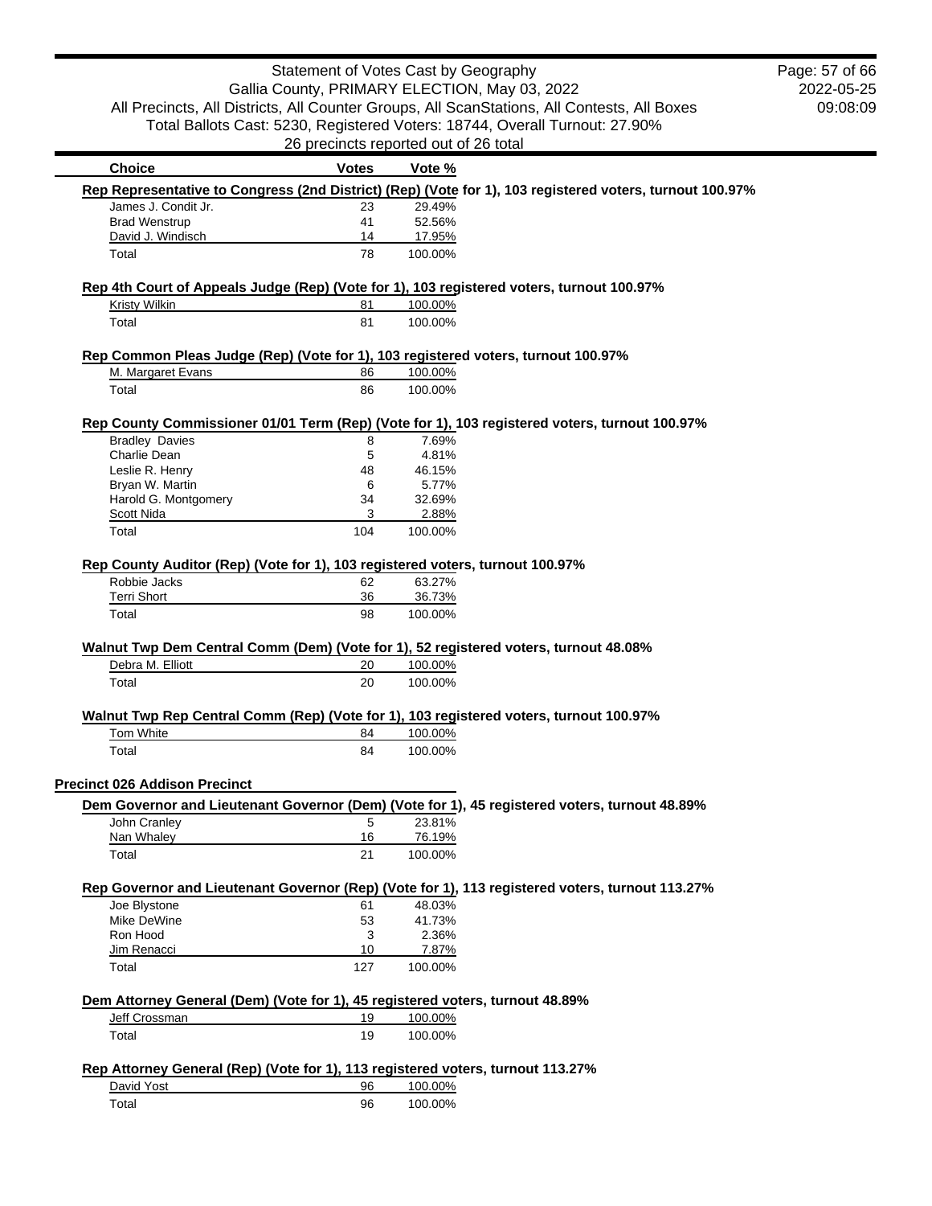# Statement of Votes Cast by Geography

Gallia County, PRIMARY ELECTION, May 03, 2022

All Precincts, All Districts, All Counter Groups, All ScanStations, All Contests, All Boxes

Total Ballots Cast: 5230, Registered Voters: 18744, Overall Turnout: 27.90%

26 precincts reported out of 26 total

| Choice | Votes | Vote % |
|---|---|---|

**Rep Representative to Congress (2nd District) (Rep) (Vote for 1), 103 registered voters, turnout 100.97%**

| Choice | Votes | Vote % |
|---|---|---|
| James J. Condit Jr. | 23 | 29.49% |
| Brad Wenstrup | 41 | 52.56% |
| David J. Windisch | 14 | 17.95% |
| Total | 78 | 100.00% |

**Rep 4th Court of Appeals Judge (Rep) (Vote for 1), 103 registered voters, turnout 100.97%**

| Choice | Votes | Vote % |
|---|---|---|
| Kristy Wilkin | 81 | 100.00% |
| Total | 81 | 100.00% |

**Rep Common Pleas Judge (Rep) (Vote for 1), 103 registered voters, turnout 100.97%**

| Choice | Votes | Vote % |
|---|---|---|
| M. Margaret Evans | 86 | 100.00% |
| Total | 86 | 100.00% |

**Rep County Commissioner 01/01 Term (Rep) (Vote for 1), 103 registered voters, turnout 100.97%**

| Choice | Votes | Vote % |
|---|---|---|
| Bradley Davies | 8 | 7.69% |
| Charlie Dean | 5 | 4.81% |
| Leslie R. Henry | 48 | 46.15% |
| Bryan W. Martin | 6 | 5.77% |
| Harold G. Montgomery | 34 | 32.69% |
| Scott Nida | 3 | 2.88% |
| Total | 104 | 100.00% |

**Rep County Auditor (Rep) (Vote for 1), 103 registered voters, turnout 100.97%**

| Choice | Votes | Vote % |
|---|---|---|
| Robbie Jacks | 62 | 63.27% |
| Terri Short | 36 | 36.73% |
| Total | 98 | 100.00% |

**Walnut Twp Dem Central Comm (Dem) (Vote for 1), 52 registered voters, turnout 48.08%**

| Choice | Votes | Vote % |
|---|---|---|
| Debra M. Elliott | 20 | 100.00% |
| Total | 20 | 100.00% |

**Walnut Twp Rep Central Comm (Rep) (Vote for 1), 103 registered voters, turnout 100.97%**

| Choice | Votes | Vote % |
|---|---|---|
| Tom White | 84 | 100.00% |
| Total | 84 | 100.00% |

## Precinct 026 Addison Precinct

**Dem Governor and Lieutenant Governor (Dem) (Vote for 1), 45 registered voters, turnout 48.89%**

| Choice | Votes | Vote % |
|---|---|---|
| John Cranley | 5 | 23.81% |
| Nan Whaley | 16 | 76.19% |
| Total | 21 | 100.00% |

**Rep Governor and Lieutenant Governor (Rep) (Vote for 1), 113 registered voters, turnout 113.27%**

| Choice | Votes | Vote % |
|---|---|---|
| Joe Blystone | 61 | 48.03% |
| Mike DeWine | 53 | 41.73% |
| Ron Hood | 3 | 2.36% |
| Jim Renacci | 10 | 7.87% |
| Total | 127 | 100.00% |

**Dem Attorney General (Dem) (Vote for 1), 45 registered voters, turnout 48.89%**

| Choice | Votes | Vote % |
|---|---|---|
| Jeff Crossman | 19 | 100.00% |
| Total | 19 | 100.00% |

**Rep Attorney General (Rep) (Vote for 1), 113 registered voters, turnout 113.27%**

| Choice | Votes | Vote % |
|---|---|---|
| David Yost | 96 | 100.00% |
| Total | 96 | 100.00% |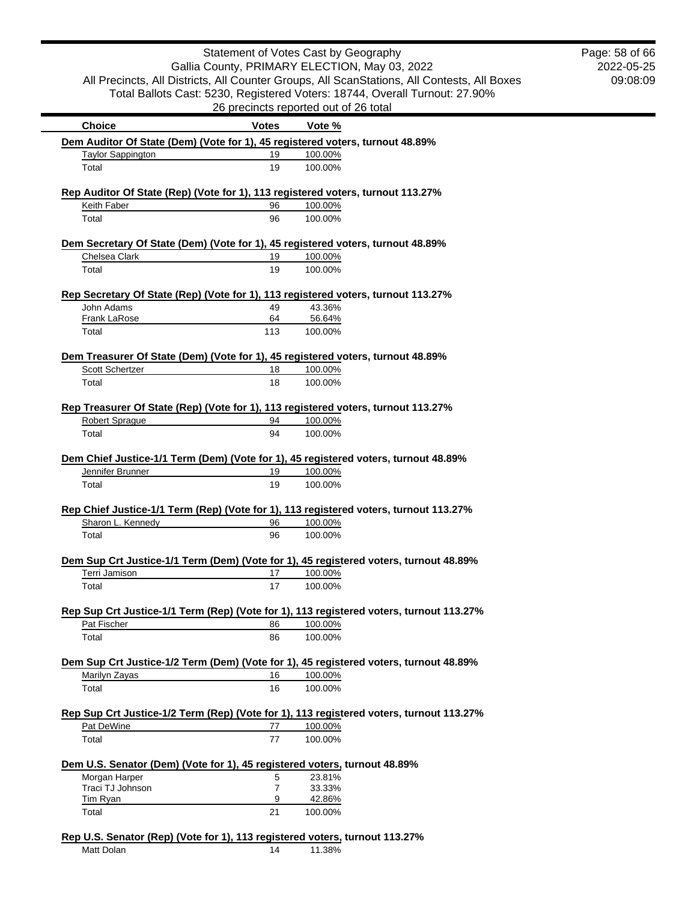Statement of Votes Cast by Geography
Gallia County, PRIMARY ELECTION, May 03, 2022
All Precincts, All Districts, All Counter Groups, All ScanStations, All Contests, All Boxes
Total Ballots Cast: 5230, Registered Voters: 18744, Overall Turnout: 27.90%
26 precincts reported out of 26 total

2022-05-25
09:08:09

**Dem Auditor Of State (Dem) (Vote for 1), 45 registered voters, turnout 48.89%**

| Choice | Votes | Vote % |
|---|---|---|
| Taylor Sappington | 19 | 100.00% |
| Total | 19 | 100.00% |

**Rep Auditor Of State (Rep) (Vote for 1), 113 registered voters, turnout 113.27%**

| Choice | Votes | Vote % |
|---|---|---|
| Keith Faber | 96 | 100.00% |
| Total | 96 | 100.00% |

**Dem Secretary Of State (Dem) (Vote for 1), 45 registered voters, turnout 48.89%**

| Choice | Votes | Vote % |
|---|---|---|
| Chelsea Clark | 19 | 100.00% |
| Total | 19 | 100.00% |

**Rep Secretary Of State (Rep) (Vote for 1), 113 registered voters, turnout 113.27%**

| Choice | Votes | Vote % |
|---|---|---|
| John Adams | 49 | 43.36% |
| Frank LaRose | 64 | 56.64% |
| Total | 113 | 100.00% |

**Dem Treasurer Of State (Dem) (Vote for 1), 45 registered voters, turnout 48.89%**

| Choice | Votes | Vote % |
|---|---|---|
| Scott Schertzer | 18 | 100.00% |
| Total | 18 | 100.00% |

**Rep Treasurer Of State (Rep) (Vote for 1), 113 registered voters, turnout 113.27%**

| Choice | Votes | Vote % |
|---|---|---|
| Robert Sprague | 94 | 100.00% |
| Total | 94 | 100.00% |

**Dem Chief Justice-1/1 Term (Dem) (Vote for 1), 45 registered voters, turnout 48.89%**

| Choice | Votes | Vote % |
|---|---|---|
| Jennifer Brunner | 19 | 100.00% |
| Total | 19 | 100.00% |

**Rep Chief Justice-1/1 Term (Rep) (Vote for 1), 113 registered voters, turnout 113.27%**

| Choice | Votes | Vote % |
|---|---|---|
| Sharon L. Kennedy | 96 | 100.00% |
| Total | 96 | 100.00% |

**Dem Sup Crt Justice-1/1 Term (Dem) (Vote for 1), 45 registered voters, turnout 48.89%**

| Choice | Votes | Vote % |
|---|---|---|
| Terri Jamison | 17 | 100.00% |
| Total | 17 | 100.00% |

**Rep Sup Crt Justice-1/1 Term (Rep) (Vote for 1), 113 registered voters, turnout 113.27%**

| Choice | Votes | Vote % |
|---|---|---|
| Pat Fischer | 86 | 100.00% |
| Total | 86 | 100.00% |

**Dem Sup Crt Justice-1/2 Term (Dem) (Vote for 1), 45 registered voters, turnout 48.89%**

| Choice | Votes | Vote % |
|---|---|---|
| Marilyn Zayas | 16 | 100.00% |
| Total | 16 | 100.00% |

**Rep Sup Crt Justice-1/2 Term (Rep) (Vote for 1), 113 registered voters, turnout 113.27%**

| Choice | Votes | Vote % |
|---|---|---|
| Pat DeWine | 77 | 100.00% |
| Total | 77 | 100.00% |

**Dem U.S. Senator (Dem) (Vote for 1), 45 registered voters, turnout 48.89%**

| Choice | Votes | Vote % |
|---|---|---|
| Morgan Harper | 5 | 23.81% |
| Traci TJ Johnson | 7 | 33.33% |
| Tim Ryan | 9 | 42.86% |
| Total | 21 | 100.00% |

**Rep U.S. Senator (Rep) (Vote for 1), 113 registered voters, turnout 113.27%**

| Choice | Votes | Vote % |
|---|---|---|
| Matt Dolan | 14 | 11.38% |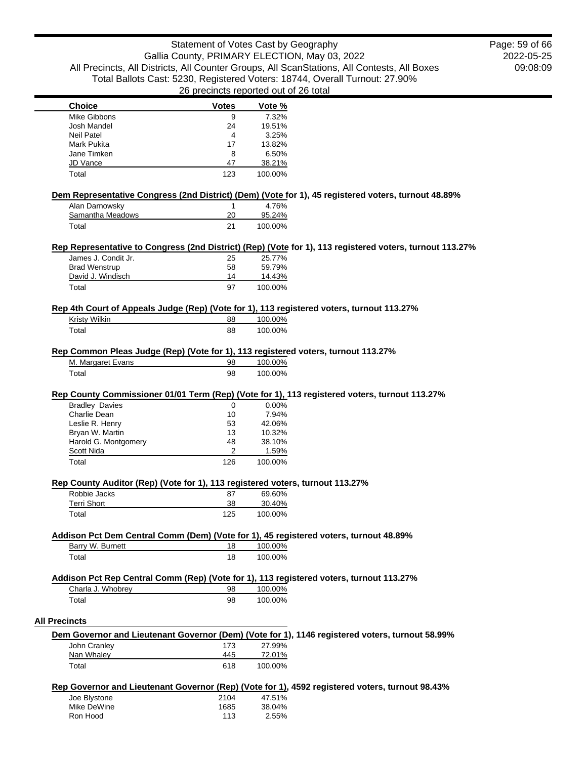| Choice | Votes | Vote % |
|---|---|---|
| Mike Gibbons | 9 | 7.32% |
| Josh Mandel | 24 | 19.51% |
| Neil Patel | 4 | 3.25% |
| Mark Pukita | 17 | 13.82% |
| Jane Timken | 8 | 6.50% |
| JD Vance | 47 | 38.21% |
| Total | 123 | 100.00% |

**Dem Representative Congress (2nd District) (Dem) (Vote for 1), 45 registered voters, turnout 48.89%**

| Choice | Votes | Vote % |
|---|---|---|
| Alan Darnowsky | 1 | 4.76% |
| Samantha Meadows | 20 | 95.24% |
| Total | 21 | 100.00% |

**Rep Representative to Congress (2nd District) (Rep) (Vote for 1), 113 registered voters, turnout 113.27%**

| Choice | Votes | Vote % |
|---|---|---|
| James J. Condit Jr. | 25 | 25.77% |
| Brad Wenstrup | 58 | 59.79% |
| David J. Windisch | 14 | 14.43% |
| Total | 97 | 100.00% |

**Rep 4th Court of Appeals Judge (Rep) (Vote for 1), 113 registered voters, turnout 113.27%**

| Choice | Votes | Vote % |
|---|---|---|
| Kristy Wilkin | 88 | 100.00% |
| Total | 88 | 100.00% |

**Rep Common Pleas Judge (Rep) (Vote for 1), 113 registered voters, turnout 113.27%**

| Choice | Votes | Vote % |
|---|---|---|
| M. Margaret Evans | 98 | 100.00% |
| Total | 98 | 100.00% |

**Rep County Commissioner 01/01 Term (Rep) (Vote for 1), 113 registered voters, turnout 113.27%**

| Choice | Votes | Vote % |
|---|---|---|
| Bradley Davies | 0 | 0.00% |
| Charlie Dean | 10 | 7.94% |
| Leslie R. Henry | 53 | 42.06% |
| Bryan W. Martin | 13 | 10.32% |
| Harold G. Montgomery | 48 | 38.10% |
| Scott Nida | 2 | 1.59% |
| Total | 126 | 100.00% |

**Rep County Auditor (Rep) (Vote for 1), 113 registered voters, turnout 113.27%**

| Choice | Votes | Vote % |
|---|---|---|
| Robbie Jacks | 87 | 69.60% |
| Terri Short | 38 | 30.40% |
| Total | 125 | 100.00% |

**Addison Pct Dem Central Comm (Dem) (Vote for 1), 45 registered voters, turnout 48.89%**

| Choice | Votes | Vote % |
|---|---|---|
| Barry W. Burnett | 18 | 100.00% |
| Total | 18 | 100.00% |

**Addison Pct Rep Central Comm (Rep) (Vote for 1), 113 registered voters, turnout 113.27%**

| Choice | Votes | Vote % |
|---|---|---|
| Charla J. Whobrey | 98 | 100.00% |
| Total | 98 | 100.00% |

## All Precincts

**Dem Governor and Lieutenant Governor (Dem) (Vote for 1), 1146 registered voters, turnout 58.99%**

| Choice | Votes | Vote % |
|---|---|---|
| John Cranley | 173 | 27.99% |
| Nan Whaley | 445 | 72.01% |
| Total | 618 | 100.00% |

**Rep Governor and Lieutenant Governor (Rep) (Vote for 1), 4592 registered voters, turnout 98.43%**

| Choice | Votes | Vote % |
|---|---|---|
| Joe Blystone | 2104 | 47.51% |
| Mike DeWine | 1685 | 38.04% |
| Ron Hood | 113 | 2.55% |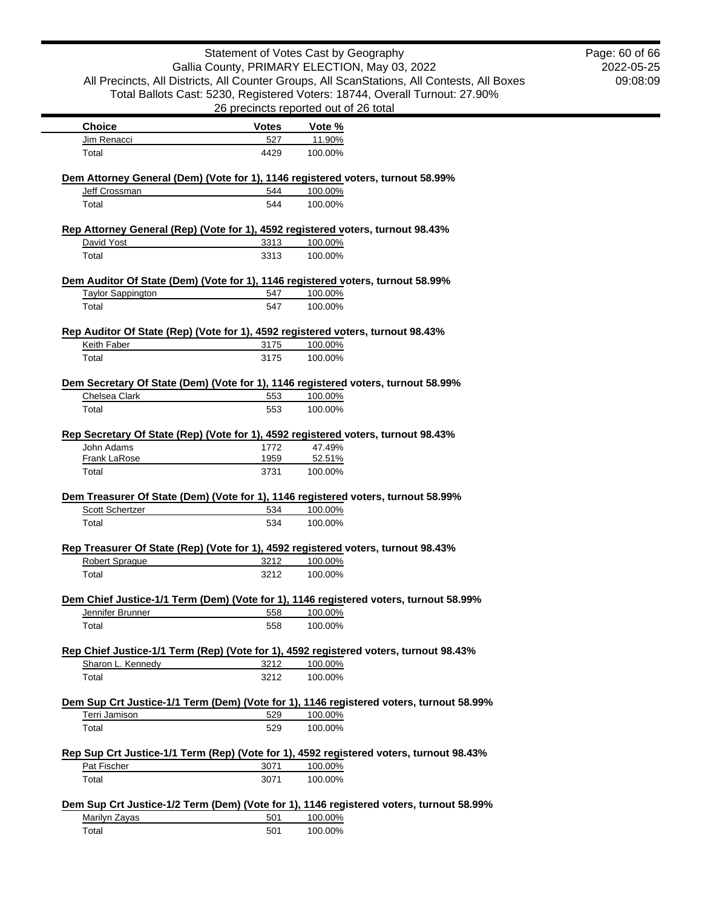| Choice | Votes | Vote % |
|---|---|---|
| Jim Renacci | 527 | 11.90% |
| Total | 4429 | 100.00% |

**Dem Attorney General (Dem) (Vote for 1), 1146 registered voters, turnout 58.99%**

| Choice | Votes | Vote % |
|---|---|---|
| Jeff Crossman | 544 | 100.00% |
| Total | 544 | 100.00% |

**Rep Attorney General (Rep) (Vote for 1), 4592 registered voters, turnout 98.43%**

| Choice | Votes | Vote % |
|---|---|---|
| David Yost | 3313 | 100.00% |
| Total | 3313 | 100.00% |

**Dem Auditor Of State (Dem) (Vote for 1), 1146 registered voters, turnout 58.99%**

| Choice | Votes | Vote % |
|---|---|---|
| Taylor Sappington | 547 | 100.00% |
| Total | 547 | 100.00% |

**Rep Auditor Of State (Rep) (Vote for 1), 4592 registered voters, turnout 98.43%**

| Choice | Votes | Vote % |
|---|---|---|
| Keith Faber | 3175 | 100.00% |
| Total | 3175 | 100.00% |

**Dem Secretary Of State (Dem) (Vote for 1), 1146 registered voters, turnout 58.99%**

| Choice | Votes | Vote % |
|---|---|---|
| Chelsea Clark | 553 | 100.00% |
| Total | 553 | 100.00% |

**Rep Secretary Of State (Rep) (Vote for 1), 4592 registered voters, turnout 98.43%**

| Choice | Votes | Vote % |
|---|---|---|
| John Adams | 1772 | 47.49% |
| Frank LaRose | 1959 | 52.51% |
| Total | 3731 | 100.00% |

**Dem Treasurer Of State (Dem) (Vote for 1), 1146 registered voters, turnout 58.99%**

| Choice | Votes | Vote % |
|---|---|---|
| Scott Schertzer | 534 | 100.00% |
| Total | 534 | 100.00% |

**Rep Treasurer Of State (Rep) (Vote for 1), 4592 registered voters, turnout 98.43%**

| Choice | Votes | Vote % |
|---|---|---|
| Robert Sprague | 3212 | 100.00% |
| Total | 3212 | 100.00% |

**Dem Chief Justice-1/1 Term (Dem) (Vote for 1), 1146 registered voters, turnout 58.99%**

| Choice | Votes | Vote % |
|---|---|---|
| Jennifer Brunner | 558 | 100.00% |
| Total | 558 | 100.00% |

**Rep Chief Justice-1/1 Term (Rep) (Vote for 1), 4592 registered voters, turnout 98.43%**

| Choice | Votes | Vote % |
|---|---|---|
| Sharon L. Kennedy | 3212 | 100.00% |
| Total | 3212 | 100.00% |

**Dem Sup Crt Justice-1/1 Term (Dem) (Vote for 1), 1146 registered voters, turnout 58.99%**

| Choice | Votes | Vote % |
|---|---|---|
| Terri Jamison | 529 | 100.00% |
| Total | 529 | 100.00% |

**Rep Sup Crt Justice-1/1 Term (Rep) (Vote for 1), 4592 registered voters, turnout 98.43%**

| Choice | Votes | Vote % |
|---|---|---|
| Pat Fischer | 3071 | 100.00% |
| Total | 3071 | 100.00% |

**Dem Sup Crt Justice-1/2 Term (Dem) (Vote for 1), 1146 registered voters, turnout 58.99%**

| Choice | Votes | Vote % |
|---|---|---|
| Marilyn Zayas | 501 | 100.00% |
| Total | 501 | 100.00% |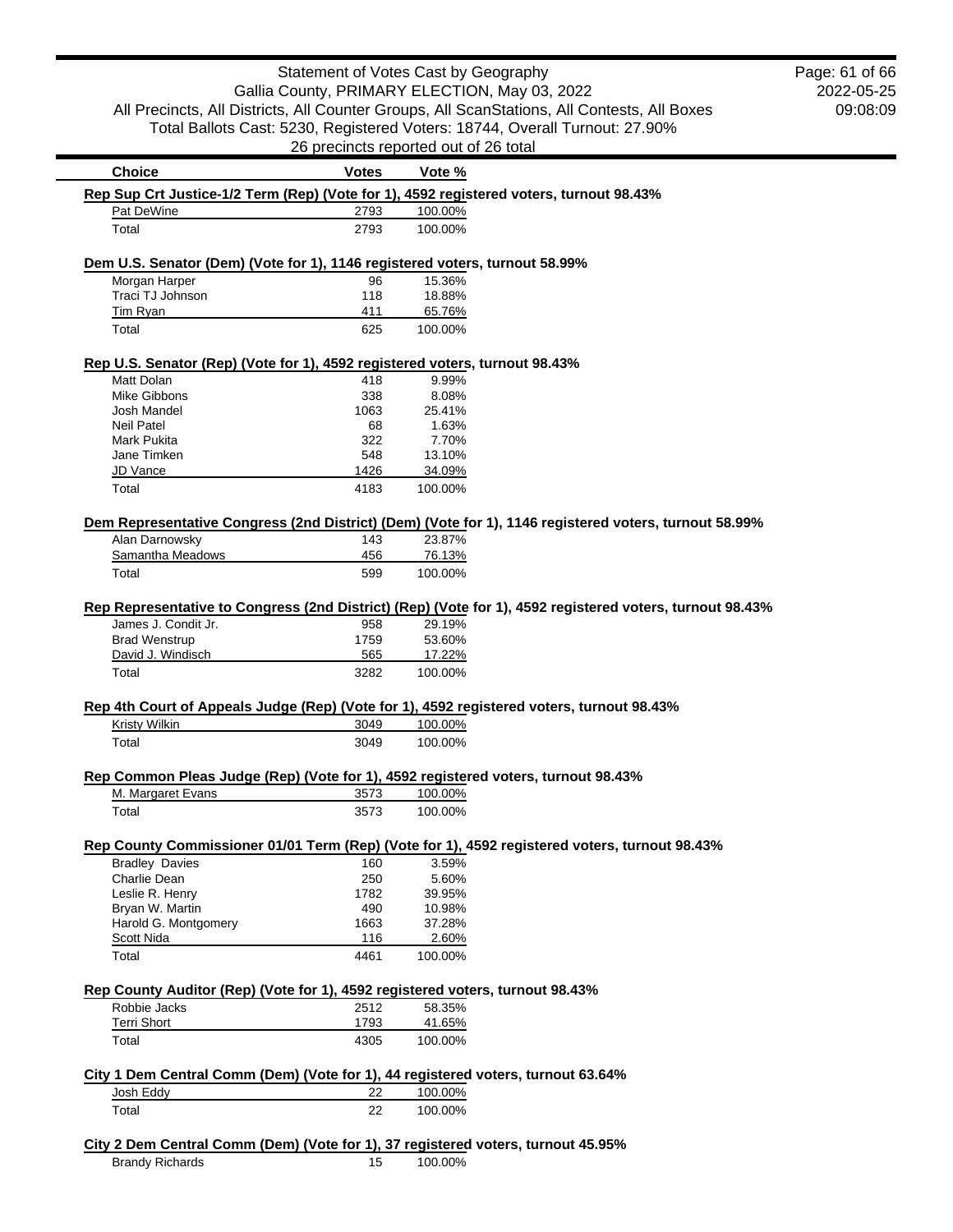Statement of Votes Cast by Geography
Gallia County, PRIMARY ELECTION, May 03, 2022
All Precincts, All Districts, All Counter Groups, All ScanStations, All Contests, All Boxes
Total Ballots Cast: 5230, Registered Voters: 18744, Overall Turnout: 27.90%
26 precincts reported out of 26 total

2022-05-25
09:08:09

### Rep Sup Crt Justice-1/2 Term (Rep) (Vote for 1), 4592 registered voters, turnout 98.43%

| Choice | Votes | Vote % |
|---|---|---|
| Pat DeWine | 2793 | 100.00% |
| Total | 2793 | 100.00% |

### Dem U.S. Senator (Dem) (Vote for 1), 1146 registered voters, turnout 58.99%

| Choice | Votes | Vote % |
|---|---|---|
| Morgan Harper | 96 | 15.36% |
| Traci TJ Johnson | 118 | 18.88% |
| Tim Ryan | 411 | 65.76% |
| Total | 625 | 100.00% |

### Rep U.S. Senator (Rep) (Vote for 1), 4592 registered voters, turnout 98.43%

| Choice | Votes | Vote % |
|---|---|---|
| Matt Dolan | 418 | 9.99% |
| Mike Gibbons | 338 | 8.08% |
| Josh Mandel | 1063 | 25.41% |
| Neil Patel | 68 | 1.63% |
| Mark Pukita | 322 | 7.70% |
| Jane Timken | 548 | 13.10% |
| JD Vance | 1426 | 34.09% |
| Total | 4183 | 100.00% |

### Dem Representative Congress (2nd District) (Dem) (Vote for 1), 1146 registered voters, turnout 58.99%

| Choice | Votes | Vote % |
|---|---|---|
| Alan Darnowsky | 143 | 23.87% |
| Samantha Meadows | 456 | 76.13% |
| Total | 599 | 100.00% |

### Rep Representative to Congress (2nd District) (Rep) (Vote for 1), 4592 registered voters, turnout 98.43%

| Choice | Votes | Vote % |
|---|---|---|
| James J. Condit Jr. | 958 | 29.19% |
| Brad Wenstrup | 1759 | 53.60% |
| David J. Windisch | 565 | 17.22% |
| Total | 3282 | 100.00% |

### Rep 4th Court of Appeals Judge (Rep) (Vote for 1), 4592 registered voters, turnout 98.43%

| Choice | Votes | Vote % |
|---|---|---|
| Kristy Wilkin | 3049 | 100.00% |
| Total | 3049 | 100.00% |

### Rep Common Pleas Judge (Rep) (Vote for 1), 4592 registered voters, turnout 98.43%

| Choice | Votes | Vote % |
|---|---|---|
| M. Margaret Evans | 3573 | 100.00% |
| Total | 3573 | 100.00% |

### Rep County Commissioner 01/01 Term (Rep) (Vote for 1), 4592 registered voters, turnout 98.43%

| Choice | Votes | Vote % |
|---|---|---|
| Bradley Davies | 160 | 3.59% |
| Charlie Dean | 250 | 5.60% |
| Leslie R. Henry | 1782 | 39.95% |
| Bryan W. Martin | 490 | 10.98% |
| Harold G. Montgomery | 1663 | 37.28% |
| Scott Nida | 116 | 2.60% |
| Total | 4461 | 100.00% |

### Rep County Auditor (Rep) (Vote for 1), 4592 registered voters, turnout 98.43%

| Choice | Votes | Vote % |
|---|---|---|
| Robbie Jacks | 2512 | 58.35% |
| Terri Short | 1793 | 41.65% |
| Total | 4305 | 100.00% |

### City 1 Dem Central Comm (Dem) (Vote for 1), 44 registered voters, turnout 63.64%

| Choice | Votes | Vote % |
|---|---|---|
| Josh Eddy | 22 | 100.00% |
| Total | 22 | 100.00% |

### City 2 Dem Central Comm (Dem) (Vote for 1), 37 registered voters, turnout 45.95%

| Choice | Votes | Vote % |
|---|---|---|
| Brandy Richards | 15 | 100.00% |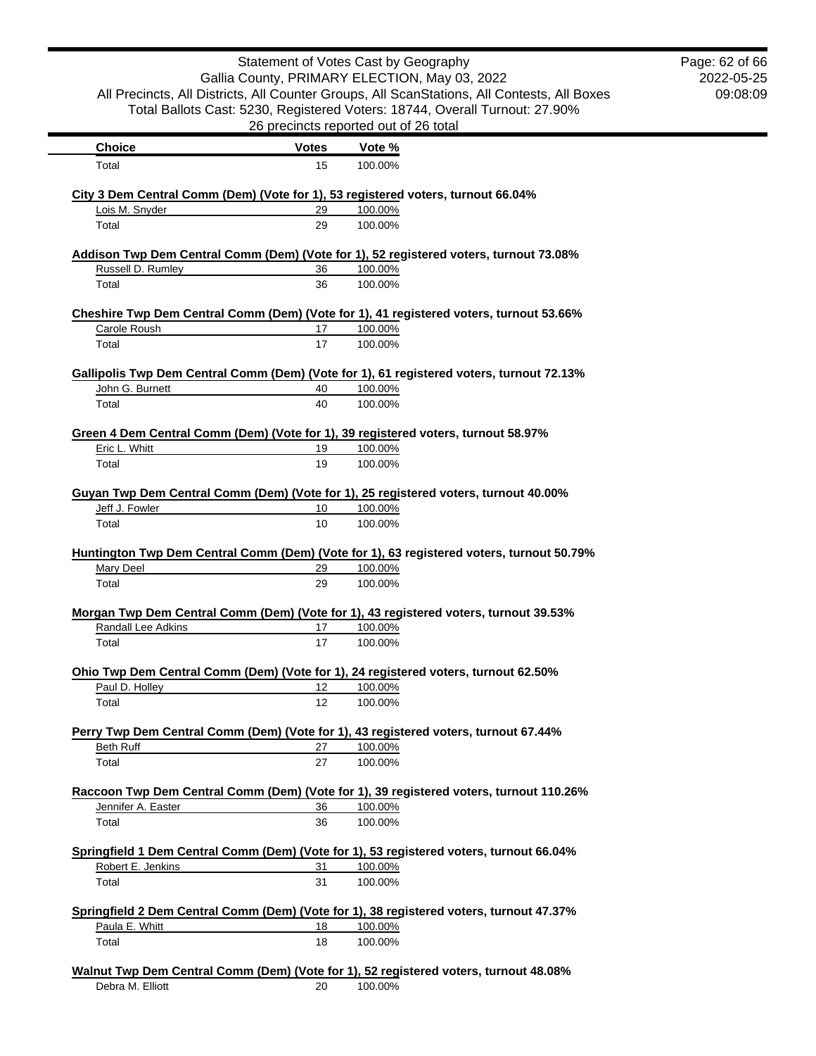| Choice | Votes | Vote % |
|---|---|---|
| Total | 15 | 100.00% |

**City 3 Dem Central Comm (Dem) (Vote for 1), 53 registered voters, turnout 66.04%**

| Choice | Votes | Vote % |
|---|---|---|
| Lois M. Snyder | 29 | 100.00% |
| Total | 29 | 100.00% |

**Addison Twp Dem Central Comm (Dem) (Vote for 1), 52 registered voters, turnout 73.08%**

| Choice | Votes | Vote % |
|---|---|---|
| Russell D. Rumley | 36 | 100.00% |
| Total | 36 | 100.00% |

**Cheshire Twp Dem Central Comm (Dem) (Vote for 1), 41 registered voters, turnout 53.66%**

| Choice | Votes | Vote % |
|---|---|---|
| Carole Roush | 17 | 100.00% |
| Total | 17 | 100.00% |

**Gallipolis Twp Dem Central Comm (Dem) (Vote for 1), 61 registered voters, turnout 72.13%**

| Choice | Votes | Vote % |
|---|---|---|
| John G. Burnett | 40 | 100.00% |
| Total | 40 | 100.00% |

**Green 4 Dem Central Comm (Dem) (Vote for 1), 39 registered voters, turnout 58.97%**

| Choice | Votes | Vote % |
|---|---|---|
| Eric L. Whitt | 19 | 100.00% |
| Total | 19 | 100.00% |

**Guyan Twp Dem Central Comm (Dem) (Vote for 1), 25 registered voters, turnout 40.00%**

| Choice | Votes | Vote % |
|---|---|---|
| Jeff J. Fowler | 10 | 100.00% |
| Total | 10 | 100.00% |

**Huntington Twp Dem Central Comm (Dem) (Vote for 1), 63 registered voters, turnout 50.79%**

| Choice | Votes | Vote % |
|---|---|---|
| Mary Deel | 29 | 100.00% |
| Total | 29 | 100.00% |

**Morgan Twp Dem Central Comm (Dem) (Vote for 1), 43 registered voters, turnout 39.53%**

| Choice | Votes | Vote % |
|---|---|---|
| Randall Lee Adkins | 17 | 100.00% |
| Total | 17 | 100.00% |

**Ohio Twp Dem Central Comm (Dem) (Vote for 1), 24 registered voters, turnout 62.50%**

| Choice | Votes | Vote % |
|---|---|---|
| Paul D. Holley | 12 | 100.00% |
| Total | 12 | 100.00% |

**Perry Twp Dem Central Comm (Dem) (Vote for 1), 43 registered voters, turnout 67.44%**

| Choice | Votes | Vote % |
|---|---|---|
| Beth Ruff | 27 | 100.00% |
| Total | 27 | 100.00% |

**Raccoon Twp Dem Central Comm (Dem) (Vote for 1), 39 registered voters, turnout 110.26%**

| Choice | Votes | Vote % |
|---|---|---|
| Jennifer A. Easter | 36 | 100.00% |
| Total | 36 | 100.00% |

**Springfield 1 Dem Central Comm (Dem) (Vote for 1), 53 registered voters, turnout 66.04%**

| Choice | Votes | Vote % |
|---|---|---|
| Robert E. Jenkins | 31 | 100.00% |
| Total | 31 | 100.00% |

**Springfield 2 Dem Central Comm (Dem) (Vote for 1), 38 registered voters, turnout 47.37%**

| Choice | Votes | Vote % |
|---|---|---|
| Paula E. Whitt | 18 | 100.00% |
| Total | 18 | 100.00% |

**Walnut Twp Dem Central Comm (Dem) (Vote for 1), 52 registered voters, turnout 48.08%**

| Choice | Votes | Vote % |
|---|---|---|
| Debra M. Elliott | 20 | 100.00% |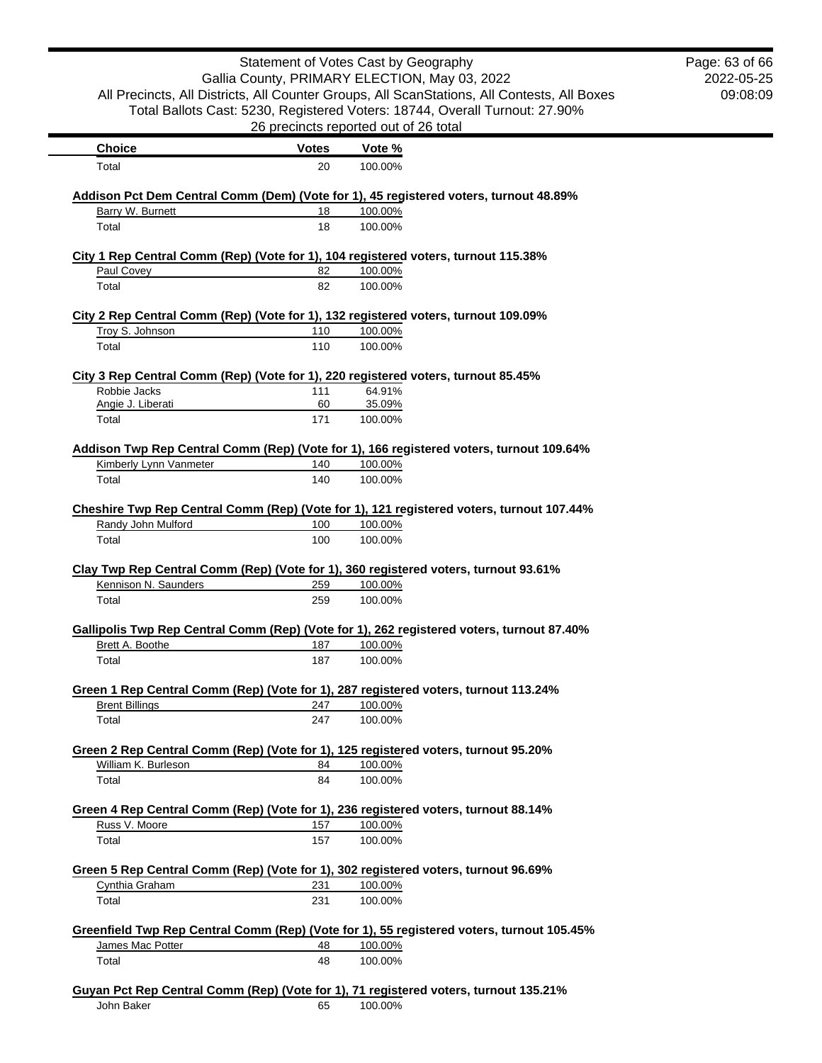| Choice | Votes | Vote % |
| --- | --- | --- |
| Total | 20 | 100.00% |

**Addison Pct Dem Central Comm (Dem) (Vote for 1), 45 registered voters, turnout 48.89%**

| Choice | Votes | Vote % |
| --- | --- | --- |
| Barry W. Burnett | 18 | 100.00% |
| Total | 18 | 100.00% |

**City 1 Rep Central Comm (Rep) (Vote for 1), 104 registered voters, turnout 115.38%**

| Choice | Votes | Vote % |
| --- | --- | --- |
| Paul Covey | 82 | 100.00% |
| Total | 82 | 100.00% |

**City 2 Rep Central Comm (Rep) (Vote for 1), 132 registered voters, turnout 109.09%**

| Choice | Votes | Vote % |
| --- | --- | --- |
| Troy S. Johnson | 110 | 100.00% |
| Total | 110 | 100.00% |

**City 3 Rep Central Comm (Rep) (Vote for 1), 220 registered voters, turnout 85.45%**

| Choice | Votes | Vote % |
| --- | --- | --- |
| Robbie Jacks | 111 | 64.91% |
| Angie J. Liberati | 60 | 35.09% |
| Total | 171 | 100.00% |

**Addison Twp Rep Central Comm (Rep) (Vote for 1), 166 registered voters, turnout 109.64%**

| Choice | Votes | Vote % |
| --- | --- | --- |
| Kimberly Lynn Vanmeter | 140 | 100.00% |
| Total | 140 | 100.00% |

**Cheshire Twp Rep Central Comm (Rep) (Vote for 1), 121 registered voters, turnout 107.44%**

| Choice | Votes | Vote % |
| --- | --- | --- |
| Randy John Mulford | 100 | 100.00% |
| Total | 100 | 100.00% |

**Clay Twp Rep Central Comm (Rep) (Vote for 1), 360 registered voters, turnout 93.61%**

| Choice | Votes | Vote % |
| --- | --- | --- |
| Kennison N. Saunders | 259 | 100.00% |
| Total | 259 | 100.00% |

**Gallipolis Twp Rep Central Comm (Rep) (Vote for 1), 262 registered voters, turnout 87.40%**

| Choice | Votes | Vote % |
| --- | --- | --- |
| Brett A. Boothe | 187 | 100.00% |
| Total | 187 | 100.00% |

**Green 1 Rep Central Comm (Rep) (Vote for 1), 287 registered voters, turnout 113.24%**

| Choice | Votes | Vote % |
| --- | --- | --- |
| Brent Billings | 247 | 100.00% |
| Total | 247 | 100.00% |

**Green 2 Rep Central Comm (Rep) (Vote for 1), 125 registered voters, turnout 95.20%**

| Choice | Votes | Vote % |
| --- | --- | --- |
| William K. Burleson | 84 | 100.00% |
| Total | 84 | 100.00% |

**Green 4 Rep Central Comm (Rep) (Vote for 1), 236 registered voters, turnout 88.14%**

| Choice | Votes | Vote % |
| --- | --- | --- |
| Russ V. Moore | 157 | 100.00% |
| Total | 157 | 100.00% |

**Green 5 Rep Central Comm (Rep) (Vote for 1), 302 registered voters, turnout 96.69%**

| Choice | Votes | Vote % |
| --- | --- | --- |
| Cynthia Graham | 231 | 100.00% |
| Total | 231 | 100.00% |

**Greenfield Twp Rep Central Comm (Rep) (Vote for 1), 55 registered voters, turnout 105.45%**

| Choice | Votes | Vote % |
| --- | --- | --- |
| James Mac Potter | 48 | 100.00% |
| Total | 48 | 100.00% |

**Guyan Pct Rep Central Comm (Rep) (Vote for 1), 71 registered voters, turnout 135.21%**

| Choice | Votes | Vote % |
| --- | --- | --- |
| John Baker | 65 | 100.00% |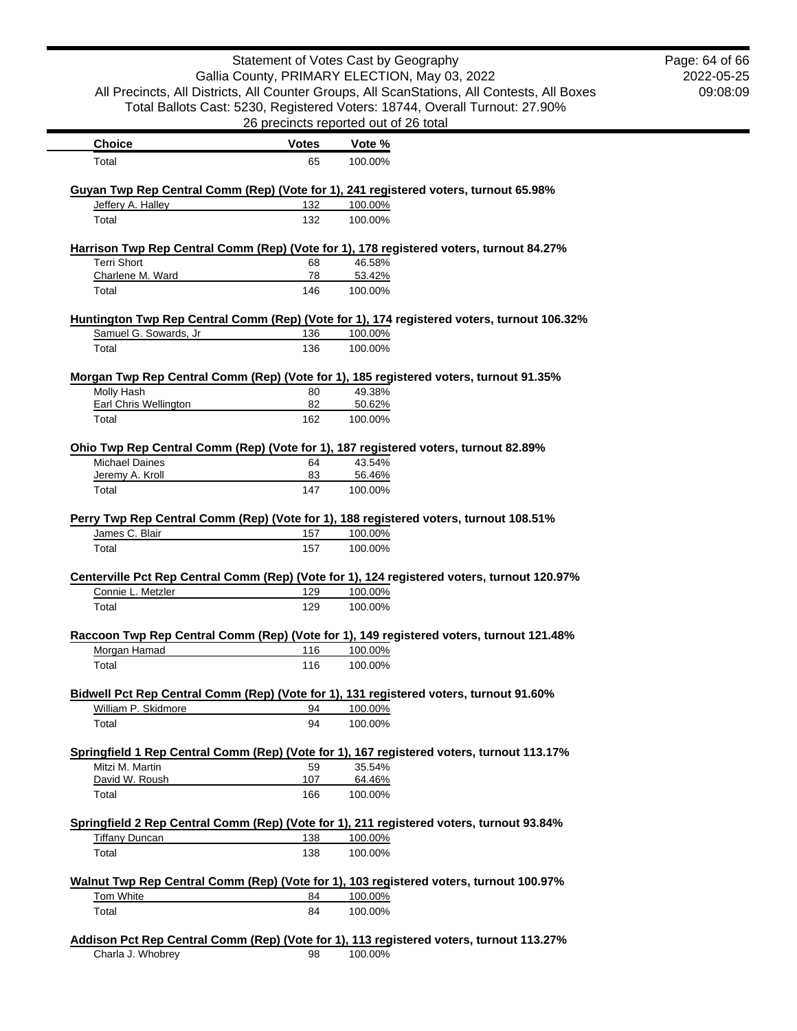Statement of Votes Cast by Geography
Gallia County, PRIMARY ELECTION, May 03, 2022
All Precincts, All Districts, All Counter Groups, All ScanStations, All Contests, All Boxes
Total Ballots Cast: 5230, Registered Voters: 18744, Overall Turnout: 27.90%
26 precincts reported out of 26 total

| Choice | Votes | Vote % |
|---|---|---|
| Total | 65 | 100.00% |

**Guyan Twp Rep Central Comm (Rep) (Vote for 1), 241 registered voters, turnout 65.98%**

| Choice | Votes | Vote % |
|---|---|---|
| Jeffery A. Halley | 132 | 100.00% |
| Total | 132 | 100.00% |

**Harrison Twp Rep Central Comm (Rep) (Vote for 1), 178 registered voters, turnout 84.27%**

| Choice | Votes | Vote % |
|---|---|---|
| Terri Short | 68 | 46.58% |
| Charlene M. Ward | 78 | 53.42% |
| Total | 146 | 100.00% |

**Huntington Twp Rep Central Comm (Rep) (Vote for 1), 174 registered voters, turnout 106.32%**

| Choice | Votes | Vote % |
|---|---|---|
| Samuel G. Sowards, Jr | 136 | 100.00% |
| Total | 136 | 100.00% |

**Morgan Twp Rep Central Comm (Rep) (Vote for 1), 185 registered voters, turnout 91.35%**

| Choice | Votes | Vote % |
|---|---|---|
| Molly Hash | 80 | 49.38% |
| Earl Chris Wellington | 82 | 50.62% |
| Total | 162 | 100.00% |

**Ohio Twp Rep Central Comm (Rep) (Vote for 1), 187 registered voters, turnout 82.89%**

| Choice | Votes | Vote % |
|---|---|---|
| Michael Daines | 64 | 43.54% |
| Jeremy A. Kroll | 83 | 56.46% |
| Total | 147 | 100.00% |

**Perry Twp Rep Central Comm (Rep) (Vote for 1), 188 registered voters, turnout 108.51%**

| Choice | Votes | Vote % |
|---|---|---|
| James C. Blair | 157 | 100.00% |
| Total | 157 | 100.00% |

**Centerville Pct Rep Central Comm (Rep) (Vote for 1), 124 registered voters, turnout 120.97%**

| Choice | Votes | Vote % |
|---|---|---|
| Connie L. Metzler | 129 | 100.00% |
| Total | 129 | 100.00% |

**Raccoon Twp Rep Central Comm (Rep) (Vote for 1), 149 registered voters, turnout 121.48%**

| Choice | Votes | Vote % |
|---|---|---|
| Morgan Hamad | 116 | 100.00% |
| Total | 116 | 100.00% |

**Bidwell Pct Rep Central Comm (Rep) (Vote for 1), 131 registered voters, turnout 91.60%**

| Choice | Votes | Vote % |
|---|---|---|
| William P. Skidmore | 94 | 100.00% |
| Total | 94 | 100.00% |

**Springfield 1 Rep Central Comm (Rep) (Vote for 1), 167 registered voters, turnout 113.17%**

| Choice | Votes | Vote % |
|---|---|---|
| Mitzi M. Martin | 59 | 35.54% |
| David W. Roush | 107 | 64.46% |
| Total | 166 | 100.00% |

**Springfield 2 Rep Central Comm (Rep) (Vote for 1), 211 registered voters, turnout 93.84%**

| Choice | Votes | Vote % |
|---|---|---|
| Tiffany Duncan | 138 | 100.00% |
| Total | 138 | 100.00% |

**Walnut Twp Rep Central Comm (Rep) (Vote for 1), 103 registered voters, turnout 100.97%**

| Choice | Votes | Vote % |
|---|---|---|
| Tom White | 84 | 100.00% |
| Total | 84 | 100.00% |

**Addison Pct Rep Central Comm (Rep) (Vote for 1), 113 registered voters, turnout 113.27%**

| Choice | Votes | Vote % |
|---|---|---|
| Charla J. Whobrey | 98 | 100.00% |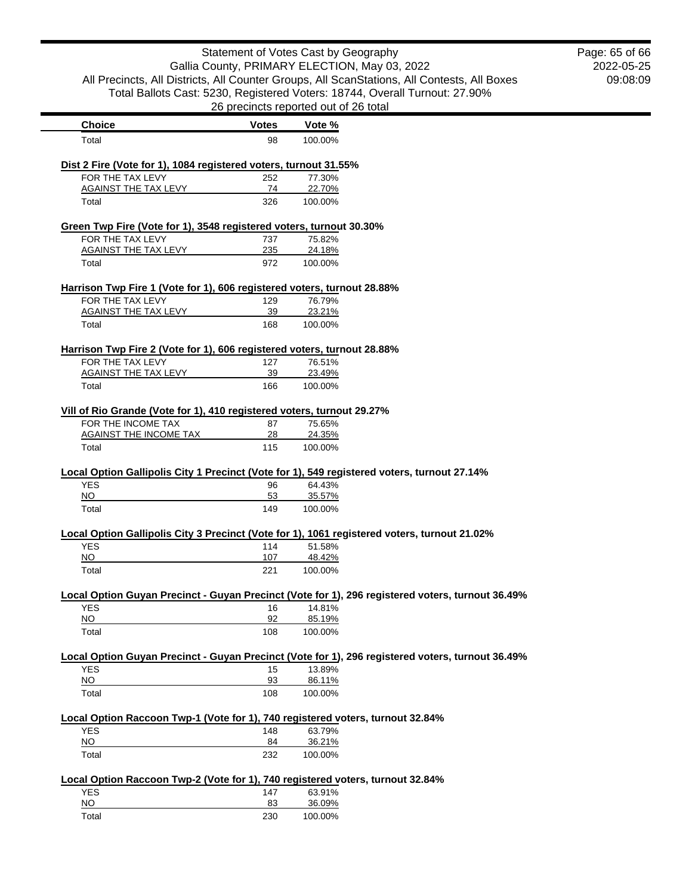| Choice | Votes | Vote % |
|---|---|---|
| Total | 98 | 100.00% |

**Dist 2 Fire (Vote for 1), 1084 registered voters, turnout 31.55%**

| Choice | Votes | Vote % |
|---|---|---|
| FOR THE TAX LEVY | 252 | 77.30% |
| AGAINST THE TAX LEVY | 74 | 22.70% |
| Total | 326 | 100.00% |

**Green Twp Fire (Vote for 1), 3548 registered voters, turnout 30.30%**

| Choice | Votes | Vote % |
|---|---|---|
| FOR THE TAX LEVY | 737 | 75.82% |
| AGAINST THE TAX LEVY | 235 | 24.18% |
| Total | 972 | 100.00% |

**Harrison Twp Fire 1 (Vote for 1), 606 registered voters, turnout 28.88%**

| Choice | Votes | Vote % |
|---|---|---|
| FOR THE TAX LEVY | 129 | 76.79% |
| AGAINST THE TAX LEVY | 39 | 23.21% |
| Total | 168 | 100.00% |

**Harrison Twp Fire 2 (Vote for 1), 606 registered voters, turnout 28.88%**

| Choice | Votes | Vote % |
|---|---|---|
| FOR THE TAX LEVY | 127 | 76.51% |
| AGAINST THE TAX LEVY | 39 | 23.49% |
| Total | 166 | 100.00% |

**Vill of Rio Grande (Vote for 1), 410 registered voters, turnout 29.27%**

| Choice | Votes | Vote % |
|---|---|---|
| FOR THE INCOME TAX | 87 | 75.65% |
| AGAINST THE INCOME TAX | 28 | 24.35% |
| Total | 115 | 100.00% |

**Local Option Gallipolis City 1 Precinct (Vote for 1), 549 registered voters, turnout 27.14%**

| Choice | Votes | Vote % |
|---|---|---|
| YES | 96 | 64.43% |
| NO | 53 | 35.57% |
| Total | 149 | 100.00% |

**Local Option Gallipolis City 3 Precinct (Vote for 1), 1061 registered voters, turnout 21.02%**

| Choice | Votes | Vote % |
|---|---|---|
| YES | 114 | 51.58% |
| NO | 107 | 48.42% |
| Total | 221 | 100.00% |

**Local Option Guyan Precinct - Guyan Precinct (Vote for 1), 296 registered voters, turnout 36.49%**

| Choice | Votes | Vote % |
|---|---|---|
| YES | 16 | 14.81% |
| NO | 92 | 85.19% |
| Total | 108 | 100.00% |

**Local Option Guyan Precinct - Guyan Precinct (Vote for 1), 296 registered voters, turnout 36.49%**

| Choice | Votes | Vote % |
|---|---|---|
| YES | 15 | 13.89% |
| NO | 93 | 86.11% |
| Total | 108 | 100.00% |

**Local Option Raccoon Twp-1 (Vote for 1), 740 registered voters, turnout 32.84%**

| Choice | Votes | Vote % |
|---|---|---|
| YES | 148 | 63.79% |
| NO | 84 | 36.21% |
| Total | 232 | 100.00% |

**Local Option Raccoon Twp-2 (Vote for 1), 740 registered voters, turnout 32.84%**

| Choice | Votes | Vote % |
|---|---|---|
| YES | 147 | 63.91% |
| NO | 83 | 36.09% |
| Total | 230 | 100.00% |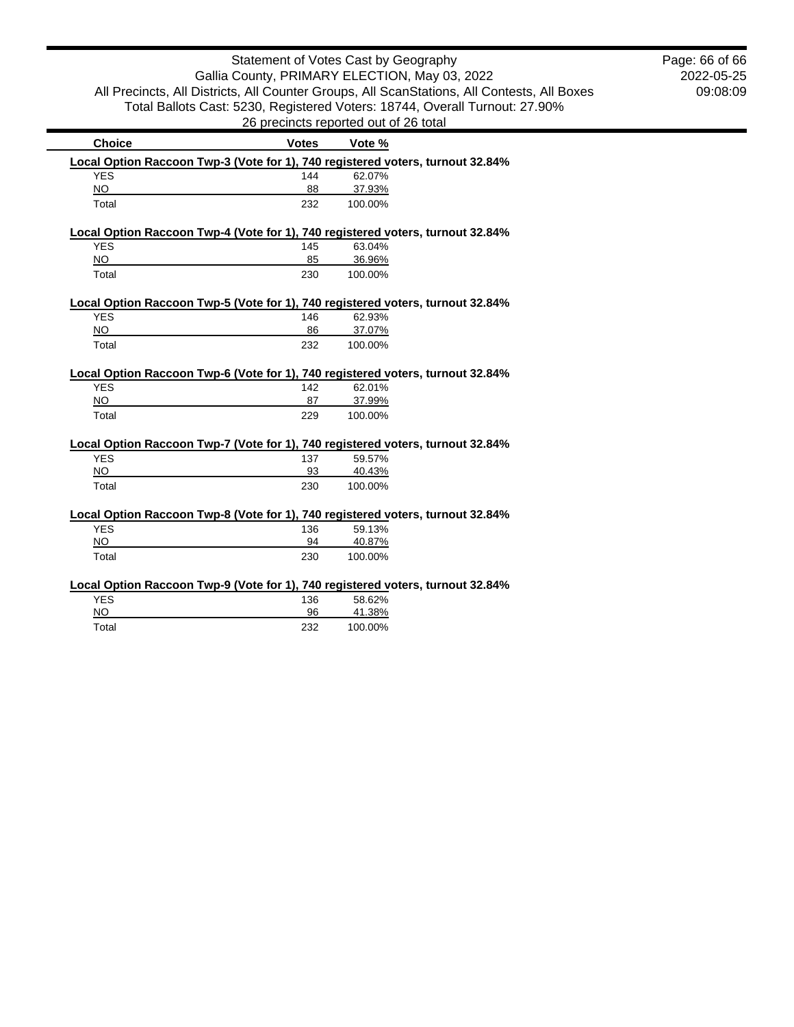# Statement of Votes Cast by Geography

Gallia County, PRIMARY ELECTION, May 03, 2022

All Precincts, All Districts, All Counter Groups, All ScanStations, All Contests, All Boxes

Total Ballots Cast: 5230, Registered Voters: 18744, Overall Turnout: 27.90%

26 precincts reported out of 26 total

2022-05-25
09:08:09

**Local Option Raccoon Twp-3 (Vote for 1), 740 registered voters, turnout 32.84%**

| Choice | Votes | Vote % |
|---|---|---|
| YES | 144 | 62.07% |
| NO | 88 | 37.93% |
| Total | 232 | 100.00% |

**Local Option Raccoon Twp-4 (Vote for 1), 740 registered voters, turnout 32.84%**

| Choice | Votes | Vote % |
|---|---|---|
| YES | 145 | 63.04% |
| NO | 85 | 36.96% |
| Total | 230 | 100.00% |

**Local Option Raccoon Twp-5 (Vote for 1), 740 registered voters, turnout 32.84%**

| Choice | Votes | Vote % |
|---|---|---|
| YES | 146 | 62.93% |
| NO | 86 | 37.07% |
| Total | 232 | 100.00% |

**Local Option Raccoon Twp-6 (Vote for 1), 740 registered voters, turnout 32.84%**

| Choice | Votes | Vote % |
|---|---|---|
| YES | 142 | 62.01% |
| NO | 87 | 37.99% |
| Total | 229 | 100.00% |

**Local Option Raccoon Twp-7 (Vote for 1), 740 registered voters, turnout 32.84%**

| Choice | Votes | Vote % |
|---|---|---|
| YES | 137 | 59.57% |
| NO | 93 | 40.43% |
| Total | 230 | 100.00% |

**Local Option Raccoon Twp-8 (Vote for 1), 740 registered voters, turnout 32.84%**

| Choice | Votes | Vote % |
|---|---|---|
| YES | 136 | 59.13% |
| NO | 94 | 40.87% |
| Total | 230 | 100.00% |

**Local Option Raccoon Twp-9 (Vote for 1), 740 registered voters, turnout 32.84%**

| Choice | Votes | Vote % |
|---|---|---|
| YES | 136 | 58.62% |
| NO | 96 | 41.38% |
| Total | 232 | 100.00% |